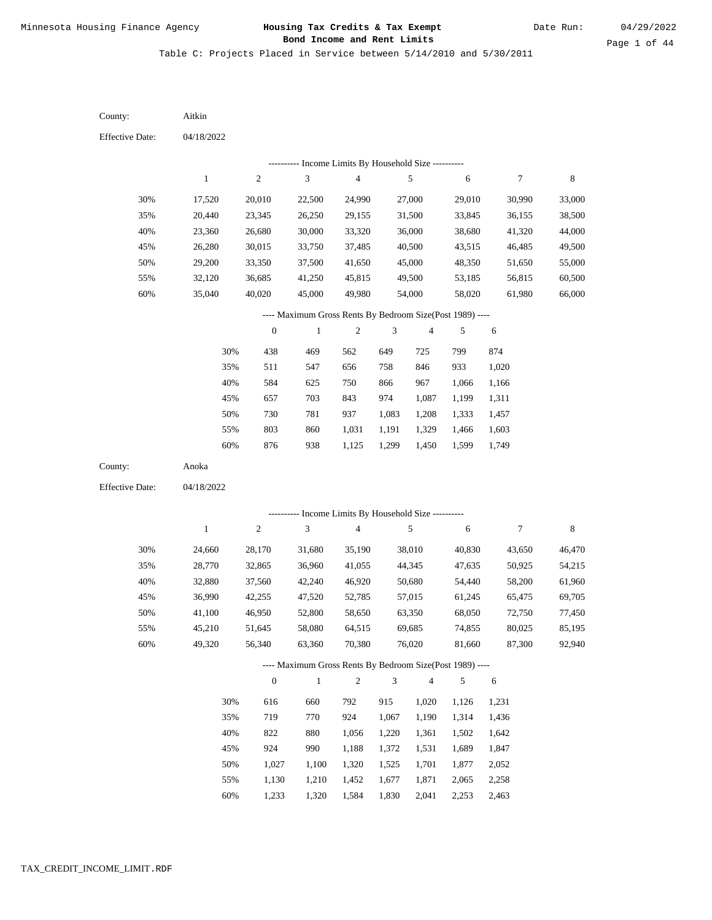Minnesota Housing Finance Agency

**Housing Tax Credits & Tax Exempt Bond Income and Rent Limits**

Date Run: 04/29/2022

Table C: Projects Placed in Service between 5/14/2010 and 5/30/2011

County: Aitkin

Effective Date: 04/18/2022

---------- Income Limits By Household Size ----------

| | 1 | 2 | 3 | 4 | 5 | 6 | 7 | 8 |
|---|---|---|---|---|---|---|---|---|
| 30% | 17,520 | 20,010 | 22,500 | 24,990 | 27,000 | 29,010 | 30,990 | 33,000 |
| 35% | 20,440 | 23,345 | 26,250 | 29,155 | 31,500 | 33,845 | 36,155 | 38,500 |
| 40% | 23,360 | 26,680 | 30,000 | 33,320 | 36,000 | 38,680 | 41,320 | 44,000 |
| 45% | 26,280 | 30,015 | 33,750 | 37,485 | 40,500 | 43,515 | 46,485 | 49,500 |
| 50% | 29,200 | 33,350 | 37,500 | 41,650 | 45,000 | 48,350 | 51,650 | 55,000 |
| 55% | 32,120 | 36,685 | 41,250 | 45,815 | 49,500 | 53,185 | 56,815 | 60,500 |
| 60% | 35,040 | 40,020 | 45,000 | 49,980 | 54,000 | 58,020 | 61,980 | 66,000 |

---- Maximum Gross Rents By Bedroom Size(Post 1989) ----

| | 0 | 1 | 2 | 3 | 4 | 5 | 6 |
|---|---|---|---|---|---|---|---|
| 30% | 438 | 469 | 562 | 649 | 725 | 799 | 874 |
| 35% | 511 | 547 | 656 | 758 | 846 | 933 | 1,020 |
| 40% | 584 | 625 | 750 | 866 | 967 | 1,066 | 1,166 |
| 45% | 657 | 703 | 843 | 974 | 1,087 | 1,199 | 1,311 |
| 50% | 730 | 781 | 937 | 1,083 | 1,208 | 1,333 | 1,457 |
| 55% | 803 | 860 | 1,031 | 1,191 | 1,329 | 1,466 | 1,603 |
| 60% | 876 | 938 | 1,125 | 1,299 | 1,450 | 1,599 | 1,749 |

County: Anoka

Effective Date: 04/18/2022

---------- Income Limits By Household Size ----------

| | 1 | 2 | 3 | 4 | 5 | 6 | 7 | 8 |
|---|---|---|---|---|---|---|---|---|
| 30% | 24,660 | 28,170 | 31,680 | 35,190 | 38,010 | 40,830 | 43,650 | 46,470 |
| 35% | 28,770 | 32,865 | 36,960 | 41,055 | 44,345 | 47,635 | 50,925 | 54,215 |
| 40% | 32,880 | 37,560 | 42,240 | 46,920 | 50,680 | 54,440 | 58,200 | 61,960 |
| 45% | 36,990 | 42,255 | 47,520 | 52,785 | 57,015 | 61,245 | 65,475 | 69,705 |
| 50% | 41,100 | 46,950 | 52,800 | 58,650 | 63,350 | 68,050 | 72,750 | 77,450 |
| 55% | 45,210 | 51,645 | 58,080 | 64,515 | 69,685 | 74,855 | 80,025 | 85,195 |
| 60% | 49,320 | 56,340 | 63,360 | 70,380 | 76,020 | 81,660 | 87,300 | 92,940 |

---- Maximum Gross Rents By Bedroom Size(Post 1989) ----

| | 0 | 1 | 2 | 3 | 4 | 5 | 6 |
|---|---|---|---|---|---|---|---|
| 30% | 616 | 660 | 792 | 915 | 1,020 | 1,126 | 1,231 |
| 35% | 719 | 770 | 924 | 1,067 | 1,190 | 1,314 | 1,436 |
| 40% | 822 | 880 | 1,056 | 1,220 | 1,361 | 1,502 | 1,642 |
| 45% | 924 | 990 | 1,188 | 1,372 | 1,531 | 1,689 | 1,847 |
| 50% | 1,027 | 1,100 | 1,320 | 1,525 | 1,701 | 1,877 | 2,052 |
| 55% | 1,130 | 1,210 | 1,452 | 1,677 | 1,871 | 2,065 | 2,258 |
| 60% | 1,233 | 1,320 | 1,584 | 1,830 | 2,041 | 2,253 | 2,463 |

TAX_CREDIT_INCOME_LIMIT.RDF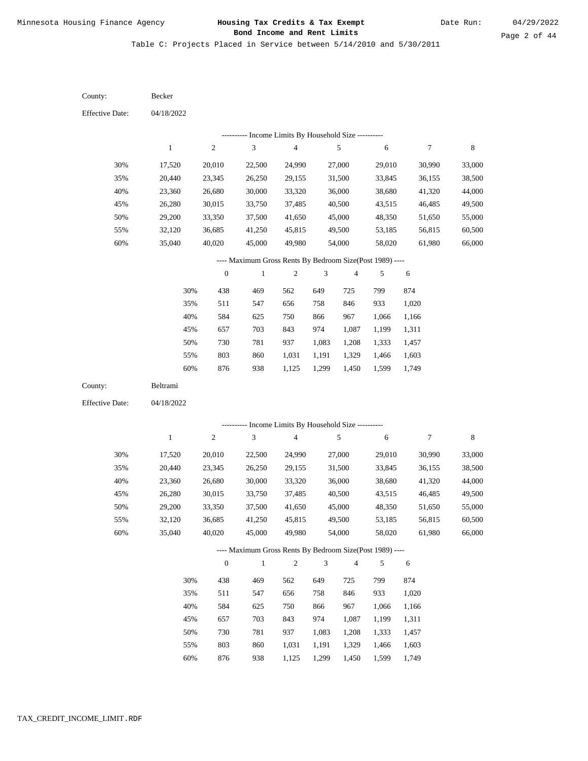Minnesota Housing Finance Agency

**Housing Tax Credits & Tax Exempt Bond Income and Rent Limits**

Date Run: 04/29/2022

Table C: Projects Placed in Service between 5/14/2010 and 5/30/2011

County: Becker

Effective Date: 04/18/2022

---------- Income Limits By Household Size ----------

| | 1 | 2 | 3 | 4 | 5 | 6 | 7 | 8 |
|---|---|---|---|---|---|---|---|---|
| 30% | 17,520 | 20,010 | 22,500 | 24,990 | 27,000 | 29,010 | 30,990 | 33,000 |
| 35% | 20,440 | 23,345 | 26,250 | 29,155 | 31,500 | 33,845 | 36,155 | 38,500 |
| 40% | 23,360 | 26,680 | 30,000 | 33,320 | 36,000 | 38,680 | 41,320 | 44,000 |
| 45% | 26,280 | 30,015 | 33,750 | 37,485 | 40,500 | 43,515 | 46,485 | 49,500 |
| 50% | 29,200 | 33,350 | 37,500 | 41,650 | 45,000 | 48,350 | 51,650 | 55,000 |
| 55% | 32,120 | 36,685 | 41,250 | 45,815 | 49,500 | 53,185 | 56,815 | 60,500 |
| 60% | 35,040 | 40,020 | 45,000 | 49,980 | 54,000 | 58,020 | 61,980 | 66,000 |

---- Maximum Gross Rents By Bedroom Size(Post 1989) ----

| | 0 | 1 | 2 | 3 | 4 | 5 | 6 |
|---|---|---|---|---|---|---|---|
| 30% | 438 | 469 | 562 | 649 | 725 | 799 | 874 |
| 35% | 511 | 547 | 656 | 758 | 846 | 933 | 1,020 |
| 40% | 584 | 625 | 750 | 866 | 967 | 1,066 | 1,166 |
| 45% | 657 | 703 | 843 | 974 | 1,087 | 1,199 | 1,311 |
| 50% | 730 | 781 | 937 | 1,083 | 1,208 | 1,333 | 1,457 |
| 55% | 803 | 860 | 1,031 | 1,191 | 1,329 | 1,466 | 1,603 |
| 60% | 876 | 938 | 1,125 | 1,299 | 1,450 | 1,599 | 1,749 |

County: Beltrami

Effective Date: 04/18/2022

---------- Income Limits By Household Size ----------

| | 1 | 2 | 3 | 4 | 5 | 6 | 7 | 8 |
|---|---|---|---|---|---|---|---|---|
| 30% | 17,520 | 20,010 | 22,500 | 24,990 | 27,000 | 29,010 | 30,990 | 33,000 |
| 35% | 20,440 | 23,345 | 26,250 | 29,155 | 31,500 | 33,845 | 36,155 | 38,500 |
| 40% | 23,360 | 26,680 | 30,000 | 33,320 | 36,000 | 38,680 | 41,320 | 44,000 |
| 45% | 26,280 | 30,015 | 33,750 | 37,485 | 40,500 | 43,515 | 46,485 | 49,500 |
| 50% | 29,200 | 33,350 | 37,500 | 41,650 | 45,000 | 48,350 | 51,650 | 55,000 |
| 55% | 32,120 | 36,685 | 41,250 | 45,815 | 49,500 | 53,185 | 56,815 | 60,500 |
| 60% | 35,040 | 40,020 | 45,000 | 49,980 | 54,000 | 58,020 | 61,980 | 66,000 |

---- Maximum Gross Rents By Bedroom Size(Post 1989) ----

| | 0 | 1 | 2 | 3 | 4 | 5 | 6 |
|---|---|---|---|---|---|---|---|
| 30% | 438 | 469 | 562 | 649 | 725 | 799 | 874 |
| 35% | 511 | 547 | 656 | 758 | 846 | 933 | 1,020 |
| 40% | 584 | 625 | 750 | 866 | 967 | 1,066 | 1,166 |
| 45% | 657 | 703 | 843 | 974 | 1,087 | 1,199 | 1,311 |
| 50% | 730 | 781 | 937 | 1,083 | 1,208 | 1,333 | 1,457 |
| 55% | 803 | 860 | 1,031 | 1,191 | 1,329 | 1,466 | 1,603 |
| 60% | 876 | 938 | 1,125 | 1,299 | 1,450 | 1,599 | 1,749 |

TAX_CREDIT_INCOME_LIMIT.RDF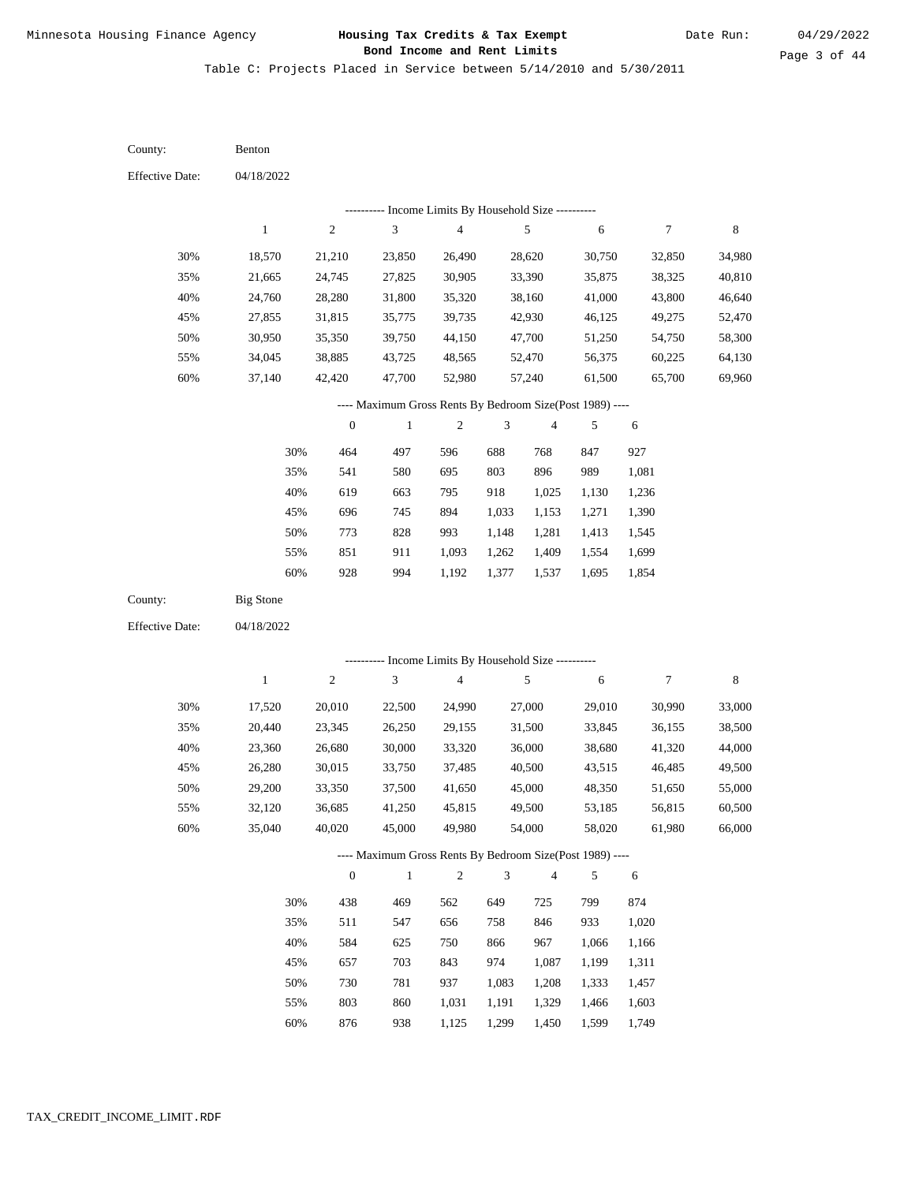Minnesota Housing Finance Agency

**Housing Tax Credits & Tax Exempt Bond Income and Rent Limits**

Date Run: 04/29/2022

Table C: Projects Placed in Service between 5/14/2010 and 5/30/2011

County: Benton

Effective Date: 04/18/2022

---------- Income Limits By Household Size ----------

| | 1 | 2 | 3 | 4 | 5 | 6 | 7 | 8 |
|---|---|---|---|---|---|---|---|---|
| 30% | 18,570 | 21,210 | 23,850 | 26,490 | 28,620 | 30,750 | 32,850 | 34,980 |
| 35% | 21,665 | 24,745 | 27,825 | 30,905 | 33,390 | 35,875 | 38,325 | 40,810 |
| 40% | 24,760 | 28,280 | 31,800 | 35,320 | 38,160 | 41,000 | 43,800 | 46,640 |
| 45% | 27,855 | 31,815 | 35,775 | 39,735 | 42,930 | 46,125 | 49,275 | 52,470 |
| 50% | 30,950 | 35,350 | 39,750 | 44,150 | 47,700 | 51,250 | 54,750 | 58,300 |
| 55% | 34,045 | 38,885 | 43,725 | 48,565 | 52,470 | 56,375 | 60,225 | 64,130 |
| 60% | 37,140 | 42,420 | 47,700 | 52,980 | 57,240 | 61,500 | 65,700 | 69,960 |

---- Maximum Gross Rents By Bedroom Size(Post 1989) ----

| | 0 | 1 | 2 | 3 | 4 | 5 | 6 |
|---|---|---|---|---|---|---|---|
| 30% | 464 | 497 | 596 | 688 | 768 | 847 | 927 |
| 35% | 541 | 580 | 695 | 803 | 896 | 989 | 1,081 |
| 40% | 619 | 663 | 795 | 918 | 1,025 | 1,130 | 1,236 |
| 45% | 696 | 745 | 894 | 1,033 | 1,153 | 1,271 | 1,390 |
| 50% | 773 | 828 | 993 | 1,148 | 1,281 | 1,413 | 1,545 |
| 55% | 851 | 911 | 1,093 | 1,262 | 1,409 | 1,554 | 1,699 |
| 60% | 928 | 994 | 1,192 | 1,377 | 1,537 | 1,695 | 1,854 |

County: Big Stone

Effective Date: 04/18/2022

---------- Income Limits By Household Size ----------

| | 1 | 2 | 3 | 4 | 5 | 6 | 7 | 8 |
|---|---|---|---|---|---|---|---|---|
| 30% | 17,520 | 20,010 | 22,500 | 24,990 | 27,000 | 29,010 | 30,990 | 33,000 |
| 35% | 20,440 | 23,345 | 26,250 | 29,155 | 31,500 | 33,845 | 36,155 | 38,500 |
| 40% | 23,360 | 26,680 | 30,000 | 33,320 | 36,000 | 38,680 | 41,320 | 44,000 |
| 45% | 26,280 | 30,015 | 33,750 | 37,485 | 40,500 | 43,515 | 46,485 | 49,500 |
| 50% | 29,200 | 33,350 | 37,500 | 41,650 | 45,000 | 48,350 | 51,650 | 55,000 |
| 55% | 32,120 | 36,685 | 41,250 | 45,815 | 49,500 | 53,185 | 56,815 | 60,500 |
| 60% | 35,040 | 40,020 | 45,000 | 49,980 | 54,000 | 58,020 | 61,980 | 66,000 |

---- Maximum Gross Rents By Bedroom Size(Post 1989) ----

| | 0 | 1 | 2 | 3 | 4 | 5 | 6 |
|---|---|---|---|---|---|---|---|
| 30% | 438 | 469 | 562 | 649 | 725 | 799 | 874 |
| 35% | 511 | 547 | 656 | 758 | 846 | 933 | 1,020 |
| 40% | 584 | 625 | 750 | 866 | 967 | 1,066 | 1,166 |
| 45% | 657 | 703 | 843 | 974 | 1,087 | 1,199 | 1,311 |
| 50% | 730 | 781 | 937 | 1,083 | 1,208 | 1,333 | 1,457 |
| 55% | 803 | 860 | 1,031 | 1,191 | 1,329 | 1,466 | 1,603 |
| 60% | 876 | 938 | 1,125 | 1,299 | 1,450 | 1,599 | 1,749 |

TAX_CREDIT_INCOME_LIMIT.RDF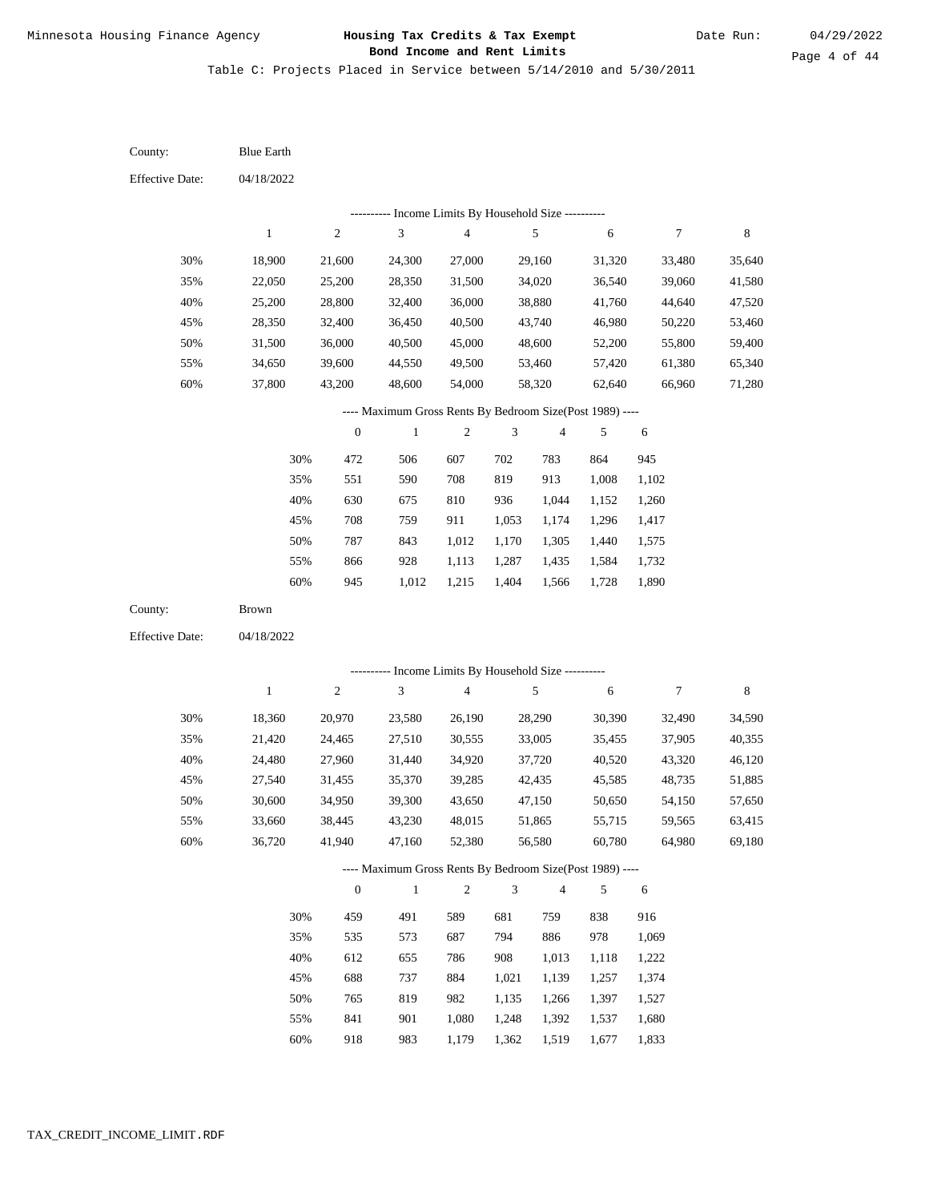Table C: Projects Placed in Service between 5/14/2010 and 5/30/2011

County: Blue Earth

Effective Date: 04/18/2022

---------- Income Limits By Household Size ----------

| | 1 | 2 | 3 | 4 | 5 | 6 | 7 | 8 |
|---|---|---|---|---|---|---|---|---|
| 30% | 18,900 | 21,600 | 24,300 | 27,000 | 29,160 | 31,320 | 33,480 | 35,640 |
| 35% | 22,050 | 25,200 | 28,350 | 31,500 | 34,020 | 36,540 | 39,060 | 41,580 |
| 40% | 25,200 | 28,800 | 32,400 | 36,000 | 38,880 | 41,760 | 44,640 | 47,520 |
| 45% | 28,350 | 32,400 | 36,450 | 40,500 | 43,740 | 46,980 | 50,220 | 53,460 |
| 50% | 31,500 | 36,000 | 40,500 | 45,000 | 48,600 | 52,200 | 55,800 | 59,400 |
| 55% | 34,650 | 39,600 | 44,550 | 49,500 | 53,460 | 57,420 | 61,380 | 65,340 |
| 60% | 37,800 | 43,200 | 48,600 | 54,000 | 58,320 | 62,640 | 66,960 | 71,280 |

---- Maximum Gross Rents By Bedroom Size(Post 1989) ----

| | 0 | 1 | 2 | 3 | 4 | 5 | 6 |
|---|---|---|---|---|---|---|---|
| 30% | 472 | 506 | 607 | 702 | 783 | 864 | 945 |
| 35% | 551 | 590 | 708 | 819 | 913 | 1,008 | 1,102 |
| 40% | 630 | 675 | 810 | 936 | 1,044 | 1,152 | 1,260 |
| 45% | 708 | 759 | 911 | 1,053 | 1,174 | 1,296 | 1,417 |
| 50% | 787 | 843 | 1,012 | 1,170 | 1,305 | 1,440 | 1,575 |
| 55% | 866 | 928 | 1,113 | 1,287 | 1,435 | 1,584 | 1,732 |
| 60% | 945 | 1,012 | 1,215 | 1,404 | 1,566 | 1,728 | 1,890 |

County: Brown

Effective Date: 04/18/2022

---------- Income Limits By Household Size ----------

| | 1 | 2 | 3 | 4 | 5 | 6 | 7 | 8 |
|---|---|---|---|---|---|---|---|---|
| 30% | 18,360 | 20,970 | 23,580 | 26,190 | 28,290 | 30,390 | 32,490 | 34,590 |
| 35% | 21,420 | 24,465 | 27,510 | 30,555 | 33,005 | 35,455 | 37,905 | 40,355 |
| 40% | 24,480 | 27,960 | 31,440 | 34,920 | 37,720 | 40,520 | 43,320 | 46,120 |
| 45% | 27,540 | 31,455 | 35,370 | 39,285 | 42,435 | 45,585 | 48,735 | 51,885 |
| 50% | 30,600 | 34,950 | 39,300 | 43,650 | 47,150 | 50,650 | 54,150 | 57,650 |
| 55% | 33,660 | 38,445 | 43,230 | 48,015 | 51,865 | 55,715 | 59,565 | 63,415 |
| 60% | 36,720 | 41,940 | 47,160 | 52,380 | 56,580 | 60,780 | 64,980 | 69,180 |

---- Maximum Gross Rents By Bedroom Size(Post 1989) ----

| | 0 | 1 | 2 | 3 | 4 | 5 | 6 |
|---|---|---|---|---|---|---|---|
| 30% | 459 | 491 | 589 | 681 | 759 | 838 | 916 |
| 35% | 535 | 573 | 687 | 794 | 886 | 978 | 1,069 |
| 40% | 612 | 655 | 786 | 908 | 1,013 | 1,118 | 1,222 |
| 45% | 688 | 737 | 884 | 1,021 | 1,139 | 1,257 | 1,374 |
| 50% | 765 | 819 | 982 | 1,135 | 1,266 | 1,397 | 1,527 |
| 55% | 841 | 901 | 1,080 | 1,248 | 1,392 | 1,537 | 1,680 |
| 60% | 918 | 983 | 1,179 | 1,362 | 1,519 | 1,677 | 1,833 |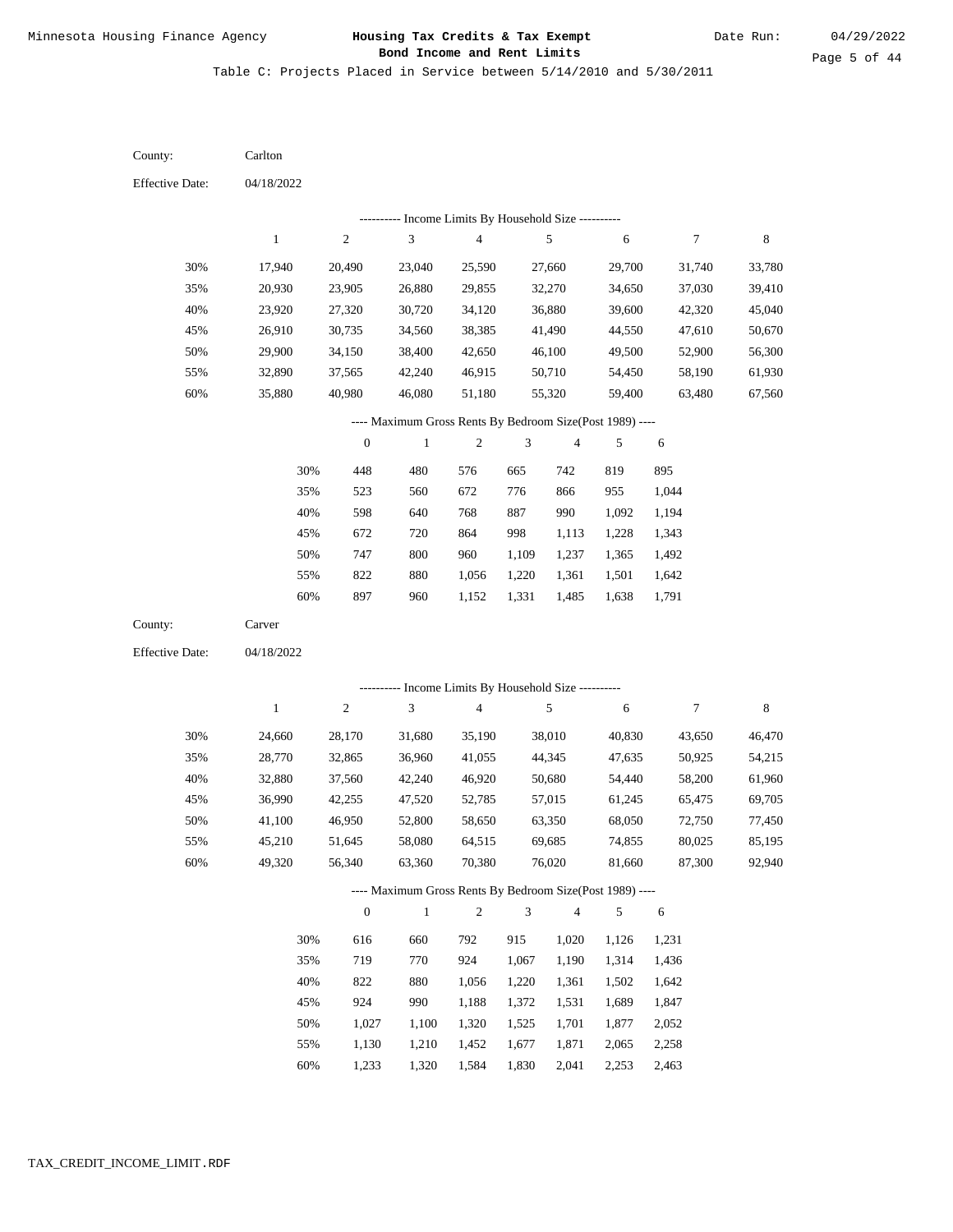Minnesota Housing Finance Agency

**Housing Tax Credits & Tax Exempt Bond Income and Rent Limits**

Date Run: 04/29/2022

Table C: Projects Placed in Service between 5/14/2010 and 5/30/2011

County: Carlton

Effective Date: 04/18/2022

---------- Income Limits By Household Size ----------

| | 1 | 2 | 3 | 4 | 5 | 6 | 7 | 8 |
|---|---|---|---|---|---|---|---|---|
| 30% | 17,940 | 20,490 | 23,040 | 25,590 | 27,660 | 29,700 | 31,740 | 33,780 |
| 35% | 20,930 | 23,905 | 26,880 | 29,855 | 32,270 | 34,650 | 37,030 | 39,410 |
| 40% | 23,920 | 27,320 | 30,720 | 34,120 | 36,880 | 39,600 | 42,320 | 45,040 |
| 45% | 26,910 | 30,735 | 34,560 | 38,385 | 41,490 | 44,550 | 47,610 | 50,670 |
| 50% | 29,900 | 34,150 | 38,400 | 42,650 | 46,100 | 49,500 | 52,900 | 56,300 |
| 55% | 32,890 | 37,565 | 42,240 | 46,915 | 50,710 | 54,450 | 58,190 | 61,930 |
| 60% | 35,880 | 40,980 | 46,080 | 51,180 | 55,320 | 59,400 | 63,480 | 67,560 |

---- Maximum Gross Rents By Bedroom Size(Post 1989) ----

| | 0 | 1 | 2 | 3 | 4 | 5 | 6 |
|---|---|---|---|---|---|---|---|
| 30% | 448 | 480 | 576 | 665 | 742 | 819 | 895 |
| 35% | 523 | 560 | 672 | 776 | 866 | 955 | 1,044 |
| 40% | 598 | 640 | 768 | 887 | 990 | 1,092 | 1,194 |
| 45% | 672 | 720 | 864 | 998 | 1,113 | 1,228 | 1,343 |
| 50% | 747 | 800 | 960 | 1,109 | 1,237 | 1,365 | 1,492 |
| 55% | 822 | 880 | 1,056 | 1,220 | 1,361 | 1,501 | 1,642 |
| 60% | 897 | 960 | 1,152 | 1,331 | 1,485 | 1,638 | 1,791 |

County: Carver

Effective Date: 04/18/2022

---------- Income Limits By Household Size ----------

| | 1 | 2 | 3 | 4 | 5 | 6 | 7 | 8 |
|---|---|---|---|---|---|---|---|---|
| 30% | 24,660 | 28,170 | 31,680 | 35,190 | 38,010 | 40,830 | 43,650 | 46,470 |
| 35% | 28,770 | 32,865 | 36,960 | 41,055 | 44,345 | 47,635 | 50,925 | 54,215 |
| 40% | 32,880 | 37,560 | 42,240 | 46,920 | 50,680 | 54,440 | 58,200 | 61,960 |
| 45% | 36,990 | 42,255 | 47,520 | 52,785 | 57,015 | 61,245 | 65,475 | 69,705 |
| 50% | 41,100 | 46,950 | 52,800 | 58,650 | 63,350 | 68,050 | 72,750 | 77,450 |
| 55% | 45,210 | 51,645 | 58,080 | 64,515 | 69,685 | 74,855 | 80,025 | 85,195 |
| 60% | 49,320 | 56,340 | 63,360 | 70,380 | 76,020 | 81,660 | 87,300 | 92,940 |

---- Maximum Gross Rents By Bedroom Size(Post 1989) ----

| | 0 | 1 | 2 | 3 | 4 | 5 | 6 |
|---|---|---|---|---|---|---|---|
| 30% | 616 | 660 | 792 | 915 | 1,020 | 1,126 | 1,231 |
| 35% | 719 | 770 | 924 | 1,067 | 1,190 | 1,314 | 1,436 |
| 40% | 822 | 880 | 1,056 | 1,220 | 1,361 | 1,502 | 1,642 |
| 45% | 924 | 990 | 1,188 | 1,372 | 1,531 | 1,689 | 1,847 |
| 50% | 1,027 | 1,100 | 1,320 | 1,525 | 1,701 | 1,877 | 2,052 |
| 55% | 1,130 | 1,210 | 1,452 | 1,677 | 1,871 | 2,065 | 2,258 |
| 60% | 1,233 | 1,320 | 1,584 | 1,830 | 2,041 | 2,253 | 2,463 |

TAX_CREDIT_INCOME_LIMIT.RDF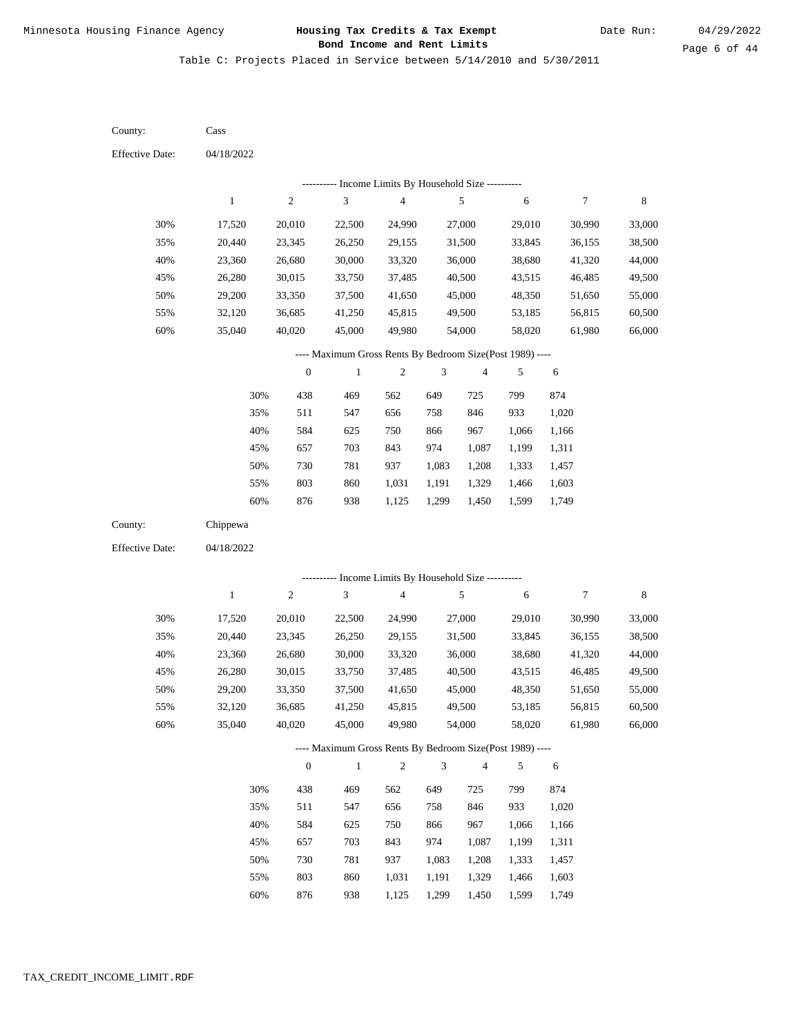Minnesota Housing Finance Agency

**Housing Tax Credits & Tax Exempt Bond Income and Rent Limits**

Date Run: 04/29/2022

Table C: Projects Placed in Service between 5/14/2010 and 5/30/2011

County: Cass

Effective Date: 04/18/2022

---------- Income Limits By Household Size ----------

| | 1 | 2 | 3 | 4 | 5 | 6 | 7 | 8 |
|---|---|---|---|---|---|---|---|---|
| 30% | 17,520 | 20,010 | 22,500 | 24,990 | 27,000 | 29,010 | 30,990 | 33,000 |
| 35% | 20,440 | 23,345 | 26,250 | 29,155 | 31,500 | 33,845 | 36,155 | 38,500 |
| 40% | 23,360 | 26,680 | 30,000 | 33,320 | 36,000 | 38,680 | 41,320 | 44,000 |
| 45% | 26,280 | 30,015 | 33,750 | 37,485 | 40,500 | 43,515 | 46,485 | 49,500 |
| 50% | 29,200 | 33,350 | 37,500 | 41,650 | 45,000 | 48,350 | 51,650 | 55,000 |
| 55% | 32,120 | 36,685 | 41,250 | 45,815 | 49,500 | 53,185 | 56,815 | 60,500 |
| 60% | 35,040 | 40,020 | 45,000 | 49,980 | 54,000 | 58,020 | 61,980 | 66,000 |

---- Maximum Gross Rents By Bedroom Size(Post 1989) ----

| | 0 | 1 | 2 | 3 | 4 | 5 | 6 |
|---|---|---|---|---|---|---|---|
| 30% | 438 | 469 | 562 | 649 | 725 | 799 | 874 |
| 35% | 511 | 547 | 656 | 758 | 846 | 933 | 1,020 |
| 40% | 584 | 625 | 750 | 866 | 967 | 1,066 | 1,166 |
| 45% | 657 | 703 | 843 | 974 | 1,087 | 1,199 | 1,311 |
| 50% | 730 | 781 | 937 | 1,083 | 1,208 | 1,333 | 1,457 |
| 55% | 803 | 860 | 1,031 | 1,191 | 1,329 | 1,466 | 1,603 |
| 60% | 876 | 938 | 1,125 | 1,299 | 1,450 | 1,599 | 1,749 |

County: Chippewa

Effective Date: 04/18/2022

---------- Income Limits By Household Size ----------

| | 1 | 2 | 3 | 4 | 5 | 6 | 7 | 8 |
|---|---|---|---|---|---|---|---|---|
| 30% | 17,520 | 20,010 | 22,500 | 24,990 | 27,000 | 29,010 | 30,990 | 33,000 |
| 35% | 20,440 | 23,345 | 26,250 | 29,155 | 31,500 | 33,845 | 36,155 | 38,500 |
| 40% | 23,360 | 26,680 | 30,000 | 33,320 | 36,000 | 38,680 | 41,320 | 44,000 |
| 45% | 26,280 | 30,015 | 33,750 | 37,485 | 40,500 | 43,515 | 46,485 | 49,500 |
| 50% | 29,200 | 33,350 | 37,500 | 41,650 | 45,000 | 48,350 | 51,650 | 55,000 |
| 55% | 32,120 | 36,685 | 41,250 | 45,815 | 49,500 | 53,185 | 56,815 | 60,500 |
| 60% | 35,040 | 40,020 | 45,000 | 49,980 | 54,000 | 58,020 | 61,980 | 66,000 |

---- Maximum Gross Rents By Bedroom Size(Post 1989) ----

| | 0 | 1 | 2 | 3 | 4 | 5 | 6 |
|---|---|---|---|---|---|---|---|
| 30% | 438 | 469 | 562 | 649 | 725 | 799 | 874 |
| 35% | 511 | 547 | 656 | 758 | 846 | 933 | 1,020 |
| 40% | 584 | 625 | 750 | 866 | 967 | 1,066 | 1,166 |
| 45% | 657 | 703 | 843 | 974 | 1,087 | 1,199 | 1,311 |
| 50% | 730 | 781 | 937 | 1,083 | 1,208 | 1,333 | 1,457 |
| 55% | 803 | 860 | 1,031 | 1,191 | 1,329 | 1,466 | 1,603 |
| 60% | 876 | 938 | 1,125 | 1,299 | 1,450 | 1,599 | 1,749 |

TAX_CREDIT_INCOME_LIMIT.RDF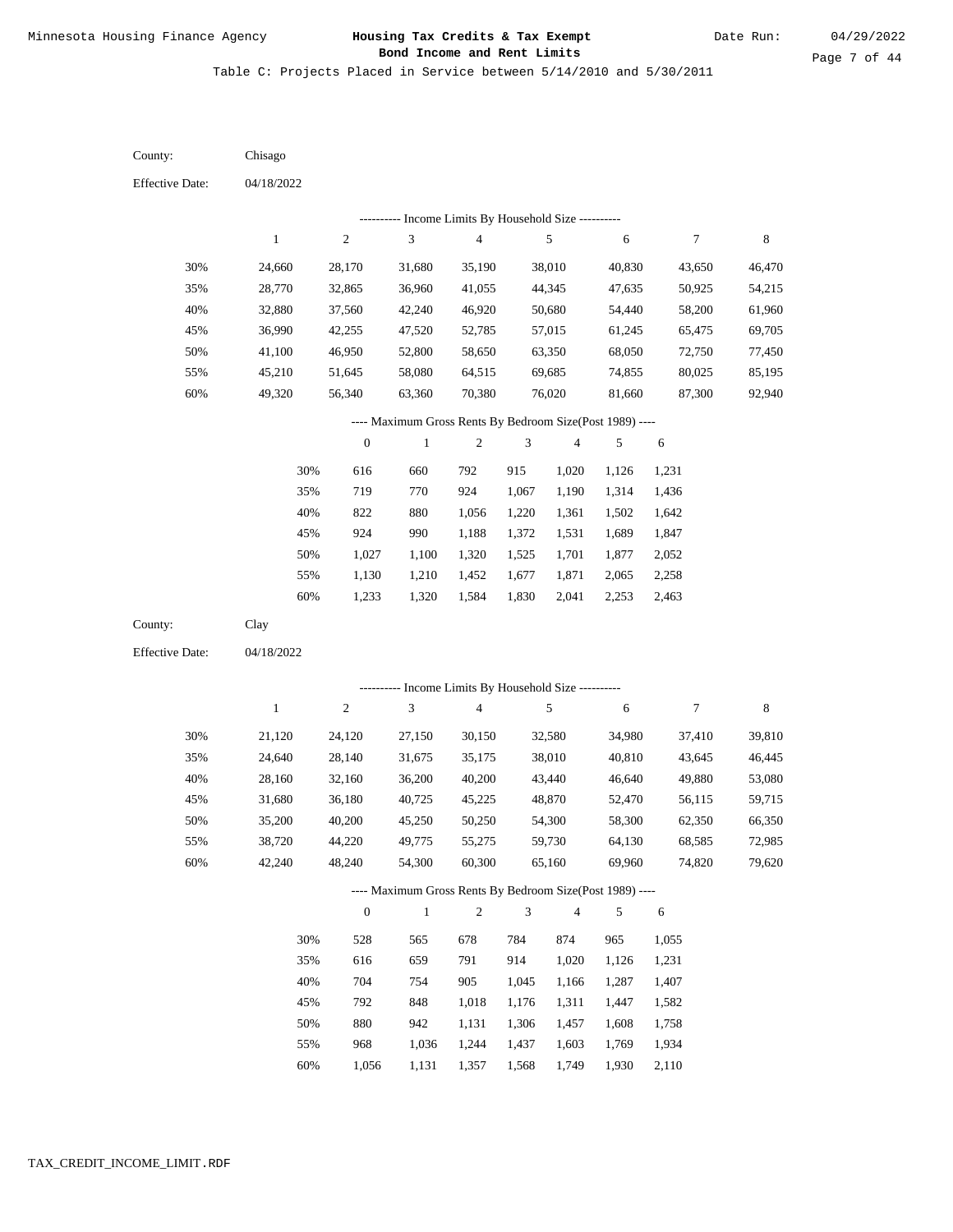Minnesota Housing Finance Agency

**Housing Tax Credits & Tax Exempt Bond Income and Rent Limits**

Date Run: 04/29/2022

Table C: Projects Placed in Service between 5/14/2010 and 5/30/2011

County: Chisago

Effective Date: 04/18/2022

---------- Income Limits By Household Size ----------

| | 1 | 2 | 3 | 4 | 5 | 6 | 7 | 8 |
|---|---|---|---|---|---|---|---|---|
| 30% | 24,660 | 28,170 | 31,680 | 35,190 | 38,010 | 40,830 | 43,650 | 46,470 |
| 35% | 28,770 | 32,865 | 36,960 | 41,055 | 44,345 | 47,635 | 50,925 | 54,215 |
| 40% | 32,880 | 37,560 | 42,240 | 46,920 | 50,680 | 54,440 | 58,200 | 61,960 |
| 45% | 36,990 | 42,255 | 47,520 | 52,785 | 57,015 | 61,245 | 65,475 | 69,705 |
| 50% | 41,100 | 46,950 | 52,800 | 58,650 | 63,350 | 68,050 | 72,750 | 77,450 |
| 55% | 45,210 | 51,645 | 58,080 | 64,515 | 69,685 | 74,855 | 80,025 | 85,195 |
| 60% | 49,320 | 56,340 | 63,360 | 70,380 | 76,020 | 81,660 | 87,300 | 92,940 |

---- Maximum Gross Rents By Bedroom Size(Post 1989) ----

| | 0 | 1 | 2 | 3 | 4 | 5 | 6 |
|---|---|---|---|---|---|---|---|
| 30% | 616 | 660 | 792 | 915 | 1,020 | 1,126 | 1,231 |
| 35% | 719 | 770 | 924 | 1,067 | 1,190 | 1,314 | 1,436 |
| 40% | 822 | 880 | 1,056 | 1,220 | 1,361 | 1,502 | 1,642 |
| 45% | 924 | 990 | 1,188 | 1,372 | 1,531 | 1,689 | 1,847 |
| 50% | 1,027 | 1,100 | 1,320 | 1,525 | 1,701 | 1,877 | 2,052 |
| 55% | 1,130 | 1,210 | 1,452 | 1,677 | 1,871 | 2,065 | 2,258 |
| 60% | 1,233 | 1,320 | 1,584 | 1,830 | 2,041 | 2,253 | 2,463 |

County: Clay

Effective Date: 04/18/2022

---------- Income Limits By Household Size ----------

| | 1 | 2 | 3 | 4 | 5 | 6 | 7 | 8 |
|---|---|---|---|---|---|---|---|---|
| 30% | 21,120 | 24,120 | 27,150 | 30,150 | 32,580 | 34,980 | 37,410 | 39,810 |
| 35% | 24,640 | 28,140 | 31,675 | 35,175 | 38,010 | 40,810 | 43,645 | 46,445 |
| 40% | 28,160 | 32,160 | 36,200 | 40,200 | 43,440 | 46,640 | 49,880 | 53,080 |
| 45% | 31,680 | 36,180 | 40,725 | 45,225 | 48,870 | 52,470 | 56,115 | 59,715 |
| 50% | 35,200 | 40,200 | 45,250 | 50,250 | 54,300 | 58,300 | 62,350 | 66,350 |
| 55% | 38,720 | 44,220 | 49,775 | 55,275 | 59,730 | 64,130 | 68,585 | 72,985 |
| 60% | 42,240 | 48,240 | 54,300 | 60,300 | 65,160 | 69,960 | 74,820 | 79,620 |

---- Maximum Gross Rents By Bedroom Size(Post 1989) ----

| | 0 | 1 | 2 | 3 | 4 | 5 | 6 |
|---|---|---|---|---|---|---|---|
| 30% | 528 | 565 | 678 | 784 | 874 | 965 | 1,055 |
| 35% | 616 | 659 | 791 | 914 | 1,020 | 1,126 | 1,231 |
| 40% | 704 | 754 | 905 | 1,045 | 1,166 | 1,287 | 1,407 |
| 45% | 792 | 848 | 1,018 | 1,176 | 1,311 | 1,447 | 1,582 |
| 50% | 880 | 942 | 1,131 | 1,306 | 1,457 | 1,608 | 1,758 |
| 55% | 968 | 1,036 | 1,244 | 1,437 | 1,603 | 1,769 | 1,934 |
| 60% | 1,056 | 1,131 | 1,357 | 1,568 | 1,749 | 1,930 | 2,110 |

TAX_CREDIT_INCOME_LIMIT.RDF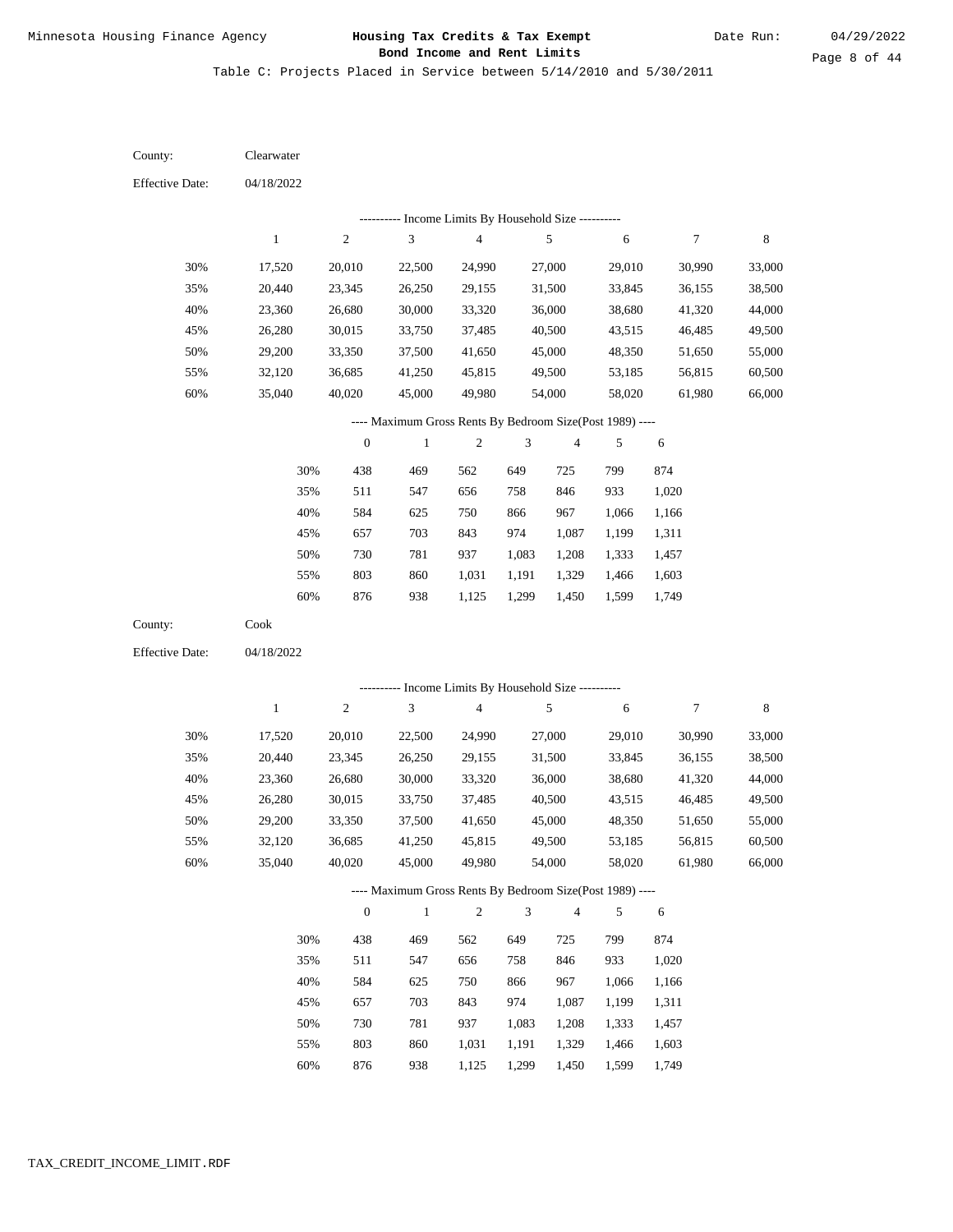Minnesota Housing Finance Agency

**Housing Tax Credits & Tax Exempt Bond Income and Rent Limits**

Date Run: 04/29/2022

Table C: Projects Placed in Service between 5/14/2010 and 5/30/2011

County: Clearwater

Effective Date: 04/18/2022

---------- Income Limits By Household Size ----------

| | 1 | 2 | 3 | 4 | 5 | 6 | 7 | 8 |
|---|---|---|---|---|---|---|---|---|
| 30% | 17,520 | 20,010 | 22,500 | 24,990 | 27,000 | 29,010 | 30,990 | 33,000 |
| 35% | 20,440 | 23,345 | 26,250 | 29,155 | 31,500 | 33,845 | 36,155 | 38,500 |
| 40% | 23,360 | 26,680 | 30,000 | 33,320 | 36,000 | 38,680 | 41,320 | 44,000 |
| 45% | 26,280 | 30,015 | 33,750 | 37,485 | 40,500 | 43,515 | 46,485 | 49,500 |
| 50% | 29,200 | 33,350 | 37,500 | 41,650 | 45,000 | 48,350 | 51,650 | 55,000 |
| 55% | 32,120 | 36,685 | 41,250 | 45,815 | 49,500 | 53,185 | 56,815 | 60,500 |
| 60% | 35,040 | 40,020 | 45,000 | 49,980 | 54,000 | 58,020 | 61,980 | 66,000 |

---- Maximum Gross Rents By Bedroom Size(Post 1989) ----

| | 0 | 1 | 2 | 3 | 4 | 5 | 6 |
|---|---|---|---|---|---|---|---|
| 30% | 438 | 469 | 562 | 649 | 725 | 799 | 874 |
| 35% | 511 | 547 | 656 | 758 | 846 | 933 | 1,020 |
| 40% | 584 | 625 | 750 | 866 | 967 | 1,066 | 1,166 |
| 45% | 657 | 703 | 843 | 974 | 1,087 | 1,199 | 1,311 |
| 50% | 730 | 781 | 937 | 1,083 | 1,208 | 1,333 | 1,457 |
| 55% | 803 | 860 | 1,031 | 1,191 | 1,329 | 1,466 | 1,603 |
| 60% | 876 | 938 | 1,125 | 1,299 | 1,450 | 1,599 | 1,749 |

County: Cook

Effective Date: 04/18/2022

---------- Income Limits By Household Size ----------

| | 1 | 2 | 3 | 4 | 5 | 6 | 7 | 8 |
|---|---|---|---|---|---|---|---|---|
| 30% | 17,520 | 20,010 | 22,500 | 24,990 | 27,000 | 29,010 | 30,990 | 33,000 |
| 35% | 20,440 | 23,345 | 26,250 | 29,155 | 31,500 | 33,845 | 36,155 | 38,500 |
| 40% | 23,360 | 26,680 | 30,000 | 33,320 | 36,000 | 38,680 | 41,320 | 44,000 |
| 45% | 26,280 | 30,015 | 33,750 | 37,485 | 40,500 | 43,515 | 46,485 | 49,500 |
| 50% | 29,200 | 33,350 | 37,500 | 41,650 | 45,000 | 48,350 | 51,650 | 55,000 |
| 55% | 32,120 | 36,685 | 41,250 | 45,815 | 49,500 | 53,185 | 56,815 | 60,500 |
| 60% | 35,040 | 40,020 | 45,000 | 49,980 | 54,000 | 58,020 | 61,980 | 66,000 |

---- Maximum Gross Rents By Bedroom Size(Post 1989) ----

| | 0 | 1 | 2 | 3 | 4 | 5 | 6 |
|---|---|---|---|---|---|---|---|
| 30% | 438 | 469 | 562 | 649 | 725 | 799 | 874 |
| 35% | 511 | 547 | 656 | 758 | 846 | 933 | 1,020 |
| 40% | 584 | 625 | 750 | 866 | 967 | 1,066 | 1,166 |
| 45% | 657 | 703 | 843 | 974 | 1,087 | 1,199 | 1,311 |
| 50% | 730 | 781 | 937 | 1,083 | 1,208 | 1,333 | 1,457 |
| 55% | 803 | 860 | 1,031 | 1,191 | 1,329 | 1,466 | 1,603 |
| 60% | 876 | 938 | 1,125 | 1,299 | 1,450 | 1,599 | 1,749 |

TAX_CREDIT_INCOME_LIMIT.RDF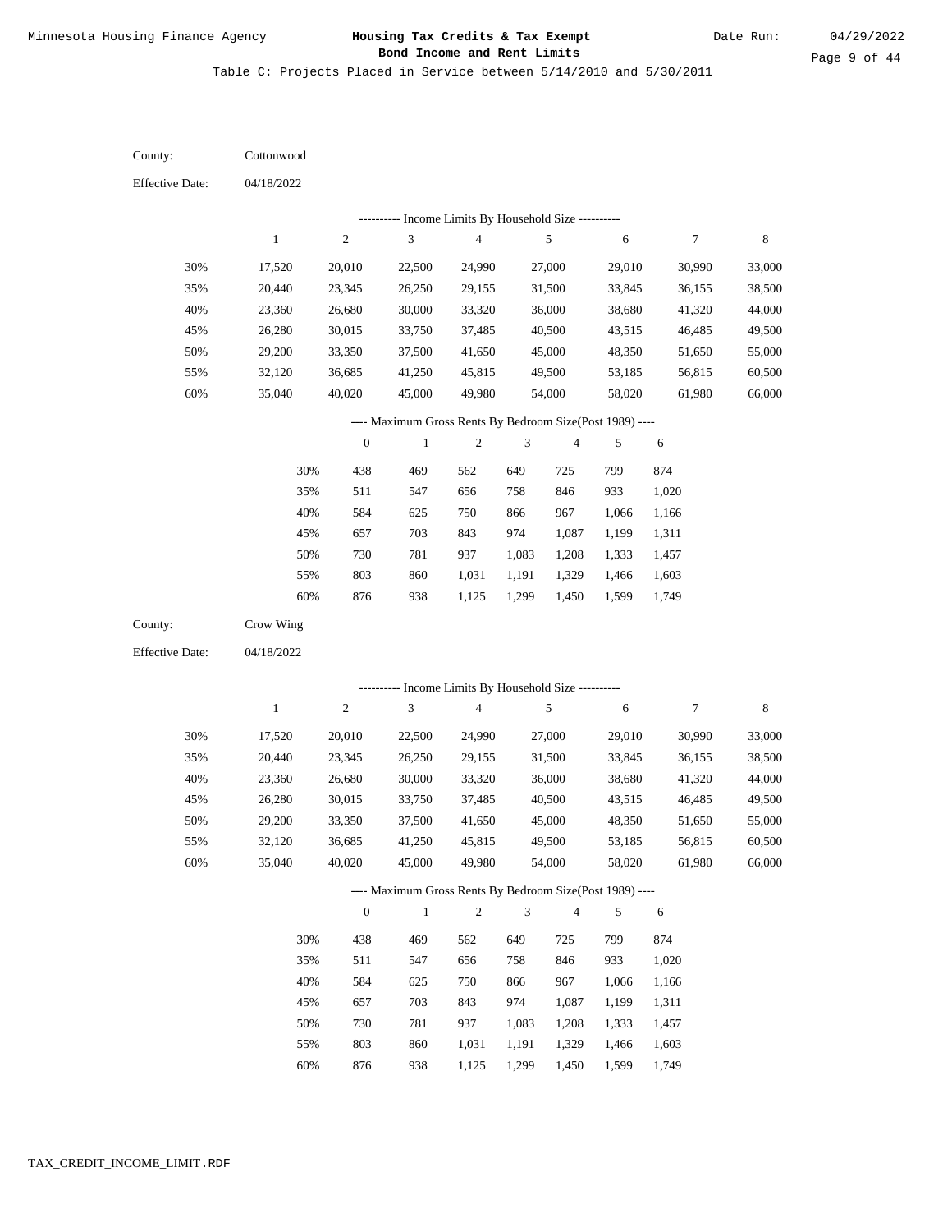Minnesota Housing Finance Agency

**Housing Tax Credits & Tax Exempt Bond Income and Rent Limits**

Date Run: 04/29/2022

Table C: Projects Placed in Service between 5/14/2010 and 5/30/2011

County: Cottonwood

Effective Date: 04/18/2022

---------- Income Limits By Household Size ----------

| | 1 | 2 | 3 | 4 | 5 | 6 | 7 | 8 |
|---|---|---|---|---|---|---|---|---|
| 30% | 17,520 | 20,010 | 22,500 | 24,990 | 27,000 | 29,010 | 30,990 | 33,000 |
| 35% | 20,440 | 23,345 | 26,250 | 29,155 | 31,500 | 33,845 | 36,155 | 38,500 |
| 40% | 23,360 | 26,680 | 30,000 | 33,320 | 36,000 | 38,680 | 41,320 | 44,000 |
| 45% | 26,280 | 30,015 | 33,750 | 37,485 | 40,500 | 43,515 | 46,485 | 49,500 |
| 50% | 29,200 | 33,350 | 37,500 | 41,650 | 45,000 | 48,350 | 51,650 | 55,000 |
| 55% | 32,120 | 36,685 | 41,250 | 45,815 | 49,500 | 53,185 | 56,815 | 60,500 |
| 60% | 35,040 | 40,020 | 45,000 | 49,980 | 54,000 | 58,020 | 61,980 | 66,000 |

---- Maximum Gross Rents By Bedroom Size(Post 1989) ----

| | 0 | 1 | 2 | 3 | 4 | 5 | 6 |
|---|---|---|---|---|---|---|---|
| 30% | 438 | 469 | 562 | 649 | 725 | 799 | 874 |
| 35% | 511 | 547 | 656 | 758 | 846 | 933 | 1,020 |
| 40% | 584 | 625 | 750 | 866 | 967 | 1,066 | 1,166 |
| 45% | 657 | 703 | 843 | 974 | 1,087 | 1,199 | 1,311 |
| 50% | 730 | 781 | 937 | 1,083 | 1,208 | 1,333 | 1,457 |
| 55% | 803 | 860 | 1,031 | 1,191 | 1,329 | 1,466 | 1,603 |
| 60% | 876 | 938 | 1,125 | 1,299 | 1,450 | 1,599 | 1,749 |

County: Crow Wing

Effective Date: 04/18/2022

---------- Income Limits By Household Size ----------

| | 1 | 2 | 3 | 4 | 5 | 6 | 7 | 8 |
|---|---|---|---|---|---|---|---|---|
| 30% | 17,520 | 20,010 | 22,500 | 24,990 | 27,000 | 29,010 | 30,990 | 33,000 |
| 35% | 20,440 | 23,345 | 26,250 | 29,155 | 31,500 | 33,845 | 36,155 | 38,500 |
| 40% | 23,360 | 26,680 | 30,000 | 33,320 | 36,000 | 38,680 | 41,320 | 44,000 |
| 45% | 26,280 | 30,015 | 33,750 | 37,485 | 40,500 | 43,515 | 46,485 | 49,500 |
| 50% | 29,200 | 33,350 | 37,500 | 41,650 | 45,000 | 48,350 | 51,650 | 55,000 |
| 55% | 32,120 | 36,685 | 41,250 | 45,815 | 49,500 | 53,185 | 56,815 | 60,500 |
| 60% | 35,040 | 40,020 | 45,000 | 49,980 | 54,000 | 58,020 | 61,980 | 66,000 |

---- Maximum Gross Rents By Bedroom Size(Post 1989) ----

| | 0 | 1 | 2 | 3 | 4 | 5 | 6 |
|---|---|---|---|---|---|---|---|
| 30% | 438 | 469 | 562 | 649 | 725 | 799 | 874 |
| 35% | 511 | 547 | 656 | 758 | 846 | 933 | 1,020 |
| 40% | 584 | 625 | 750 | 866 | 967 | 1,066 | 1,166 |
| 45% | 657 | 703 | 843 | 974 | 1,087 | 1,199 | 1,311 |
| 50% | 730 | 781 | 937 | 1,083 | 1,208 | 1,333 | 1,457 |
| 55% | 803 | 860 | 1,031 | 1,191 | 1,329 | 1,466 | 1,603 |
| 60% | 876 | 938 | 1,125 | 1,299 | 1,450 | 1,599 | 1,749 |

TAX_CREDIT_INCOME_LIMIT.RDF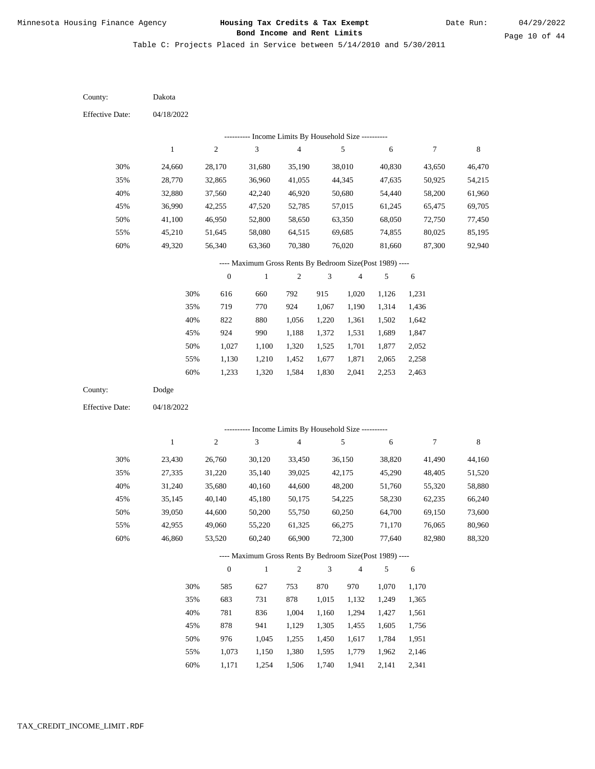Minnesota Housing Finance Agency

**Housing Tax Credits & Tax Exempt Bond Income and Rent Limits**

Date Run: 04/29/2022

Table C: Projects Placed in Service between 5/14/2010 and 5/30/2011

County: Dakota

Effective Date: 04/18/2022

---------- Income Limits By Household Size ----------

| | 1 | 2 | 3 | 4 | 5 | 6 | 7 | 8 |
|---|---|---|---|---|---|---|---|---|
| 30% | 24,660 | 28,170 | 31,680 | 35,190 | 38,010 | 40,830 | 43,650 | 46,470 |
| 35% | 28,770 | 32,865 | 36,960 | 41,055 | 44,345 | 47,635 | 50,925 | 54,215 |
| 40% | 32,880 | 37,560 | 42,240 | 46,920 | 50,680 | 54,440 | 58,200 | 61,960 |
| 45% | 36,990 | 42,255 | 47,520 | 52,785 | 57,015 | 61,245 | 65,475 | 69,705 |
| 50% | 41,100 | 46,950 | 52,800 | 58,650 | 63,350 | 68,050 | 72,750 | 77,450 |
| 55% | 45,210 | 51,645 | 58,080 | 64,515 | 69,685 | 74,855 | 80,025 | 85,195 |
| 60% | 49,320 | 56,340 | 63,360 | 70,380 | 76,020 | 81,660 | 87,300 | 92,940 |

---- Maximum Gross Rents By Bedroom Size(Post 1989) ----

| | 0 | 1 | 2 | 3 | 4 | 5 | 6 |
|---|---|---|---|---|---|---|---|
| 30% | 616 | 660 | 792 | 915 | 1,020 | 1,126 | 1,231 |
| 35% | 719 | 770 | 924 | 1,067 | 1,190 | 1,314 | 1,436 |
| 40% | 822 | 880 | 1,056 | 1,220 | 1,361 | 1,502 | 1,642 |
| 45% | 924 | 990 | 1,188 | 1,372 | 1,531 | 1,689 | 1,847 |
| 50% | 1,027 | 1,100 | 1,320 | 1,525 | 1,701 | 1,877 | 2,052 |
| 55% | 1,130 | 1,210 | 1,452 | 1,677 | 1,871 | 2,065 | 2,258 |
| 60% | 1,233 | 1,320 | 1,584 | 1,830 | 2,041 | 2,253 | 2,463 |

County: Dodge

Effective Date: 04/18/2022

---------- Income Limits By Household Size ----------

| | 1 | 2 | 3 | 4 | 5 | 6 | 7 | 8 |
|---|---|---|---|---|---|---|---|---|
| 30% | 23,430 | 26,760 | 30,120 | 33,450 | 36,150 | 38,820 | 41,490 | 44,160 |
| 35% | 27,335 | 31,220 | 35,140 | 39,025 | 42,175 | 45,290 | 48,405 | 51,520 |
| 40% | 31,240 | 35,680 | 40,160 | 44,600 | 48,200 | 51,760 | 55,320 | 58,880 |
| 45% | 35,145 | 40,140 | 45,180 | 50,175 | 54,225 | 58,230 | 62,235 | 66,240 |
| 50% | 39,050 | 44,600 | 50,200 | 55,750 | 60,250 | 64,700 | 69,150 | 73,600 |
| 55% | 42,955 | 49,060 | 55,220 | 61,325 | 66,275 | 71,170 | 76,065 | 80,960 |
| 60% | 46,860 | 53,520 | 60,240 | 66,900 | 72,300 | 77,640 | 82,980 | 88,320 |

---- Maximum Gross Rents By Bedroom Size(Post 1989) ----

| | 0 | 1 | 2 | 3 | 4 | 5 | 6 |
|---|---|---|---|---|---|---|---|
| 30% | 585 | 627 | 753 | 870 | 970 | 1,070 | 1,170 |
| 35% | 683 | 731 | 878 | 1,015 | 1,132 | 1,249 | 1,365 |
| 40% | 781 | 836 | 1,004 | 1,160 | 1,294 | 1,427 | 1,561 |
| 45% | 878 | 941 | 1,129 | 1,305 | 1,455 | 1,605 | 1,756 |
| 50% | 976 | 1,045 | 1,255 | 1,450 | 1,617 | 1,784 | 1,951 |
| 55% | 1,073 | 1,150 | 1,380 | 1,595 | 1,779 | 1,962 | 2,146 |
| 60% | 1,171 | 1,254 | 1,506 | 1,740 | 1,941 | 2,141 | 2,341 |

TAX_CREDIT_INCOME_LIMIT.RDF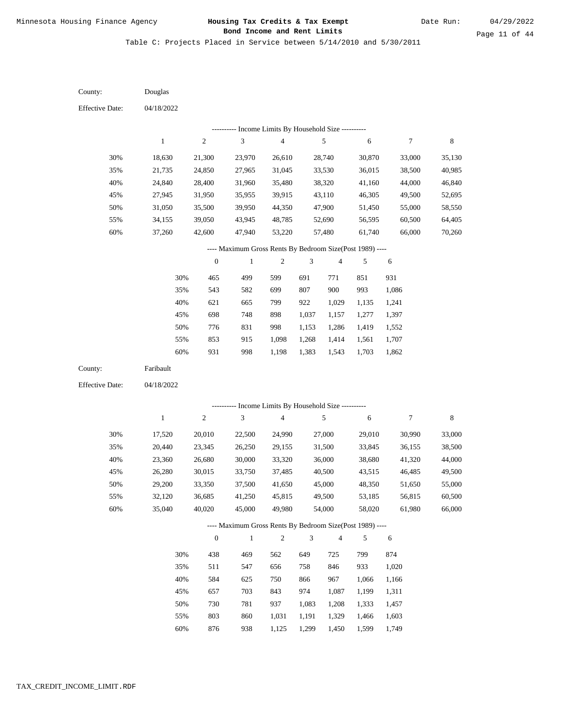Minnesota Housing Finance Agency

**Housing Tax Credits & Tax Exempt Bond Income and Rent Limits**

Date Run: 04/29/2022

Table C: Projects Placed in Service between 5/14/2010 and 5/30/2011

County: Douglas

Effective Date: 04/18/2022

---------- Income Limits By Household Size ----------

| | 1 | 2 | 3 | 4 | 5 | 6 | 7 | 8 |
|---|---|---|---|---|---|---|---|---|
| 30% | 18,630 | 21,300 | 23,970 | 26,610 | 28,740 | 30,870 | 33,000 | 35,130 |
| 35% | 21,735 | 24,850 | 27,965 | 31,045 | 33,530 | 36,015 | 38,500 | 40,985 |
| 40% | 24,840 | 28,400 | 31,960 | 35,480 | 38,320 | 41,160 | 44,000 | 46,840 |
| 45% | 27,945 | 31,950 | 35,955 | 39,915 | 43,110 | 46,305 | 49,500 | 52,695 |
| 50% | 31,050 | 35,500 | 39,950 | 44,350 | 47,900 | 51,450 | 55,000 | 58,550 |
| 55% | 34,155 | 39,050 | 43,945 | 48,785 | 52,690 | 56,595 | 60,500 | 64,405 |
| 60% | 37,260 | 42,600 | 47,940 | 53,220 | 57,480 | 61,740 | 66,000 | 70,260 |

---- Maximum Gross Rents By Bedroom Size(Post 1989) ----

| | 0 | 1 | 2 | 3 | 4 | 5 | 6 |
|---|---|---|---|---|---|---|---|
| 30% | 465 | 499 | 599 | 691 | 771 | 851 | 931 |
| 35% | 543 | 582 | 699 | 807 | 900 | 993 | 1,086 |
| 40% | 621 | 665 | 799 | 922 | 1,029 | 1,135 | 1,241 |
| 45% | 698 | 748 | 898 | 1,037 | 1,157 | 1,277 | 1,397 |
| 50% | 776 | 831 | 998 | 1,153 | 1,286 | 1,419 | 1,552 |
| 55% | 853 | 915 | 1,098 | 1,268 | 1,414 | 1,561 | 1,707 |
| 60% | 931 | 998 | 1,198 | 1,383 | 1,543 | 1,703 | 1,862 |

County: Faribault

Effective Date: 04/18/2022

---------- Income Limits By Household Size ----------

| | 1 | 2 | 3 | 4 | 5 | 6 | 7 | 8 |
|---|---|---|---|---|---|---|---|---|
| 30% | 17,520 | 20,010 | 22,500 | 24,990 | 27,000 | 29,010 | 30,990 | 33,000 |
| 35% | 20,440 | 23,345 | 26,250 | 29,155 | 31,500 | 33,845 | 36,155 | 38,500 |
| 40% | 23,360 | 26,680 | 30,000 | 33,320 | 36,000 | 38,680 | 41,320 | 44,000 |
| 45% | 26,280 | 30,015 | 33,750 | 37,485 | 40,500 | 43,515 | 46,485 | 49,500 |
| 50% | 29,200 | 33,350 | 37,500 | 41,650 | 45,000 | 48,350 | 51,650 | 55,000 |
| 55% | 32,120 | 36,685 | 41,250 | 45,815 | 49,500 | 53,185 | 56,815 | 60,500 |
| 60% | 35,040 | 40,020 | 45,000 | 49,980 | 54,000 | 58,020 | 61,980 | 66,000 |

---- Maximum Gross Rents By Bedroom Size(Post 1989) ----

| | 0 | 1 | 2 | 3 | 4 | 5 | 6 |
|---|---|---|---|---|---|---|---|
| 30% | 438 | 469 | 562 | 649 | 725 | 799 | 874 |
| 35% | 511 | 547 | 656 | 758 | 846 | 933 | 1,020 |
| 40% | 584 | 625 | 750 | 866 | 967 | 1,066 | 1,166 |
| 45% | 657 | 703 | 843 | 974 | 1,087 | 1,199 | 1,311 |
| 50% | 730 | 781 | 937 | 1,083 | 1,208 | 1,333 | 1,457 |
| 55% | 803 | 860 | 1,031 | 1,191 | 1,329 | 1,466 | 1,603 |
| 60% | 876 | 938 | 1,125 | 1,299 | 1,450 | 1,599 | 1,749 |

TAX_CREDIT_INCOME_LIMIT.RDF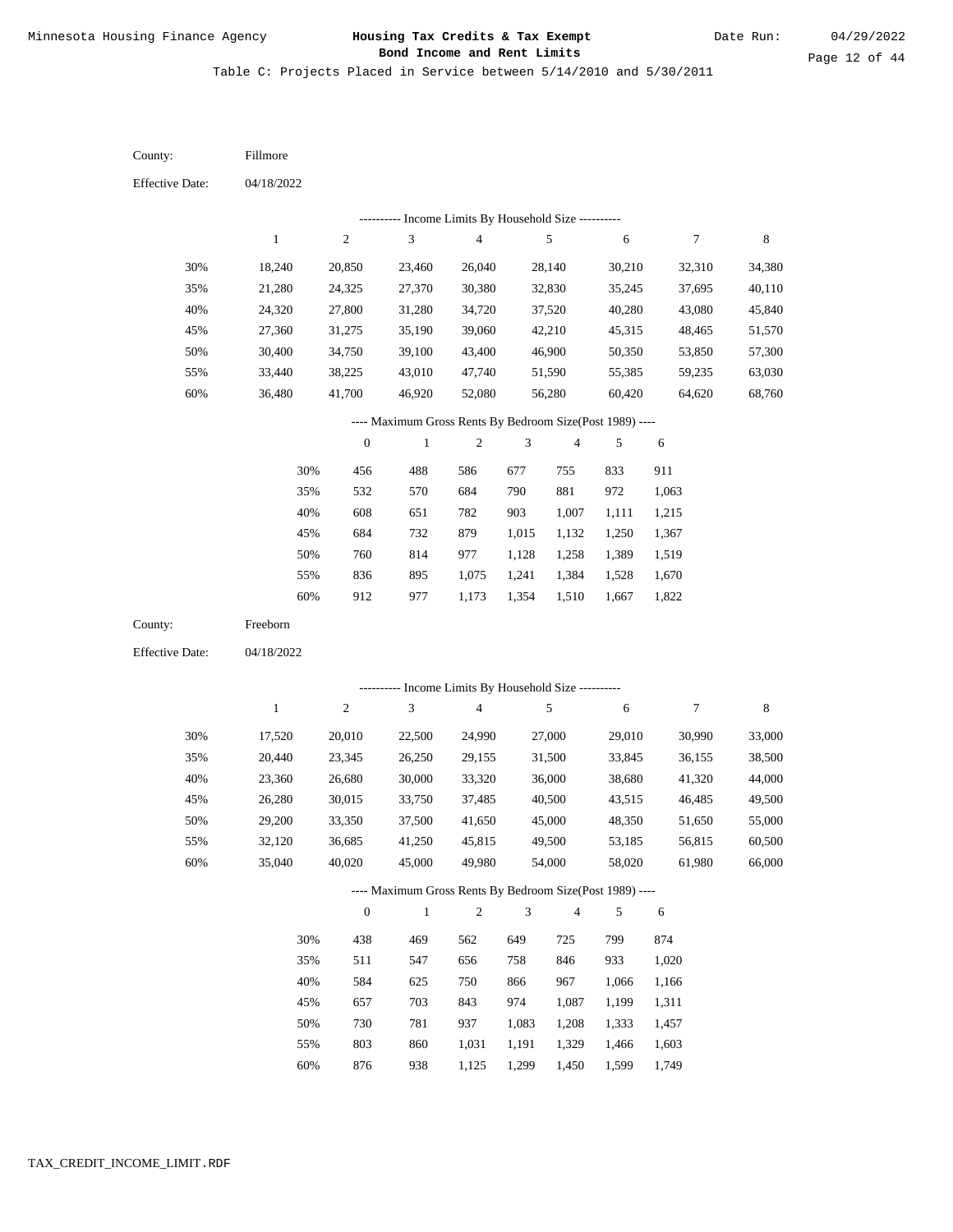Table C: Projects Placed in Service between 5/14/2010 and 5/30/2011

County: Fillmore

Effective Date: 04/18/2022

---------- Income Limits By Household Size ----------

| | 1 | 2 | 3 | 4 | 5 | 6 | 7 | 8 |
|---|---|---|---|---|---|---|---|---|
| 30% | 18,240 | 20,850 | 23,460 | 26,040 | 28,140 | 30,210 | 32,310 | 34,380 |
| 35% | 21,280 | 24,325 | 27,370 | 30,380 | 32,830 | 35,245 | 37,695 | 40,110 |
| 40% | 24,320 | 27,800 | 31,280 | 34,720 | 37,520 | 40,280 | 43,080 | 45,840 |
| 45% | 27,360 | 31,275 | 35,190 | 39,060 | 42,210 | 45,315 | 48,465 | 51,570 |
| 50% | 30,400 | 34,750 | 39,100 | 43,400 | 46,900 | 50,350 | 53,850 | 57,300 |
| 55% | 33,440 | 38,225 | 43,010 | 47,740 | 51,590 | 55,385 | 59,235 | 63,030 |
| 60% | 36,480 | 41,700 | 46,920 | 52,080 | 56,280 | 60,420 | 64,620 | 68,760 |

---- Maximum Gross Rents By Bedroom Size(Post 1989) ----

| | 0 | 1 | 2 | 3 | 4 | 5 | 6 |
|---|---|---|---|---|---|---|---|
| 30% | 456 | 488 | 586 | 677 | 755 | 833 | 911 |
| 35% | 532 | 570 | 684 | 790 | 881 | 972 | 1,063 |
| 40% | 608 | 651 | 782 | 903 | 1,007 | 1,111 | 1,215 |
| 45% | 684 | 732 | 879 | 1,015 | 1,132 | 1,250 | 1,367 |
| 50% | 760 | 814 | 977 | 1,128 | 1,258 | 1,389 | 1,519 |
| 55% | 836 | 895 | 1,075 | 1,241 | 1,384 | 1,528 | 1,670 |
| 60% | 912 | 977 | 1,173 | 1,354 | 1,510 | 1,667 | 1,822 |

County: Freeborn

Effective Date: 04/18/2022

---------- Income Limits By Household Size ----------

| | 1 | 2 | 3 | 4 | 5 | 6 | 7 | 8 |
|---|---|---|---|---|---|---|---|---|
| 30% | 17,520 | 20,010 | 22,500 | 24,990 | 27,000 | 29,010 | 30,990 | 33,000 |
| 35% | 20,440 | 23,345 | 26,250 | 29,155 | 31,500 | 33,845 | 36,155 | 38,500 |
| 40% | 23,360 | 26,680 | 30,000 | 33,320 | 36,000 | 38,680 | 41,320 | 44,000 |
| 45% | 26,280 | 30,015 | 33,750 | 37,485 | 40,500 | 43,515 | 46,485 | 49,500 |
| 50% | 29,200 | 33,350 | 37,500 | 41,650 | 45,000 | 48,350 | 51,650 | 55,000 |
| 55% | 32,120 | 36,685 | 41,250 | 45,815 | 49,500 | 53,185 | 56,815 | 60,500 |
| 60% | 35,040 | 40,020 | 45,000 | 49,980 | 54,000 | 58,020 | 61,980 | 66,000 |

---- Maximum Gross Rents By Bedroom Size(Post 1989) ----

| | 0 | 1 | 2 | 3 | 4 | 5 | 6 |
|---|---|---|---|---|---|---|---|
| 30% | 438 | 469 | 562 | 649 | 725 | 799 | 874 |
| 35% | 511 | 547 | 656 | 758 | 846 | 933 | 1,020 |
| 40% | 584 | 625 | 750 | 866 | 967 | 1,066 | 1,166 |
| 45% | 657 | 703 | 843 | 974 | 1,087 | 1,199 | 1,311 |
| 50% | 730 | 781 | 937 | 1,083 | 1,208 | 1,333 | 1,457 |
| 55% | 803 | 860 | 1,031 | 1,191 | 1,329 | 1,466 | 1,603 |
| 60% | 876 | 938 | 1,125 | 1,299 | 1,450 | 1,599 | 1,749 |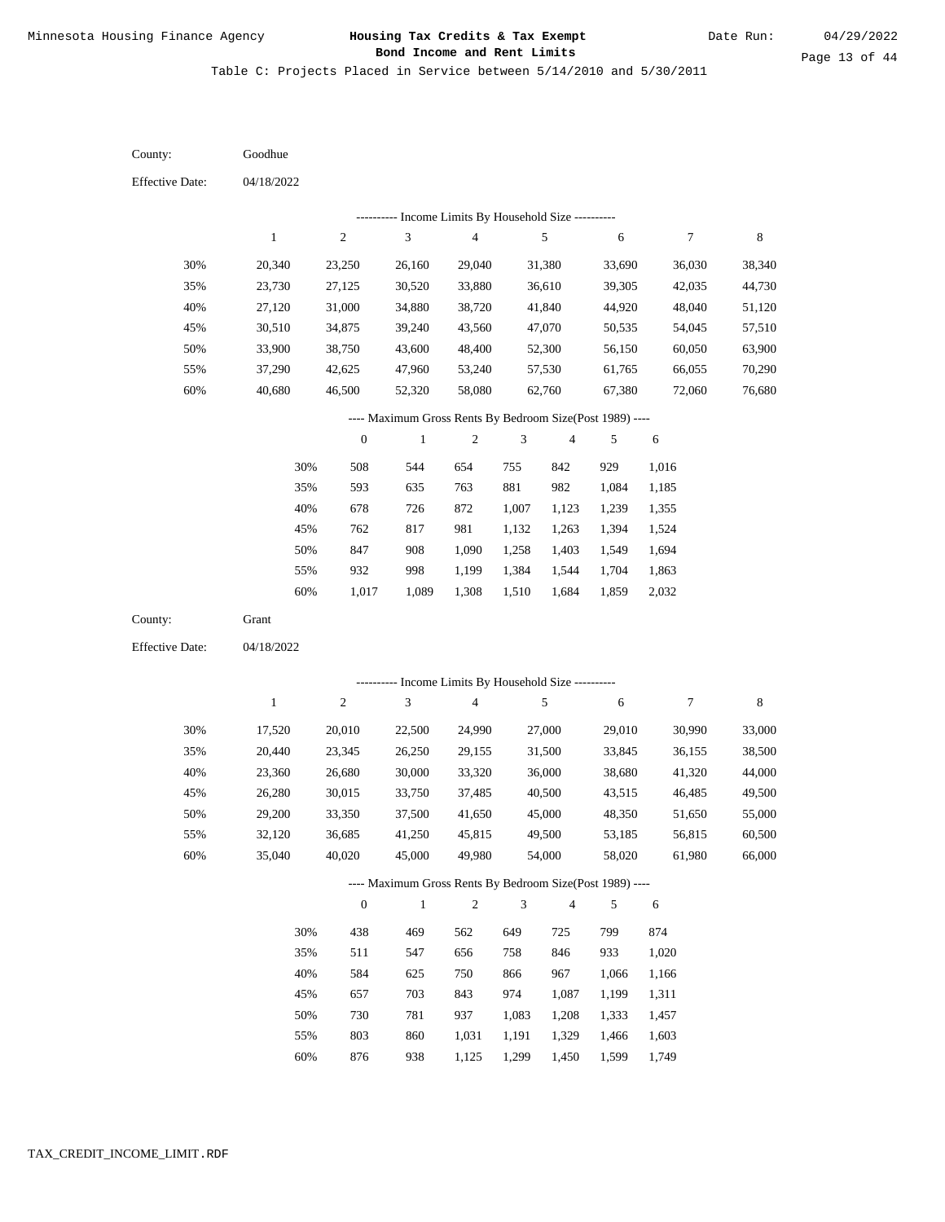Minnesota Housing Finance Agency

**Housing Tax Credits & Tax Exempt Bond Income and Rent Limits**

Date Run: 04/29/2022

Table C: Projects Placed in Service between 5/14/2010 and 5/30/2011

County: Goodhue

Effective Date: 04/18/2022

---------- Income Limits By Household Size ----------

| | 1 | 2 | 3 | 4 | 5 | 6 | 7 | 8 |
|---|---|---|---|---|---|---|---|---|
| 30% | 20,340 | 23,250 | 26,160 | 29,040 | 31,380 | 33,690 | 36,030 | 38,340 |
| 35% | 23,730 | 27,125 | 30,520 | 33,880 | 36,610 | 39,305 | 42,035 | 44,730 |
| 40% | 27,120 | 31,000 | 34,880 | 38,720 | 41,840 | 44,920 | 48,040 | 51,120 |
| 45% | 30,510 | 34,875 | 39,240 | 43,560 | 47,070 | 50,535 | 54,045 | 57,510 |
| 50% | 33,900 | 38,750 | 43,600 | 48,400 | 52,300 | 56,150 | 60,050 | 63,900 |
| 55% | 37,290 | 42,625 | 47,960 | 53,240 | 57,530 | 61,765 | 66,055 | 70,290 |
| 60% | 40,680 | 46,500 | 52,320 | 58,080 | 62,760 | 67,380 | 72,060 | 76,680 |

---- Maximum Gross Rents By Bedroom Size(Post 1989) ----

| | 0 | 1 | 2 | 3 | 4 | 5 | 6 |
|---|---|---|---|---|---|---|---|
| 30% | 508 | 544 | 654 | 755 | 842 | 929 | 1,016 |
| 35% | 593 | 635 | 763 | 881 | 982 | 1,084 | 1,185 |
| 40% | 678 | 726 | 872 | 1,007 | 1,123 | 1,239 | 1,355 |
| 45% | 762 | 817 | 981 | 1,132 | 1,263 | 1,394 | 1,524 |
| 50% | 847 | 908 | 1,090 | 1,258 | 1,403 | 1,549 | 1,694 |
| 55% | 932 | 998 | 1,199 | 1,384 | 1,544 | 1,704 | 1,863 |
| 60% | 1,017 | 1,089 | 1,308 | 1,510 | 1,684 | 1,859 | 2,032 |

County: Grant

Effective Date: 04/18/2022

---------- Income Limits By Household Size ----------

| | 1 | 2 | 3 | 4 | 5 | 6 | 7 | 8 |
|---|---|---|---|---|---|---|---|---|
| 30% | 17,520 | 20,010 | 22,500 | 24,990 | 27,000 | 29,010 | 30,990 | 33,000 |
| 35% | 20,440 | 23,345 | 26,250 | 29,155 | 31,500 | 33,845 | 36,155 | 38,500 |
| 40% | 23,360 | 26,680 | 30,000 | 33,320 | 36,000 | 38,680 | 41,320 | 44,000 |
| 45% | 26,280 | 30,015 | 33,750 | 37,485 | 40,500 | 43,515 | 46,485 | 49,500 |
| 50% | 29,200 | 33,350 | 37,500 | 41,650 | 45,000 | 48,350 | 51,650 | 55,000 |
| 55% | 32,120 | 36,685 | 41,250 | 45,815 | 49,500 | 53,185 | 56,815 | 60,500 |
| 60% | 35,040 | 40,020 | 45,000 | 49,980 | 54,000 | 58,020 | 61,980 | 66,000 |

---- Maximum Gross Rents By Bedroom Size(Post 1989) ----

| | 0 | 1 | 2 | 3 | 4 | 5 | 6 |
|---|---|---|---|---|---|---|---|
| 30% | 438 | 469 | 562 | 649 | 725 | 799 | 874 |
| 35% | 511 | 547 | 656 | 758 | 846 | 933 | 1,020 |
| 40% | 584 | 625 | 750 | 866 | 967 | 1,066 | 1,166 |
| 45% | 657 | 703 | 843 | 974 | 1,087 | 1,199 | 1,311 |
| 50% | 730 | 781 | 937 | 1,083 | 1,208 | 1,333 | 1,457 |
| 55% | 803 | 860 | 1,031 | 1,191 | 1,329 | 1,466 | 1,603 |
| 60% | 876 | 938 | 1,125 | 1,299 | 1,450 | 1,599 | 1,749 |

TAX_CREDIT_INCOME_LIMIT.RDF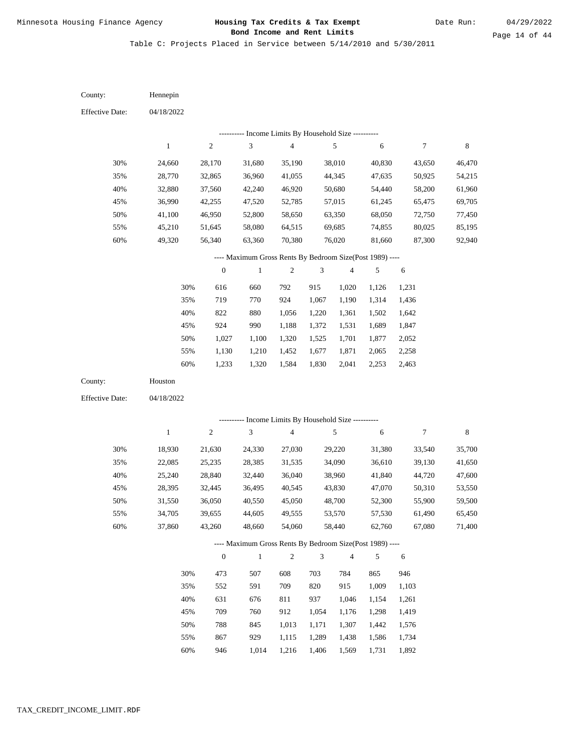Minnesota Housing Finance Agency

# Housing Tax Credits & Tax Exempt Bond Income and Rent Limits

Date Run: 04/29/2022

Table C: Projects Placed in Service between 5/14/2010 and 5/30/2011

County: Hennepin

Effective Date: 04/18/2022

---------- Income Limits By Household Size ----------

| | 1 | 2 | 3 | 4 | 5 | 6 | 7 | 8 |
|---|---|---|---|---|---|---|---|---|
| 30% | 24,660 | 28,170 | 31,680 | 35,190 | 38,010 | 40,830 | 43,650 | 46,470 |
| 35% | 28,770 | 32,865 | 36,960 | 41,055 | 44,345 | 47,635 | 50,925 | 54,215 |
| 40% | 32,880 | 37,560 | 42,240 | 46,920 | 50,680 | 54,440 | 58,200 | 61,960 |
| 45% | 36,990 | 42,255 | 47,520 | 52,785 | 57,015 | 61,245 | 65,475 | 69,705 |
| 50% | 41,100 | 46,950 | 52,800 | 58,650 | 63,350 | 68,050 | 72,750 | 77,450 |
| 55% | 45,210 | 51,645 | 58,080 | 64,515 | 69,685 | 74,855 | 80,025 | 85,195 |
| 60% | 49,320 | 56,340 | 63,360 | 70,380 | 76,020 | 81,660 | 87,300 | 92,940 |

---- Maximum Gross Rents By Bedroom Size(Post 1989) ----

| | 0 | 1 | 2 | 3 | 4 | 5 | 6 |
|---|---|---|---|---|---|---|---|
| 30% | 616 | 660 | 792 | 915 | 1,020 | 1,126 | 1,231 |
| 35% | 719 | 770 | 924 | 1,067 | 1,190 | 1,314 | 1,436 |
| 40% | 822 | 880 | 1,056 | 1,220 | 1,361 | 1,502 | 1,642 |
| 45% | 924 | 990 | 1,188 | 1,372 | 1,531 | 1,689 | 1,847 |
| 50% | 1,027 | 1,100 | 1,320 | 1,525 | 1,701 | 1,877 | 2,052 |
| 55% | 1,130 | 1,210 | 1,452 | 1,677 | 1,871 | 2,065 | 2,258 |
| 60% | 1,233 | 1,320 | 1,584 | 1,830 | 2,041 | 2,253 | 2,463 |

County: Houston

Effective Date: 04/18/2022

---------- Income Limits By Household Size ----------

| | 1 | 2 | 3 | 4 | 5 | 6 | 7 | 8 |
|---|---|---|---|---|---|---|---|---|
| 30% | 18,930 | 21,630 | 24,330 | 27,030 | 29,220 | 31,380 | 33,540 | 35,700 |
| 35% | 22,085 | 25,235 | 28,385 | 31,535 | 34,090 | 36,610 | 39,130 | 41,650 |
| 40% | 25,240 | 28,840 | 32,440 | 36,040 | 38,960 | 41,840 | 44,720 | 47,600 |
| 45% | 28,395 | 32,445 | 36,495 | 40,545 | 43,830 | 47,070 | 50,310 | 53,550 |
| 50% | 31,550 | 36,050 | 40,550 | 45,050 | 48,700 | 52,300 | 55,900 | 59,500 |
| 55% | 34,705 | 39,655 | 44,605 | 49,555 | 53,570 | 57,530 | 61,490 | 65,450 |
| 60% | 37,860 | 43,260 | 48,660 | 54,060 | 58,440 | 62,760 | 67,080 | 71,400 |

---- Maximum Gross Rents By Bedroom Size(Post 1989) ----

| | 0 | 1 | 2 | 3 | 4 | 5 | 6 |
|---|---|---|---|---|---|---|---|
| 30% | 473 | 507 | 608 | 703 | 784 | 865 | 946 |
| 35% | 552 | 591 | 709 | 820 | 915 | 1,009 | 1,103 |
| 40% | 631 | 676 | 811 | 937 | 1,046 | 1,154 | 1,261 |
| 45% | 709 | 760 | 912 | 1,054 | 1,176 | 1,298 | 1,419 |
| 50% | 788 | 845 | 1,013 | 1,171 | 1,307 | 1,442 | 1,576 |
| 55% | 867 | 929 | 1,115 | 1,289 | 1,438 | 1,586 | 1,734 |
| 60% | 946 | 1,014 | 1,216 | 1,406 | 1,569 | 1,731 | 1,892 |

TAX_CREDIT_INCOME_LIMIT.RDF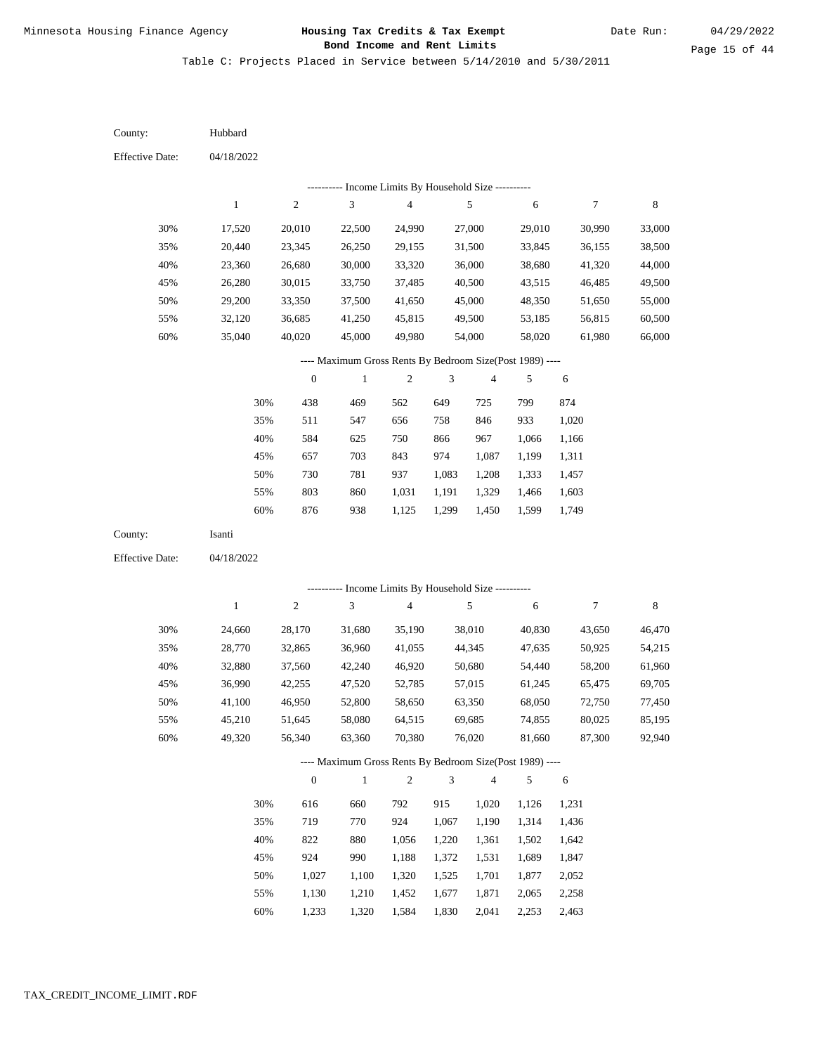Minnesota Housing Finance Agency

**Housing Tax Credits & Tax Exempt Bond Income and Rent Limits**

Date Run: 04/29/2022

Table C: Projects Placed in Service between 5/14/2010 and 5/30/2011

County: Hubbard

Effective Date: 04/18/2022

---------- Income Limits By Household Size ----------

| | 1 | 2 | 3 | 4 | 5 | 6 | 7 | 8 |
|---|---|---|---|---|---|---|---|---|
| 30% | 17,520 | 20,010 | 22,500 | 24,990 | 27,000 | 29,010 | 30,990 | 33,000 |
| 35% | 20,440 | 23,345 | 26,250 | 29,155 | 31,500 | 33,845 | 36,155 | 38,500 |
| 40% | 23,360 | 26,680 | 30,000 | 33,320 | 36,000 | 38,680 | 41,320 | 44,000 |
| 45% | 26,280 | 30,015 | 33,750 | 37,485 | 40,500 | 43,515 | 46,485 | 49,500 |
| 50% | 29,200 | 33,350 | 37,500 | 41,650 | 45,000 | 48,350 | 51,650 | 55,000 |
| 55% | 32,120 | 36,685 | 41,250 | 45,815 | 49,500 | 53,185 | 56,815 | 60,500 |
| 60% | 35,040 | 40,020 | 45,000 | 49,980 | 54,000 | 58,020 | 61,980 | 66,000 |

---- Maximum Gross Rents By Bedroom Size(Post 1989) ----

| | 0 | 1 | 2 | 3 | 4 | 5 | 6 |
|---|---|---|---|---|---|---|---|
| 30% | 438 | 469 | 562 | 649 | 725 | 799 | 874 |
| 35% | 511 | 547 | 656 | 758 | 846 | 933 | 1,020 |
| 40% | 584 | 625 | 750 | 866 | 967 | 1,066 | 1,166 |
| 45% | 657 | 703 | 843 | 974 | 1,087 | 1,199 | 1,311 |
| 50% | 730 | 781 | 937 | 1,083 | 1,208 | 1,333 | 1,457 |
| 55% | 803 | 860 | 1,031 | 1,191 | 1,329 | 1,466 | 1,603 |
| 60% | 876 | 938 | 1,125 | 1,299 | 1,450 | 1,599 | 1,749 |

County: Isanti

Effective Date: 04/18/2022

---------- Income Limits By Household Size ----------

| | 1 | 2 | 3 | 4 | 5 | 6 | 7 | 8 |
|---|---|---|---|---|---|---|---|---|
| 30% | 24,660 | 28,170 | 31,680 | 35,190 | 38,010 | 40,830 | 43,650 | 46,470 |
| 35% | 28,770 | 32,865 | 36,960 | 41,055 | 44,345 | 47,635 | 50,925 | 54,215 |
| 40% | 32,880 | 37,560 | 42,240 | 46,920 | 50,680 | 54,440 | 58,200 | 61,960 |
| 45% | 36,990 | 42,255 | 47,520 | 52,785 | 57,015 | 61,245 | 65,475 | 69,705 |
| 50% | 41,100 | 46,950 | 52,800 | 58,650 | 63,350 | 68,050 | 72,750 | 77,450 |
| 55% | 45,210 | 51,645 | 58,080 | 64,515 | 69,685 | 74,855 | 80,025 | 85,195 |
| 60% | 49,320 | 56,340 | 63,360 | 70,380 | 76,020 | 81,660 | 87,300 | 92,940 |

---- Maximum Gross Rents By Bedroom Size(Post 1989) ----

| | 0 | 1 | 2 | 3 | 4 | 5 | 6 |
|---|---|---|---|---|---|---|---|
| 30% | 616 | 660 | 792 | 915 | 1,020 | 1,126 | 1,231 |
| 35% | 719 | 770 | 924 | 1,067 | 1,190 | 1,314 | 1,436 |
| 40% | 822 | 880 | 1,056 | 1,220 | 1,361 | 1,502 | 1,642 |
| 45% | 924 | 990 | 1,188 | 1,372 | 1,531 | 1,689 | 1,847 |
| 50% | 1,027 | 1,100 | 1,320 | 1,525 | 1,701 | 1,877 | 2,052 |
| 55% | 1,130 | 1,210 | 1,452 | 1,677 | 1,871 | 2,065 | 2,258 |
| 60% | 1,233 | 1,320 | 1,584 | 1,830 | 2,041 | 2,253 | 2,463 |

TAX_CREDIT_INCOME_LIMIT.RDF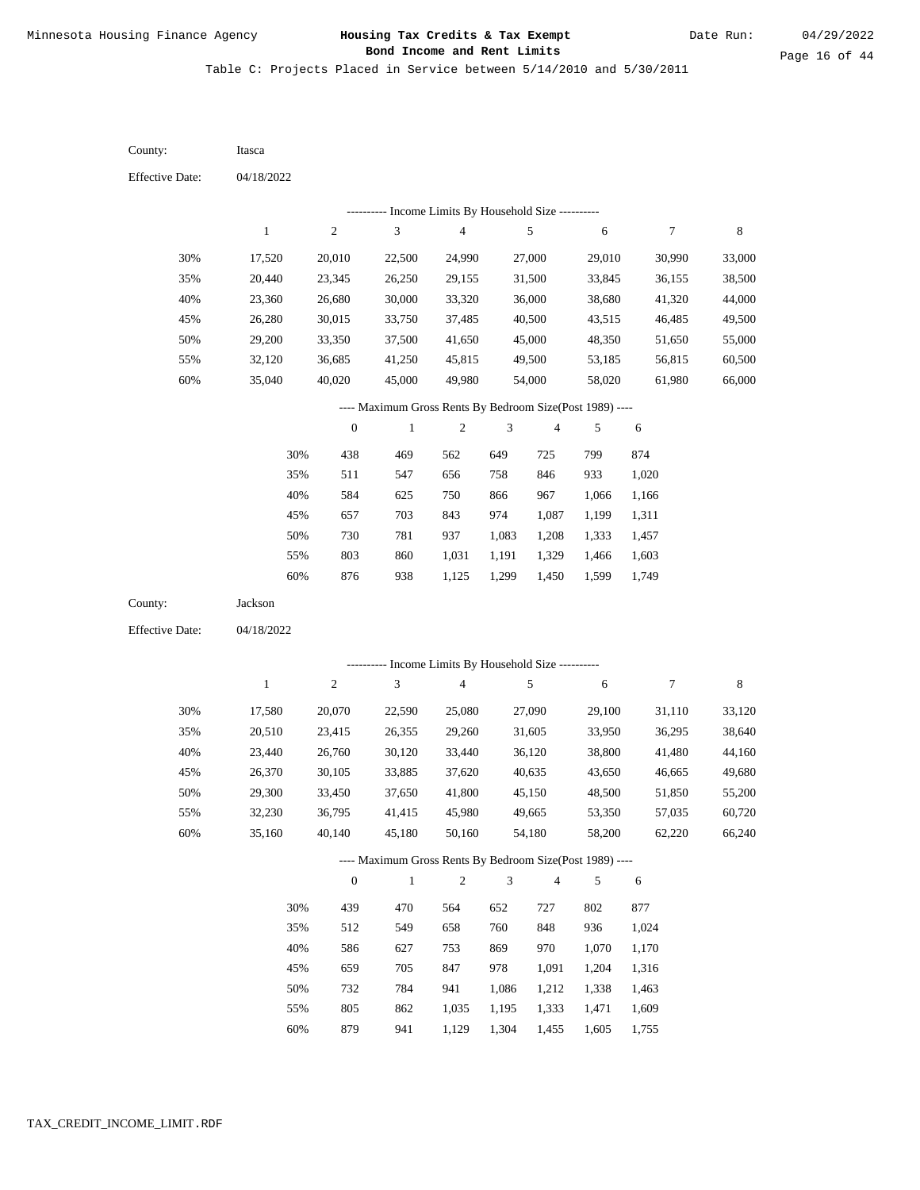Minnesota Housing Finance Agency

**Housing Tax Credits & Tax Exempt Bond Income and Rent Limits**

Date Run: 04/29/2022

Table C: Projects Placed in Service between 5/14/2010 and 5/30/2011

County: Itasca

Effective Date: 04/18/2022

---------- Income Limits By Household Size ----------

| | 1 | 2 | 3 | 4 | 5 | 6 | 7 | 8 |
|---|---|---|---|---|---|---|---|---|
| 30% | 17,520 | 20,010 | 22,500 | 24,990 | 27,000 | 29,010 | 30,990 | 33,000 |
| 35% | 20,440 | 23,345 | 26,250 | 29,155 | 31,500 | 33,845 | 36,155 | 38,500 |
| 40% | 23,360 | 26,680 | 30,000 | 33,320 | 36,000 | 38,680 | 41,320 | 44,000 |
| 45% | 26,280 | 30,015 | 33,750 | 37,485 | 40,500 | 43,515 | 46,485 | 49,500 |
| 50% | 29,200 | 33,350 | 37,500 | 41,650 | 45,000 | 48,350 | 51,650 | 55,000 |
| 55% | 32,120 | 36,685 | 41,250 | 45,815 | 49,500 | 53,185 | 56,815 | 60,500 |
| 60% | 35,040 | 40,020 | 45,000 | 49,980 | 54,000 | 58,020 | 61,980 | 66,000 |

---- Maximum Gross Rents By Bedroom Size(Post 1989) ----

| | 0 | 1 | 2 | 3 | 4 | 5 | 6 |
|---|---|---|---|---|---|---|---|
| 30% | 438 | 469 | 562 | 649 | 725 | 799 | 874 |
| 35% | 511 | 547 | 656 | 758 | 846 | 933 | 1,020 |
| 40% | 584 | 625 | 750 | 866 | 967 | 1,066 | 1,166 |
| 45% | 657 | 703 | 843 | 974 | 1,087 | 1,199 | 1,311 |
| 50% | 730 | 781 | 937 | 1,083 | 1,208 | 1,333 | 1,457 |
| 55% | 803 | 860 | 1,031 | 1,191 | 1,329 | 1,466 | 1,603 |
| 60% | 876 | 938 | 1,125 | 1,299 | 1,450 | 1,599 | 1,749 |

County: Jackson

Effective Date: 04/18/2022

---------- Income Limits By Household Size ----------

| | 1 | 2 | 3 | 4 | 5 | 6 | 7 | 8 |
|---|---|---|---|---|---|---|---|---|
| 30% | 17,580 | 20,070 | 22,590 | 25,080 | 27,090 | 29,100 | 31,110 | 33,120 |
| 35% | 20,510 | 23,415 | 26,355 | 29,260 | 31,605 | 33,950 | 36,295 | 38,640 |
| 40% | 23,440 | 26,760 | 30,120 | 33,440 | 36,120 | 38,800 | 41,480 | 44,160 |
| 45% | 26,370 | 30,105 | 33,885 | 37,620 | 40,635 | 43,650 | 46,665 | 49,680 |
| 50% | 29,300 | 33,450 | 37,650 | 41,800 | 45,150 | 48,500 | 51,850 | 55,200 |
| 55% | 32,230 | 36,795 | 41,415 | 45,980 | 49,665 | 53,350 | 57,035 | 60,720 |
| 60% | 35,160 | 40,140 | 45,180 | 50,160 | 54,180 | 58,200 | 62,220 | 66,240 |

---- Maximum Gross Rents By Bedroom Size(Post 1989) ----

| | 0 | 1 | 2 | 3 | 4 | 5 | 6 |
|---|---|---|---|---|---|---|---|
| 30% | 439 | 470 | 564 | 652 | 727 | 802 | 877 |
| 35% | 512 | 549 | 658 | 760 | 848 | 936 | 1,024 |
| 40% | 586 | 627 | 753 | 869 | 970 | 1,070 | 1,170 |
| 45% | 659 | 705 | 847 | 978 | 1,091 | 1,204 | 1,316 |
| 50% | 732 | 784 | 941 | 1,086 | 1,212 | 1,338 | 1,463 |
| 55% | 805 | 862 | 1,035 | 1,195 | 1,333 | 1,471 | 1,609 |
| 60% | 879 | 941 | 1,129 | 1,304 | 1,455 | 1,605 | 1,755 |

TAX_CREDIT_INCOME_LIMIT.RDF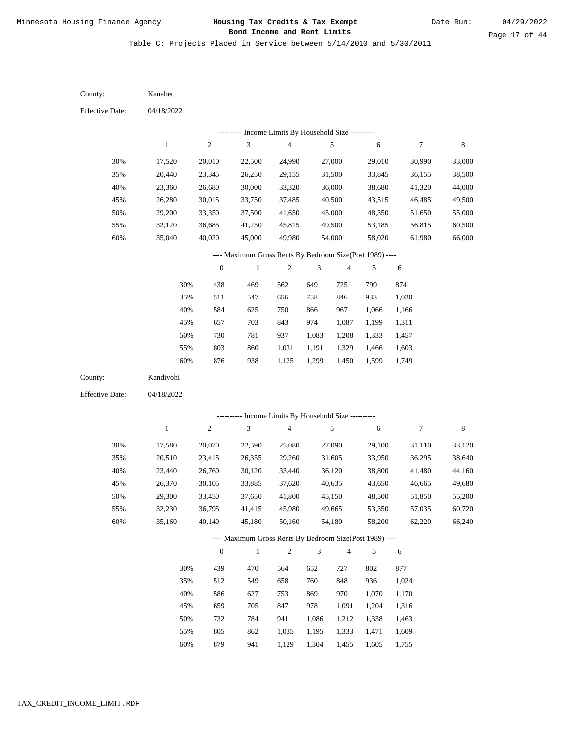Minnesota Housing Finance Agency

# Housing Tax Credits & Tax Exempt Bond Income and Rent Limits

Date Run: 04/29/2022

Table C: Projects Placed in Service between 5/14/2010 and 5/30/2011

County: Kanabec

Effective Date: 04/18/2022

---------- Income Limits By Household Size ----------

| | 1 | 2 | 3 | 4 | 5 | 6 | 7 | 8 |
|---|---|---|---|---|---|---|---|---|
| 30% | 17,520 | 20,010 | 22,500 | 24,990 | 27,000 | 29,010 | 30,990 | 33,000 |
| 35% | 20,440 | 23,345 | 26,250 | 29,155 | 31,500 | 33,845 | 36,155 | 38,500 |
| 40% | 23,360 | 26,680 | 30,000 | 33,320 | 36,000 | 38,680 | 41,320 | 44,000 |
| 45% | 26,280 | 30,015 | 33,750 | 37,485 | 40,500 | 43,515 | 46,485 | 49,500 |
| 50% | 29,200 | 33,350 | 37,500 | 41,650 | 45,000 | 48,350 | 51,650 | 55,000 |
| 55% | 32,120 | 36,685 | 41,250 | 45,815 | 49,500 | 53,185 | 56,815 | 60,500 |
| 60% | 35,040 | 40,020 | 45,000 | 49,980 | 54,000 | 58,020 | 61,980 | 66,000 |

---- Maximum Gross Rents By Bedroom Size(Post 1989) ----

| | 0 | 1 | 2 | 3 | 4 | 5 | 6 |
|---|---|---|---|---|---|---|---|
| 30% | 438 | 469 | 562 | 649 | 725 | 799 | 874 |
| 35% | 511 | 547 | 656 | 758 | 846 | 933 | 1,020 |
| 40% | 584 | 625 | 750 | 866 | 967 | 1,066 | 1,166 |
| 45% | 657 | 703 | 843 | 974 | 1,087 | 1,199 | 1,311 |
| 50% | 730 | 781 | 937 | 1,083 | 1,208 | 1,333 | 1,457 |
| 55% | 803 | 860 | 1,031 | 1,191 | 1,329 | 1,466 | 1,603 |
| 60% | 876 | 938 | 1,125 | 1,299 | 1,450 | 1,599 | 1,749 |

County: Kandiyohi

Effective Date: 04/18/2022

---------- Income Limits By Household Size ----------

| | 1 | 2 | 3 | 4 | 5 | 6 | 7 | 8 |
|---|---|---|---|---|---|---|---|---|
| 30% | 17,580 | 20,070 | 22,590 | 25,080 | 27,090 | 29,100 | 31,110 | 33,120 |
| 35% | 20,510 | 23,415 | 26,355 | 29,260 | 31,605 | 33,950 | 36,295 | 38,640 |
| 40% | 23,440 | 26,760 | 30,120 | 33,440 | 36,120 | 38,800 | 41,480 | 44,160 |
| 45% | 26,370 | 30,105 | 33,885 | 37,620 | 40,635 | 43,650 | 46,665 | 49,680 |
| 50% | 29,300 | 33,450 | 37,650 | 41,800 | 45,150 | 48,500 | 51,850 | 55,200 |
| 55% | 32,230 | 36,795 | 41,415 | 45,980 | 49,665 | 53,350 | 57,035 | 60,720 |
| 60% | 35,160 | 40,140 | 45,180 | 50,160 | 54,180 | 58,200 | 62,220 | 66,240 |

---- Maximum Gross Rents By Bedroom Size(Post 1989) ----

| | 0 | 1 | 2 | 3 | 4 | 5 | 6 |
|---|---|---|---|---|---|---|---|
| 30% | 439 | 470 | 564 | 652 | 727 | 802 | 877 |
| 35% | 512 | 549 | 658 | 760 | 848 | 936 | 1,024 |
| 40% | 586 | 627 | 753 | 869 | 970 | 1,070 | 1,170 |
| 45% | 659 | 705 | 847 | 978 | 1,091 | 1,204 | 1,316 |
| 50% | 732 | 784 | 941 | 1,086 | 1,212 | 1,338 | 1,463 |
| 55% | 805 | 862 | 1,035 | 1,195 | 1,333 | 1,471 | 1,609 |
| 60% | 879 | 941 | 1,129 | 1,304 | 1,455 | 1,605 | 1,755 |

TAX_CREDIT_INCOME_LIMIT.RDF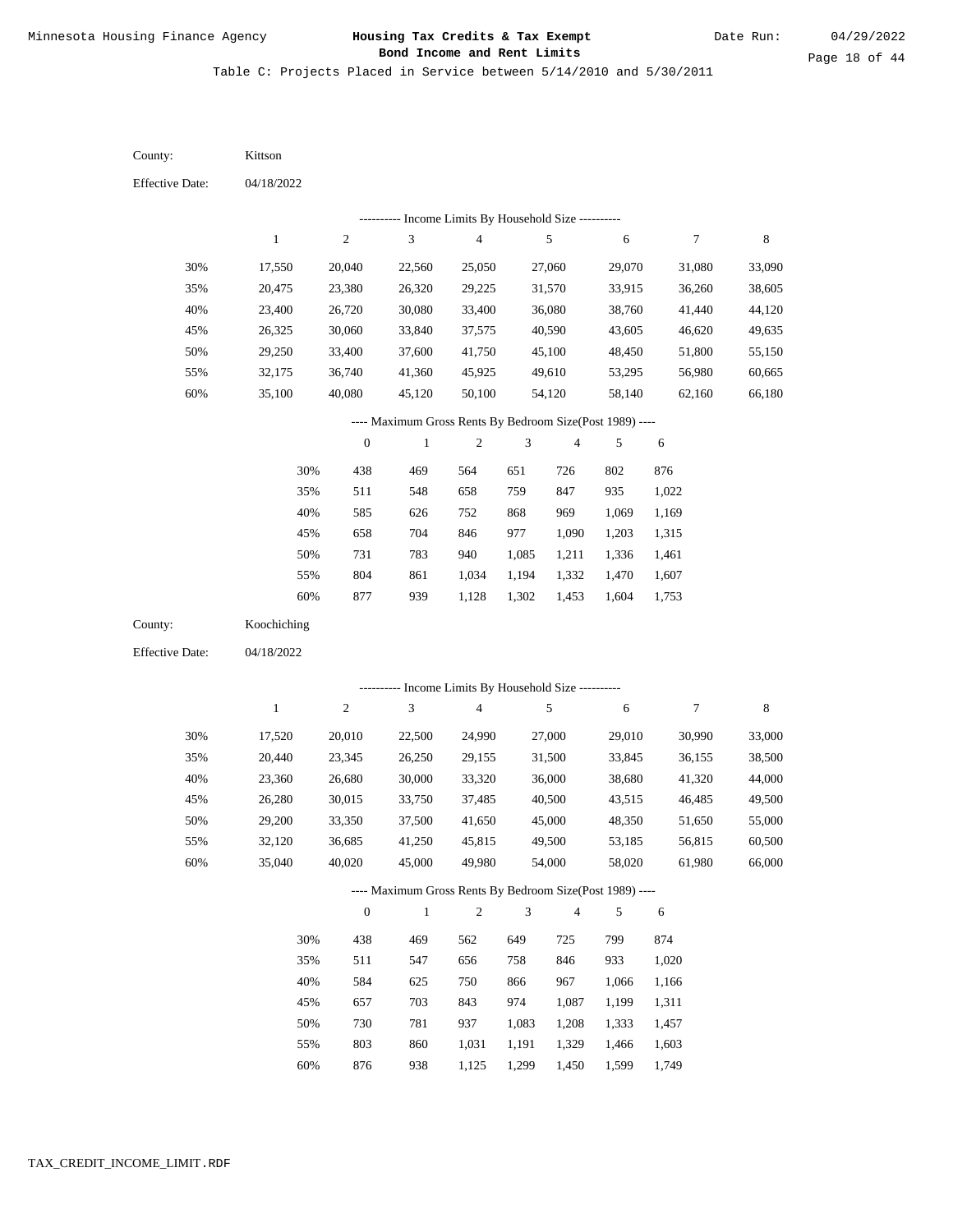Table C: Projects Placed in Service between 5/14/2010 and 5/30/2011

County: Kittson

Effective Date: 04/18/2022

---------- Income Limits By Household Size ----------

| | 1 | 2 | 3 | 4 | 5 | 6 | 7 | 8 |
|---|---|---|---|---|---|---|---|---|
| 30% | 17,550 | 20,040 | 22,560 | 25,050 | 27,060 | 29,070 | 31,080 | 33,090 |
| 35% | 20,475 | 23,380 | 26,320 | 29,225 | 31,570 | 33,915 | 36,260 | 38,605 |
| 40% | 23,400 | 26,720 | 30,080 | 33,400 | 36,080 | 38,760 | 41,440 | 44,120 |
| 45% | 26,325 | 30,060 | 33,840 | 37,575 | 40,590 | 43,605 | 46,620 | 49,635 |
| 50% | 29,250 | 33,400 | 37,600 | 41,750 | 45,100 | 48,450 | 51,800 | 55,150 |
| 55% | 32,175 | 36,740 | 41,360 | 45,925 | 49,610 | 53,295 | 56,980 | 60,665 |
| 60% | 35,100 | 40,080 | 45,120 | 50,100 | 54,120 | 58,140 | 62,160 | 66,180 |

---- Maximum Gross Rents By Bedroom Size(Post 1989) ----

| | 0 | 1 | 2 | 3 | 4 | 5 | 6 |
|---|---|---|---|---|---|---|---|
| 30% | 438 | 469 | 564 | 651 | 726 | 802 | 876 |
| 35% | 511 | 548 | 658 | 759 | 847 | 935 | 1,022 |
| 40% | 585 | 626 | 752 | 868 | 969 | 1,069 | 1,169 |
| 45% | 658 | 704 | 846 | 977 | 1,090 | 1,203 | 1,315 |
| 50% | 731 | 783 | 940 | 1,085 | 1,211 | 1,336 | 1,461 |
| 55% | 804 | 861 | 1,034 | 1,194 | 1,332 | 1,470 | 1,607 |
| 60% | 877 | 939 | 1,128 | 1,302 | 1,453 | 1,604 | 1,753 |

County: Koochiching

Effective Date: 04/18/2022

---------- Income Limits By Household Size ----------

| | 1 | 2 | 3 | 4 | 5 | 6 | 7 | 8 |
|---|---|---|---|---|---|---|---|---|
| 30% | 17,520 | 20,010 | 22,500 | 24,990 | 27,000 | 29,010 | 30,990 | 33,000 |
| 35% | 20,440 | 23,345 | 26,250 | 29,155 | 31,500 | 33,845 | 36,155 | 38,500 |
| 40% | 23,360 | 26,680 | 30,000 | 33,320 | 36,000 | 38,680 | 41,320 | 44,000 |
| 45% | 26,280 | 30,015 | 33,750 | 37,485 | 40,500 | 43,515 | 46,485 | 49,500 |
| 50% | 29,200 | 33,350 | 37,500 | 41,650 | 45,000 | 48,350 | 51,650 | 55,000 |
| 55% | 32,120 | 36,685 | 41,250 | 45,815 | 49,500 | 53,185 | 56,815 | 60,500 |
| 60% | 35,040 | 40,020 | 45,000 | 49,980 | 54,000 | 58,020 | 61,980 | 66,000 |

---- Maximum Gross Rents By Bedroom Size(Post 1989) ----

| | 0 | 1 | 2 | 3 | 4 | 5 | 6 |
|---|---|---|---|---|---|---|---|
| 30% | 438 | 469 | 562 | 649 | 725 | 799 | 874 |
| 35% | 511 | 547 | 656 | 758 | 846 | 933 | 1,020 |
| 40% | 584 | 625 | 750 | 866 | 967 | 1,066 | 1,166 |
| 45% | 657 | 703 | 843 | 974 | 1,087 | 1,199 | 1,311 |
| 50% | 730 | 781 | 937 | 1,083 | 1,208 | 1,333 | 1,457 |
| 55% | 803 | 860 | 1,031 | 1,191 | 1,329 | 1,466 | 1,603 |
| 60% | 876 | 938 | 1,125 | 1,299 | 1,450 | 1,599 | 1,749 |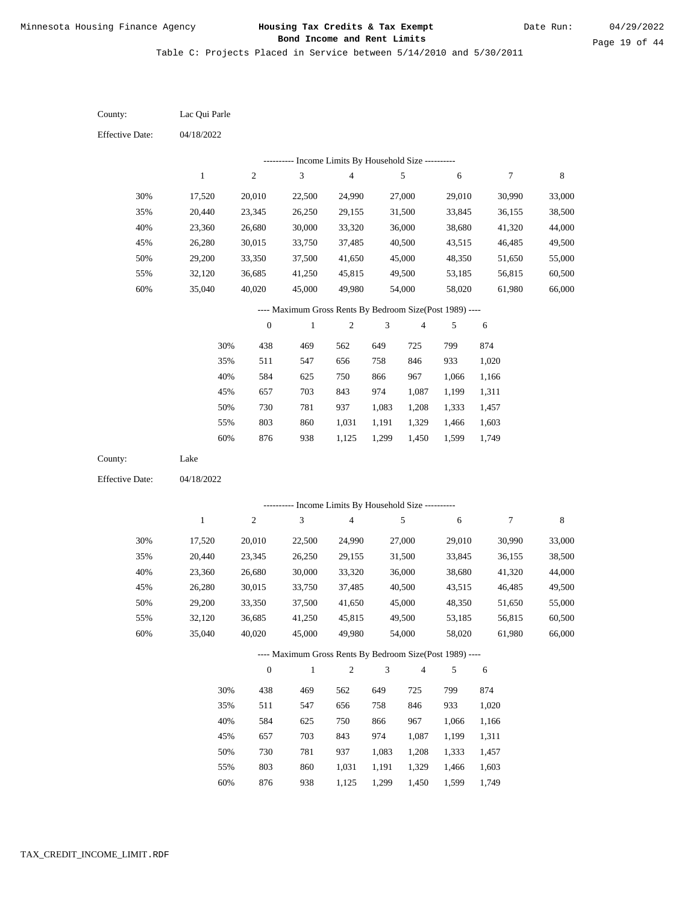Table C: Projects Placed in Service between 5/14/2010 and 5/30/2011

County: Lac Qui Parle

Effective Date: 04/18/2022

---------- Income Limits By Household Size ----------

| | 1 | 2 | 3 | 4 | 5 | 6 | 7 | 8 |
|---|---|---|---|---|---|---|---|---|
| 30% | 17,520 | 20,010 | 22,500 | 24,990 | 27,000 | 29,010 | 30,990 | 33,000 |
| 35% | 20,440 | 23,345 | 26,250 | 29,155 | 31,500 | 33,845 | 36,155 | 38,500 |
| 40% | 23,360 | 26,680 | 30,000 | 33,320 | 36,000 | 38,680 | 41,320 | 44,000 |
| 45% | 26,280 | 30,015 | 33,750 | 37,485 | 40,500 | 43,515 | 46,485 | 49,500 |
| 50% | 29,200 | 33,350 | 37,500 | 41,650 | 45,000 | 48,350 | 51,650 | 55,000 |
| 55% | 32,120 | 36,685 | 41,250 | 45,815 | 49,500 | 53,185 | 56,815 | 60,500 |
| 60% | 35,040 | 40,020 | 45,000 | 49,980 | 54,000 | 58,020 | 61,980 | 66,000 |

---- Maximum Gross Rents By Bedroom Size(Post 1989) ----

| | 0 | 1 | 2 | 3 | 4 | 5 | 6 |
|---|---|---|---|---|---|---|---|
| 30% | 438 | 469 | 562 | 649 | 725 | 799 | 874 |
| 35% | 511 | 547 | 656 | 758 | 846 | 933 | 1,020 |
| 40% | 584 | 625 | 750 | 866 | 967 | 1,066 | 1,166 |
| 45% | 657 | 703 | 843 | 974 | 1,087 | 1,199 | 1,311 |
| 50% | 730 | 781 | 937 | 1,083 | 1,208 | 1,333 | 1,457 |
| 55% | 803 | 860 | 1,031 | 1,191 | 1,329 | 1,466 | 1,603 |
| 60% | 876 | 938 | 1,125 | 1,299 | 1,450 | 1,599 | 1,749 |

County: Lake

Effective Date: 04/18/2022

---------- Income Limits By Household Size ----------

| | 1 | 2 | 3 | 4 | 5 | 6 | 7 | 8 |
|---|---|---|---|---|---|---|---|---|
| 30% | 17,520 | 20,010 | 22,500 | 24,990 | 27,000 | 29,010 | 30,990 | 33,000 |
| 35% | 20,440 | 23,345 | 26,250 | 29,155 | 31,500 | 33,845 | 36,155 | 38,500 |
| 40% | 23,360 | 26,680 | 30,000 | 33,320 | 36,000 | 38,680 | 41,320 | 44,000 |
| 45% | 26,280 | 30,015 | 33,750 | 37,485 | 40,500 | 43,515 | 46,485 | 49,500 |
| 50% | 29,200 | 33,350 | 37,500 | 41,650 | 45,000 | 48,350 | 51,650 | 55,000 |
| 55% | 32,120 | 36,685 | 41,250 | 45,815 | 49,500 | 53,185 | 56,815 | 60,500 |
| 60% | 35,040 | 40,020 | 45,000 | 49,980 | 54,000 | 58,020 | 61,980 | 66,000 |

---- Maximum Gross Rents By Bedroom Size(Post 1989) ----

| | 0 | 1 | 2 | 3 | 4 | 5 | 6 |
|---|---|---|---|---|---|---|---|
| 30% | 438 | 469 | 562 | 649 | 725 | 799 | 874 |
| 35% | 511 | 547 | 656 | 758 | 846 | 933 | 1,020 |
| 40% | 584 | 625 | 750 | 866 | 967 | 1,066 | 1,166 |
| 45% | 657 | 703 | 843 | 974 | 1,087 | 1,199 | 1,311 |
| 50% | 730 | 781 | 937 | 1,083 | 1,208 | 1,333 | 1,457 |
| 55% | 803 | 860 | 1,031 | 1,191 | 1,329 | 1,466 | 1,603 |
| 60% | 876 | 938 | 1,125 | 1,299 | 1,450 | 1,599 | 1,749 |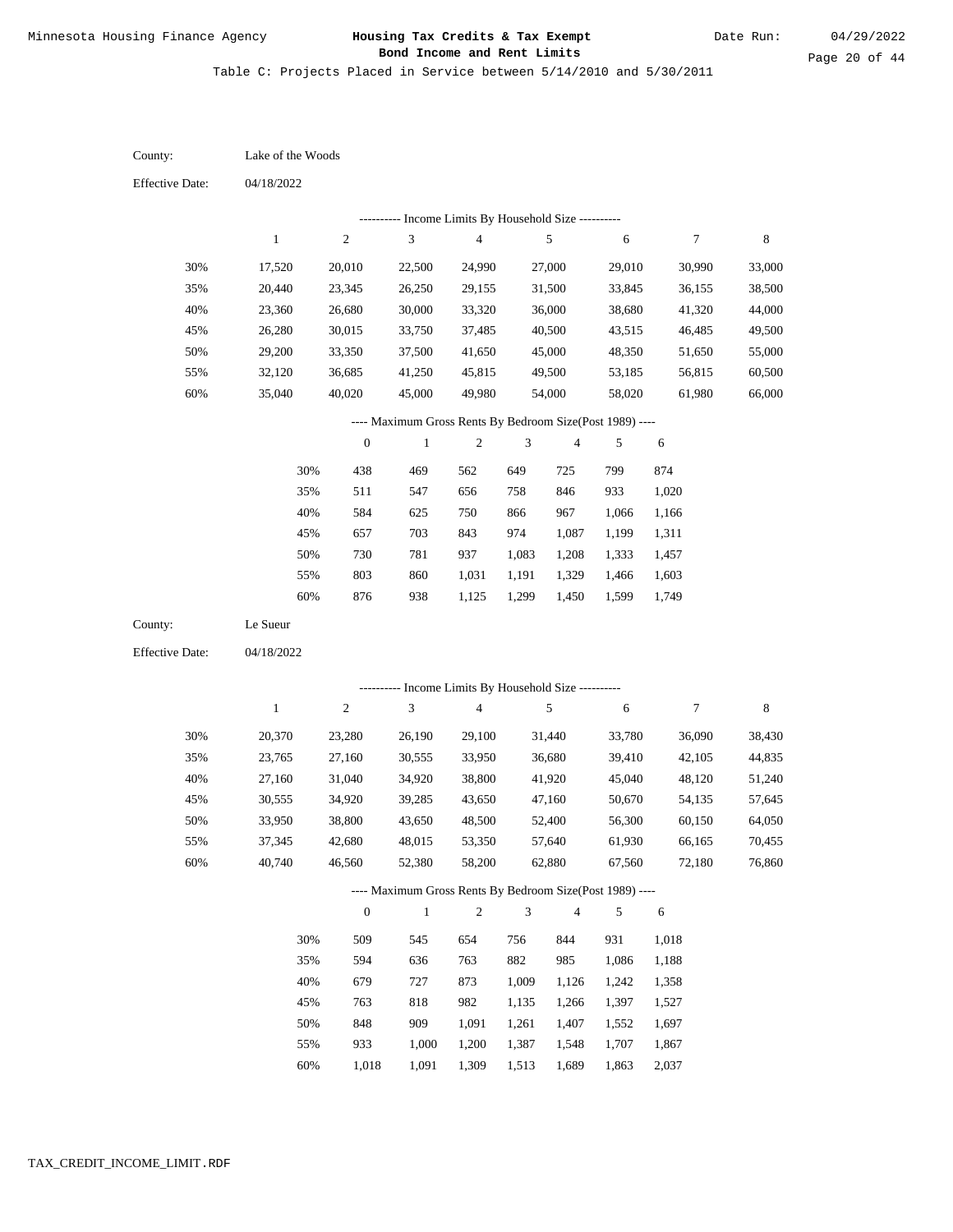Table C: Projects Placed in Service between 5/14/2010 and 5/30/2011

County: Lake of the Woods

Effective Date: 04/18/2022

---------- Income Limits By Household Size ----------

| | 1 | 2 | 3 | 4 | 5 | 6 | 7 | 8 |
|---|---|---|---|---|---|---|---|---|
| 30% | 17,520 | 20,010 | 22,500 | 24,990 | 27,000 | 29,010 | 30,990 | 33,000 |
| 35% | 20,440 | 23,345 | 26,250 | 29,155 | 31,500 | 33,845 | 36,155 | 38,500 |
| 40% | 23,360 | 26,680 | 30,000 | 33,320 | 36,000 | 38,680 | 41,320 | 44,000 |
| 45% | 26,280 | 30,015 | 33,750 | 37,485 | 40,500 | 43,515 | 46,485 | 49,500 |
| 50% | 29,200 | 33,350 | 37,500 | 41,650 | 45,000 | 48,350 | 51,650 | 55,000 |
| 55% | 32,120 | 36,685 | 41,250 | 45,815 | 49,500 | 53,185 | 56,815 | 60,500 |
| 60% | 35,040 | 40,020 | 45,000 | 49,980 | 54,000 | 58,020 | 61,980 | 66,000 |

---- Maximum Gross Rents By Bedroom Size(Post 1989) ----

| | 0 | 1 | 2 | 3 | 4 | 5 | 6 |
|---|---|---|---|---|---|---|---|
| 30% | 438 | 469 | 562 | 649 | 725 | 799 | 874 |
| 35% | 511 | 547 | 656 | 758 | 846 | 933 | 1,020 |
| 40% | 584 | 625 | 750 | 866 | 967 | 1,066 | 1,166 |
| 45% | 657 | 703 | 843 | 974 | 1,087 | 1,199 | 1,311 |
| 50% | 730 | 781 | 937 | 1,083 | 1,208 | 1,333 | 1,457 |
| 55% | 803 | 860 | 1,031 | 1,191 | 1,329 | 1,466 | 1,603 |
| 60% | 876 | 938 | 1,125 | 1,299 | 1,450 | 1,599 | 1,749 |

County: Le Sueur

Effective Date: 04/18/2022

---------- Income Limits By Household Size ----------

| | 1 | 2 | 3 | 4 | 5 | 6 | 7 | 8 |
|---|---|---|---|---|---|---|---|---|
| 30% | 20,370 | 23,280 | 26,190 | 29,100 | 31,440 | 33,780 | 36,090 | 38,430 |
| 35% | 23,765 | 27,160 | 30,555 | 33,950 | 36,680 | 39,410 | 42,105 | 44,835 |
| 40% | 27,160 | 31,040 | 34,920 | 38,800 | 41,920 | 45,040 | 48,120 | 51,240 |
| 45% | 30,555 | 34,920 | 39,285 | 43,650 | 47,160 | 50,670 | 54,135 | 57,645 |
| 50% | 33,950 | 38,800 | 43,650 | 48,500 | 52,400 | 56,300 | 60,150 | 64,050 |
| 55% | 37,345 | 42,680 | 48,015 | 53,350 | 57,640 | 61,930 | 66,165 | 70,455 |
| 60% | 40,740 | 46,560 | 52,380 | 58,200 | 62,880 | 67,560 | 72,180 | 76,860 |

---- Maximum Gross Rents By Bedroom Size(Post 1989) ----

| | 0 | 1 | 2 | 3 | 4 | 5 | 6 |
|---|---|---|---|---|---|---|---|
| 30% | 509 | 545 | 654 | 756 | 844 | 931 | 1,018 |
| 35% | 594 | 636 | 763 | 882 | 985 | 1,086 | 1,188 |
| 40% | 679 | 727 | 873 | 1,009 | 1,126 | 1,242 | 1,358 |
| 45% | 763 | 818 | 982 | 1,135 | 1,266 | 1,397 | 1,527 |
| 50% | 848 | 909 | 1,091 | 1,261 | 1,407 | 1,552 | 1,697 |
| 55% | 933 | 1,000 | 1,200 | 1,387 | 1,548 | 1,707 | 1,867 |
| 60% | 1,018 | 1,091 | 1,309 | 1,513 | 1,689 | 1,863 | 2,037 |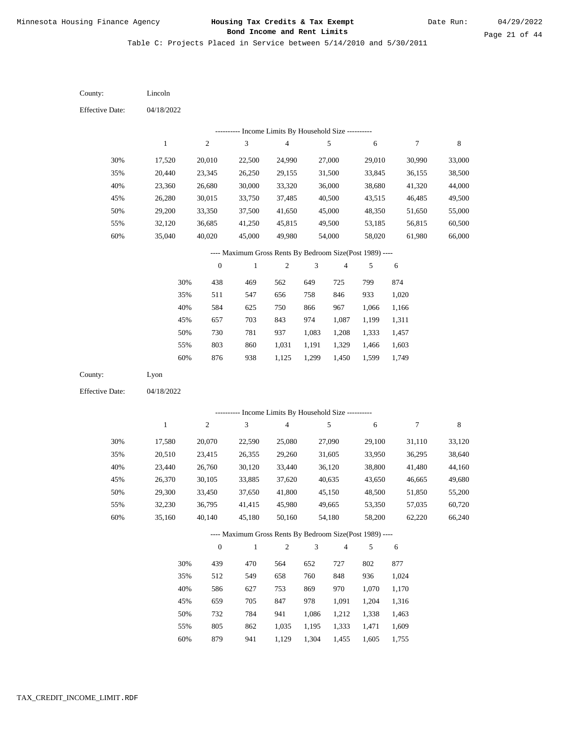Minnesota Housing Finance Agency

# Housing Tax Credits & Tax Exempt Bond Income and Rent Limits

Date Run: 04/29/2022

Table C: Projects Placed in Service between 5/14/2010 and 5/30/2011

County: Lincoln

Effective Date: 04/18/2022

---------- Income Limits By Household Size ----------

| | 1 | 2 | 3 | 4 | 5 | 6 | 7 | 8 |
|---|---|---|---|---|---|---|---|---|
| 30% | 17,520 | 20,010 | 22,500 | 24,990 | 27,000 | 29,010 | 30,990 | 33,000 |
| 35% | 20,440 | 23,345 | 26,250 | 29,155 | 31,500 | 33,845 | 36,155 | 38,500 |
| 40% | 23,360 | 26,680 | 30,000 | 33,320 | 36,000 | 38,680 | 41,320 | 44,000 |
| 45% | 26,280 | 30,015 | 33,750 | 37,485 | 40,500 | 43,515 | 46,485 | 49,500 |
| 50% | 29,200 | 33,350 | 37,500 | 41,650 | 45,000 | 48,350 | 51,650 | 55,000 |
| 55% | 32,120 | 36,685 | 41,250 | 45,815 | 49,500 | 53,185 | 56,815 | 60,500 |
| 60% | 35,040 | 40,020 | 45,000 | 49,980 | 54,000 | 58,020 | 61,980 | 66,000 |

---- Maximum Gross Rents By Bedroom Size(Post 1989) ----

| | 0 | 1 | 2 | 3 | 4 | 5 | 6 |
|---|---|---|---|---|---|---|---|
| 30% | 438 | 469 | 562 | 649 | 725 | 799 | 874 |
| 35% | 511 | 547 | 656 | 758 | 846 | 933 | 1,020 |
| 40% | 584 | 625 | 750 | 866 | 967 | 1,066 | 1,166 |
| 45% | 657 | 703 | 843 | 974 | 1,087 | 1,199 | 1,311 |
| 50% | 730 | 781 | 937 | 1,083 | 1,208 | 1,333 | 1,457 |
| 55% | 803 | 860 | 1,031 | 1,191 | 1,329 | 1,466 | 1,603 |
| 60% | 876 | 938 | 1,125 | 1,299 | 1,450 | 1,599 | 1,749 |

County: Lyon

Effective Date: 04/18/2022

---------- Income Limits By Household Size ----------

| | 1 | 2 | 3 | 4 | 5 | 6 | 7 | 8 |
|---|---|---|---|---|---|---|---|---|
| 30% | 17,580 | 20,070 | 22,590 | 25,080 | 27,090 | 29,100 | 31,110 | 33,120 |
| 35% | 20,510 | 23,415 | 26,355 | 29,260 | 31,605 | 33,950 | 36,295 | 38,640 |
| 40% | 23,440 | 26,760 | 30,120 | 33,440 | 36,120 | 38,800 | 41,480 | 44,160 |
| 45% | 26,370 | 30,105 | 33,885 | 37,620 | 40,635 | 43,650 | 46,665 | 49,680 |
| 50% | 29,300 | 33,450 | 37,650 | 41,800 | 45,150 | 48,500 | 51,850 | 55,200 |
| 55% | 32,230 | 36,795 | 41,415 | 45,980 | 49,665 | 53,350 | 57,035 | 60,720 |
| 60% | 35,160 | 40,140 | 45,180 | 50,160 | 54,180 | 58,200 | 62,220 | 66,240 |

---- Maximum Gross Rents By Bedroom Size(Post 1989) ----

| | 0 | 1 | 2 | 3 | 4 | 5 | 6 |
|---|---|---|---|---|---|---|---|
| 30% | 439 | 470 | 564 | 652 | 727 | 802 | 877 |
| 35% | 512 | 549 | 658 | 760 | 848 | 936 | 1,024 |
| 40% | 586 | 627 | 753 | 869 | 970 | 1,070 | 1,170 |
| 45% | 659 | 705 | 847 | 978 | 1,091 | 1,204 | 1,316 |
| 50% | 732 | 784 | 941 | 1,086 | 1,212 | 1,338 | 1,463 |
| 55% | 805 | 862 | 1,035 | 1,195 | 1,333 | 1,471 | 1,609 |
| 60% | 879 | 941 | 1,129 | 1,304 | 1,455 | 1,605 | 1,755 |

TAX_CREDIT_INCOME_LIMIT.RDF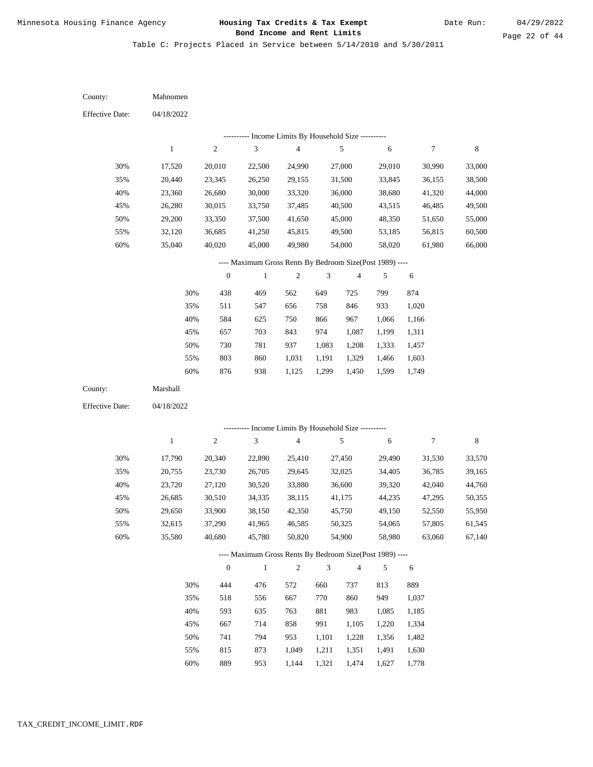Table C: Projects Placed in Service between 5/14/2010 and 5/30/2011

County: Mahnomen

Effective Date: 04/18/2022

---------- Income Limits By Household Size ----------

| | 1 | 2 | 3 | 4 | 5 | 6 | 7 | 8 |
|---|---|---|---|---|---|---|---|---|
| 30% | 17,520 | 20,010 | 22,500 | 24,990 | 27,000 | 29,010 | 30,990 | 33,000 |
| 35% | 20,440 | 23,345 | 26,250 | 29,155 | 31,500 | 33,845 | 36,155 | 38,500 |
| 40% | 23,360 | 26,680 | 30,000 | 33,320 | 36,000 | 38,680 | 41,320 | 44,000 |
| 45% | 26,280 | 30,015 | 33,750 | 37,485 | 40,500 | 43,515 | 46,485 | 49,500 |
| 50% | 29,200 | 33,350 | 37,500 | 41,650 | 45,000 | 48,350 | 51,650 | 55,000 |
| 55% | 32,120 | 36,685 | 41,250 | 45,815 | 49,500 | 53,185 | 56,815 | 60,500 |
| 60% | 35,040 | 40,020 | 45,000 | 49,980 | 54,000 | 58,020 | 61,980 | 66,000 |

---- Maximum Gross Rents By Bedroom Size(Post 1989) ----

| | 0 | 1 | 2 | 3 | 4 | 5 | 6 |
|---|---|---|---|---|---|---|---|
| 30% | 438 | 469 | 562 | 649 | 725 | 799 | 874 |
| 35% | 511 | 547 | 656 | 758 | 846 | 933 | 1,020 |
| 40% | 584 | 625 | 750 | 866 | 967 | 1,066 | 1,166 |
| 45% | 657 | 703 | 843 | 974 | 1,087 | 1,199 | 1,311 |
| 50% | 730 | 781 | 937 | 1,083 | 1,208 | 1,333 | 1,457 |
| 55% | 803 | 860 | 1,031 | 1,191 | 1,329 | 1,466 | 1,603 |
| 60% | 876 | 938 | 1,125 | 1,299 | 1,450 | 1,599 | 1,749 |

County: Marshall

Effective Date: 04/18/2022

---------- Income Limits By Household Size ----------

| | 1 | 2 | 3 | 4 | 5 | 6 | 7 | 8 |
|---|---|---|---|---|---|---|---|---|
| 30% | 17,790 | 20,340 | 22,890 | 25,410 | 27,450 | 29,490 | 31,530 | 33,570 |
| 35% | 20,755 | 23,730 | 26,705 | 29,645 | 32,025 | 34,405 | 36,785 | 39,165 |
| 40% | 23,720 | 27,120 | 30,520 | 33,880 | 36,600 | 39,320 | 42,040 | 44,760 |
| 45% | 26,685 | 30,510 | 34,335 | 38,115 | 41,175 | 44,235 | 47,295 | 50,355 |
| 50% | 29,650 | 33,900 | 38,150 | 42,350 | 45,750 | 49,150 | 52,550 | 55,950 |
| 55% | 32,615 | 37,290 | 41,965 | 46,585 | 50,325 | 54,065 | 57,805 | 61,545 |
| 60% | 35,580 | 40,680 | 45,780 | 50,820 | 54,900 | 58,980 | 63,060 | 67,140 |

---- Maximum Gross Rents By Bedroom Size(Post 1989) ----

| | 0 | 1 | 2 | 3 | 4 | 5 | 6 |
|---|---|---|---|---|---|---|---|
| 30% | 444 | 476 | 572 | 660 | 737 | 813 | 889 |
| 35% | 518 | 556 | 667 | 770 | 860 | 949 | 1,037 |
| 40% | 593 | 635 | 763 | 881 | 983 | 1,085 | 1,185 |
| 45% | 667 | 714 | 858 | 991 | 1,105 | 1,220 | 1,334 |
| 50% | 741 | 794 | 953 | 1,101 | 1,228 | 1,356 | 1,482 |
| 55% | 815 | 873 | 1,049 | 1,211 | 1,351 | 1,491 | 1,630 |
| 60% | 889 | 953 | 1,144 | 1,321 | 1,474 | 1,627 | 1,778 |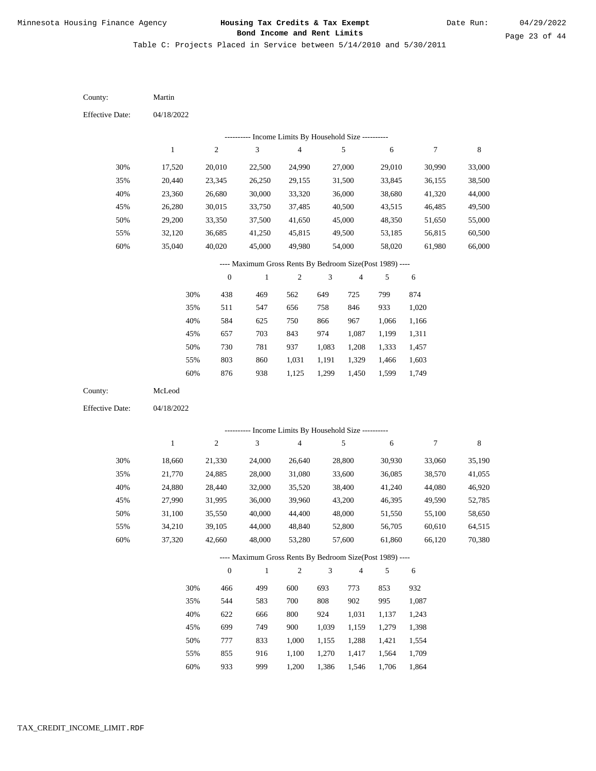Minnesota Housing Finance Agency

**Housing Tax Credits & Tax Exempt Bond Income and Rent Limits**

Date Run: 04/29/2022

Table C: Projects Placed in Service between 5/14/2010 and 5/30/2011

County: Martin

Effective Date: 04/18/2022

---------- Income Limits By Household Size ----------

| | 1 | 2 | 3 | 4 | 5 | 6 | 7 | 8 |
|---|---|---|---|---|---|---|---|---|
| 30% | 17,520 | 20,010 | 22,500 | 24,990 | 27,000 | 29,010 | 30,990 | 33,000 |
| 35% | 20,440 | 23,345 | 26,250 | 29,155 | 31,500 | 33,845 | 36,155 | 38,500 |
| 40% | 23,360 | 26,680 | 30,000 | 33,320 | 36,000 | 38,680 | 41,320 | 44,000 |
| 45% | 26,280 | 30,015 | 33,750 | 37,485 | 40,500 | 43,515 | 46,485 | 49,500 |
| 50% | 29,200 | 33,350 | 37,500 | 41,650 | 45,000 | 48,350 | 51,650 | 55,000 |
| 55% | 32,120 | 36,685 | 41,250 | 45,815 | 49,500 | 53,185 | 56,815 | 60,500 |
| 60% | 35,040 | 40,020 | 45,000 | 49,980 | 54,000 | 58,020 | 61,980 | 66,000 |

---- Maximum Gross Rents By Bedroom Size(Post 1989) ----

| | 0 | 1 | 2 | 3 | 4 | 5 | 6 |
|---|---|---|---|---|---|---|---|
| 30% | 438 | 469 | 562 | 649 | 725 | 799 | 874 |
| 35% | 511 | 547 | 656 | 758 | 846 | 933 | 1,020 |
| 40% | 584 | 625 | 750 | 866 | 967 | 1,066 | 1,166 |
| 45% | 657 | 703 | 843 | 974 | 1,087 | 1,199 | 1,311 |
| 50% | 730 | 781 | 937 | 1,083 | 1,208 | 1,333 | 1,457 |
| 55% | 803 | 860 | 1,031 | 1,191 | 1,329 | 1,466 | 1,603 |
| 60% | 876 | 938 | 1,125 | 1,299 | 1,450 | 1,599 | 1,749 |

County: McLeod

Effective Date: 04/18/2022

---------- Income Limits By Household Size ----------

| | 1 | 2 | 3 | 4 | 5 | 6 | 7 | 8 |
|---|---|---|---|---|---|---|---|---|
| 30% | 18,660 | 21,330 | 24,000 | 26,640 | 28,800 | 30,930 | 33,060 | 35,190 |
| 35% | 21,770 | 24,885 | 28,000 | 31,080 | 33,600 | 36,085 | 38,570 | 41,055 |
| 40% | 24,880 | 28,440 | 32,000 | 35,520 | 38,400 | 41,240 | 44,080 | 46,920 |
| 45% | 27,990 | 31,995 | 36,000 | 39,960 | 43,200 | 46,395 | 49,590 | 52,785 |
| 50% | 31,100 | 35,550 | 40,000 | 44,400 | 48,000 | 51,550 | 55,100 | 58,650 |
| 55% | 34,210 | 39,105 | 44,000 | 48,840 | 52,800 | 56,705 | 60,610 | 64,515 |
| 60% | 37,320 | 42,660 | 48,000 | 53,280 | 57,600 | 61,860 | 66,120 | 70,380 |

---- Maximum Gross Rents By Bedroom Size(Post 1989) ----

| | 0 | 1 | 2 | 3 | 4 | 5 | 6 |
|---|---|---|---|---|---|---|---|
| 30% | 466 | 499 | 600 | 693 | 773 | 853 | 932 |
| 35% | 544 | 583 | 700 | 808 | 902 | 995 | 1,087 |
| 40% | 622 | 666 | 800 | 924 | 1,031 | 1,137 | 1,243 |
| 45% | 699 | 749 | 900 | 1,039 | 1,159 | 1,279 | 1,398 |
| 50% | 777 | 833 | 1,000 | 1,155 | 1,288 | 1,421 | 1,554 |
| 55% | 855 | 916 | 1,100 | 1,270 | 1,417 | 1,564 | 1,709 |
| 60% | 933 | 999 | 1,200 | 1,386 | 1,546 | 1,706 | 1,864 |

TAX_CREDIT_INCOME_LIMIT.RDF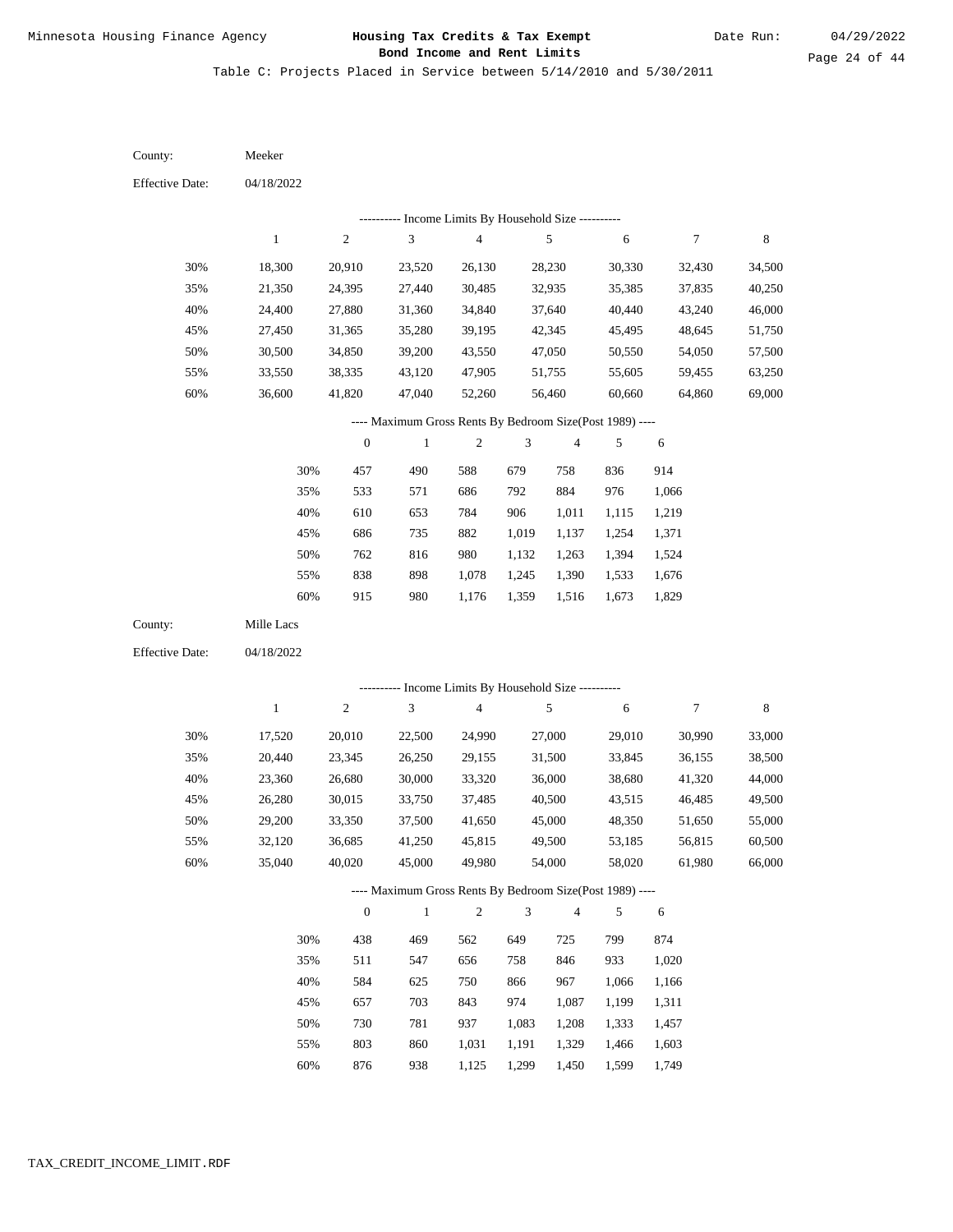Minnesota Housing Finance Agency

**Housing Tax Credits & Tax Exempt Bond Income and Rent Limits**

Date Run: 04/29/2022

Table C: Projects Placed in Service between 5/14/2010 and 5/30/2011

County: Meeker

Effective Date: 04/18/2022

---------- Income Limits By Household Size ----------

|  | 1 | 2 | 3 | 4 | 5 | 6 | 7 | 8 |
|---|---|---|---|---|---|---|---|---|
| 30% | 18,300 | 20,910 | 23,520 | 26,130 | 28,230 | 30,330 | 32,430 | 34,500 |
| 35% | 21,350 | 24,395 | 27,440 | 30,485 | 32,935 | 35,385 | 37,835 | 40,250 |
| 40% | 24,400 | 27,880 | 31,360 | 34,840 | 37,640 | 40,440 | 43,240 | 46,000 |
| 45% | 27,450 | 31,365 | 35,280 | 39,195 | 42,345 | 45,495 | 48,645 | 51,750 |
| 50% | 30,500 | 34,850 | 39,200 | 43,550 | 47,050 | 50,550 | 54,050 | 57,500 |
| 55% | 33,550 | 38,335 | 43,120 | 47,905 | 51,755 | 55,605 | 59,455 | 63,250 |
| 60% | 36,600 | 41,820 | 47,040 | 52,260 | 56,460 | 60,660 | 64,860 | 69,000 |

---- Maximum Gross Rents By Bedroom Size(Post 1989) ----

|  | 0 | 1 | 2 | 3 | 4 | 5 | 6 |
|---|---|---|---|---|---|---|---|
| 30% | 457 | 490 | 588 | 679 | 758 | 836 | 914 |
| 35% | 533 | 571 | 686 | 792 | 884 | 976 | 1,066 |
| 40% | 610 | 653 | 784 | 906 | 1,011 | 1,115 | 1,219 |
| 45% | 686 | 735 | 882 | 1,019 | 1,137 | 1,254 | 1,371 |
| 50% | 762 | 816 | 980 | 1,132 | 1,263 | 1,394 | 1,524 |
| 55% | 838 | 898 | 1,078 | 1,245 | 1,390 | 1,533 | 1,676 |
| 60% | 915 | 980 | 1,176 | 1,359 | 1,516 | 1,673 | 1,829 |

County: Mille Lacs

Effective Date: 04/18/2022

---------- Income Limits By Household Size ----------

|  | 1 | 2 | 3 | 4 | 5 | 6 | 7 | 8 |
|---|---|---|---|---|---|---|---|---|
| 30% | 17,520 | 20,010 | 22,500 | 24,990 | 27,000 | 29,010 | 30,990 | 33,000 |
| 35% | 20,440 | 23,345 | 26,250 | 29,155 | 31,500 | 33,845 | 36,155 | 38,500 |
| 40% | 23,360 | 26,680 | 30,000 | 33,320 | 36,000 | 38,680 | 41,320 | 44,000 |
| 45% | 26,280 | 30,015 | 33,750 | 37,485 | 40,500 | 43,515 | 46,485 | 49,500 |
| 50% | 29,200 | 33,350 | 37,500 | 41,650 | 45,000 | 48,350 | 51,650 | 55,000 |
| 55% | 32,120 | 36,685 | 41,250 | 45,815 | 49,500 | 53,185 | 56,815 | 60,500 |
| 60% | 35,040 | 40,020 | 45,000 | 49,980 | 54,000 | 58,020 | 61,980 | 66,000 |

---- Maximum Gross Rents By Bedroom Size(Post 1989) ----

|  | 0 | 1 | 2 | 3 | 4 | 5 | 6 |
|---|---|---|---|---|---|---|---|
| 30% | 438 | 469 | 562 | 649 | 725 | 799 | 874 |
| 35% | 511 | 547 | 656 | 758 | 846 | 933 | 1,020 |
| 40% | 584 | 625 | 750 | 866 | 967 | 1,066 | 1,166 |
| 45% | 657 | 703 | 843 | 974 | 1,087 | 1,199 | 1,311 |
| 50% | 730 | 781 | 937 | 1,083 | 1,208 | 1,333 | 1,457 |
| 55% | 803 | 860 | 1,031 | 1,191 | 1,329 | 1,466 | 1,603 |
| 60% | 876 | 938 | 1,125 | 1,299 | 1,450 | 1,599 | 1,749 |

TAX_CREDIT_INCOME_LIMIT.RDF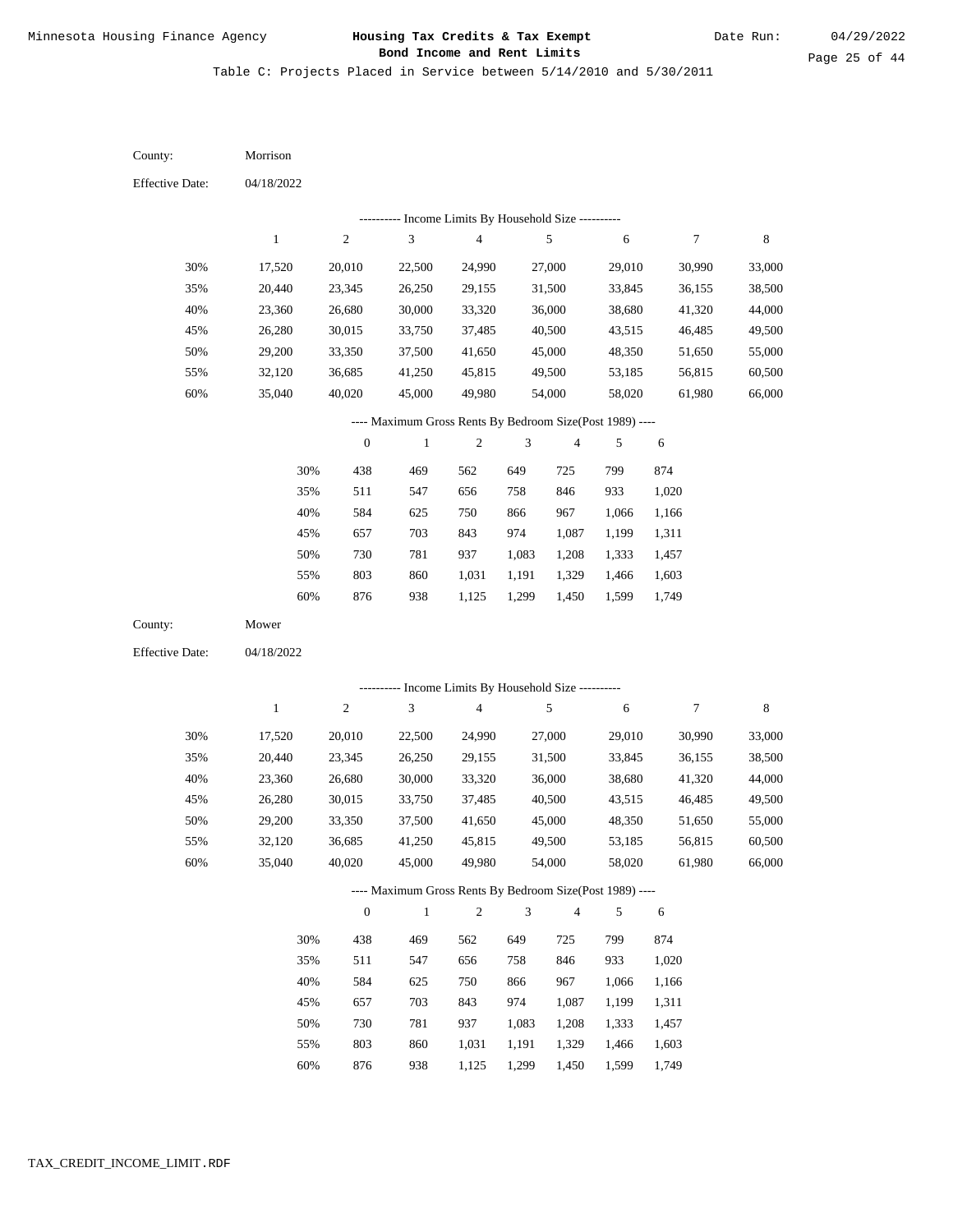County: Morrison

Effective Date: 04/18/2022

---------- Income Limits By Household Size ----------

| | 1 | 2 | 3 | 4 | 5 | 6 | 7 | 8 |
|---|---|---|---|---|---|---|---|---|
| 30% | 17,520 | 20,010 | 22,500 | 24,990 | 27,000 | 29,010 | 30,990 | 33,000 |
| 35% | 20,440 | 23,345 | 26,250 | 29,155 | 31,500 | 33,845 | 36,155 | 38,500 |
| 40% | 23,360 | 26,680 | 30,000 | 33,320 | 36,000 | 38,680 | 41,320 | 44,000 |
| 45% | 26,280 | 30,015 | 33,750 | 37,485 | 40,500 | 43,515 | 46,485 | 49,500 |
| 50% | 29,200 | 33,350 | 37,500 | 41,650 | 45,000 | 48,350 | 51,650 | 55,000 |
| 55% | 32,120 | 36,685 | 41,250 | 45,815 | 49,500 | 53,185 | 56,815 | 60,500 |
| 60% | 35,040 | 40,020 | 45,000 | 49,980 | 54,000 | 58,020 | 61,980 | 66,000 |

---- Maximum Gross Rents By Bedroom Size(Post 1989) ----

| | 0 | 1 | 2 | 3 | 4 | 5 | 6 |
|---|---|---|---|---|---|---|---|
| 30% | 438 | 469 | 562 | 649 | 725 | 799 | 874 |
| 35% | 511 | 547 | 656 | 758 | 846 | 933 | 1,020 |
| 40% | 584 | 625 | 750 | 866 | 967 | 1,066 | 1,166 |
| 45% | 657 | 703 | 843 | 974 | 1,087 | 1,199 | 1,311 |
| 50% | 730 | 781 | 937 | 1,083 | 1,208 | 1,333 | 1,457 |
| 55% | 803 | 860 | 1,031 | 1,191 | 1,329 | 1,466 | 1,603 |
| 60% | 876 | 938 | 1,125 | 1,299 | 1,450 | 1,599 | 1,749 |

County: Mower

Effective Date: 04/18/2022

---------- Income Limits By Household Size ----------

| | 1 | 2 | 3 | 4 | 5 | 6 | 7 | 8 |
|---|---|---|---|---|---|---|---|---|
| 30% | 17,520 | 20,010 | 22,500 | 24,990 | 27,000 | 29,010 | 30,990 | 33,000 |
| 35% | 20,440 | 23,345 | 26,250 | 29,155 | 31,500 | 33,845 | 36,155 | 38,500 |
| 40% | 23,360 | 26,680 | 30,000 | 33,320 | 36,000 | 38,680 | 41,320 | 44,000 |
| 45% | 26,280 | 30,015 | 33,750 | 37,485 | 40,500 | 43,515 | 46,485 | 49,500 |
| 50% | 29,200 | 33,350 | 37,500 | 41,650 | 45,000 | 48,350 | 51,650 | 55,000 |
| 55% | 32,120 | 36,685 | 41,250 | 45,815 | 49,500 | 53,185 | 56,815 | 60,500 |
| 60% | 35,040 | 40,020 | 45,000 | 49,980 | 54,000 | 58,020 | 61,980 | 66,000 |

---- Maximum Gross Rents By Bedroom Size(Post 1989) ----

| | 0 | 1 | 2 | 3 | 4 | 5 | 6 |
|---|---|---|---|---|---|---|---|
| 30% | 438 | 469 | 562 | 649 | 725 | 799 | 874 |
| 35% | 511 | 547 | 656 | 758 | 846 | 933 | 1,020 |
| 40% | 584 | 625 | 750 | 866 | 967 | 1,066 | 1,166 |
| 45% | 657 | 703 | 843 | 974 | 1,087 | 1,199 | 1,311 |
| 50% | 730 | 781 | 937 | 1,083 | 1,208 | 1,333 | 1,457 |
| 55% | 803 | 860 | 1,031 | 1,191 | 1,329 | 1,466 | 1,603 |
| 60% | 876 | 938 | 1,125 | 1,299 | 1,450 | 1,599 | 1,749 |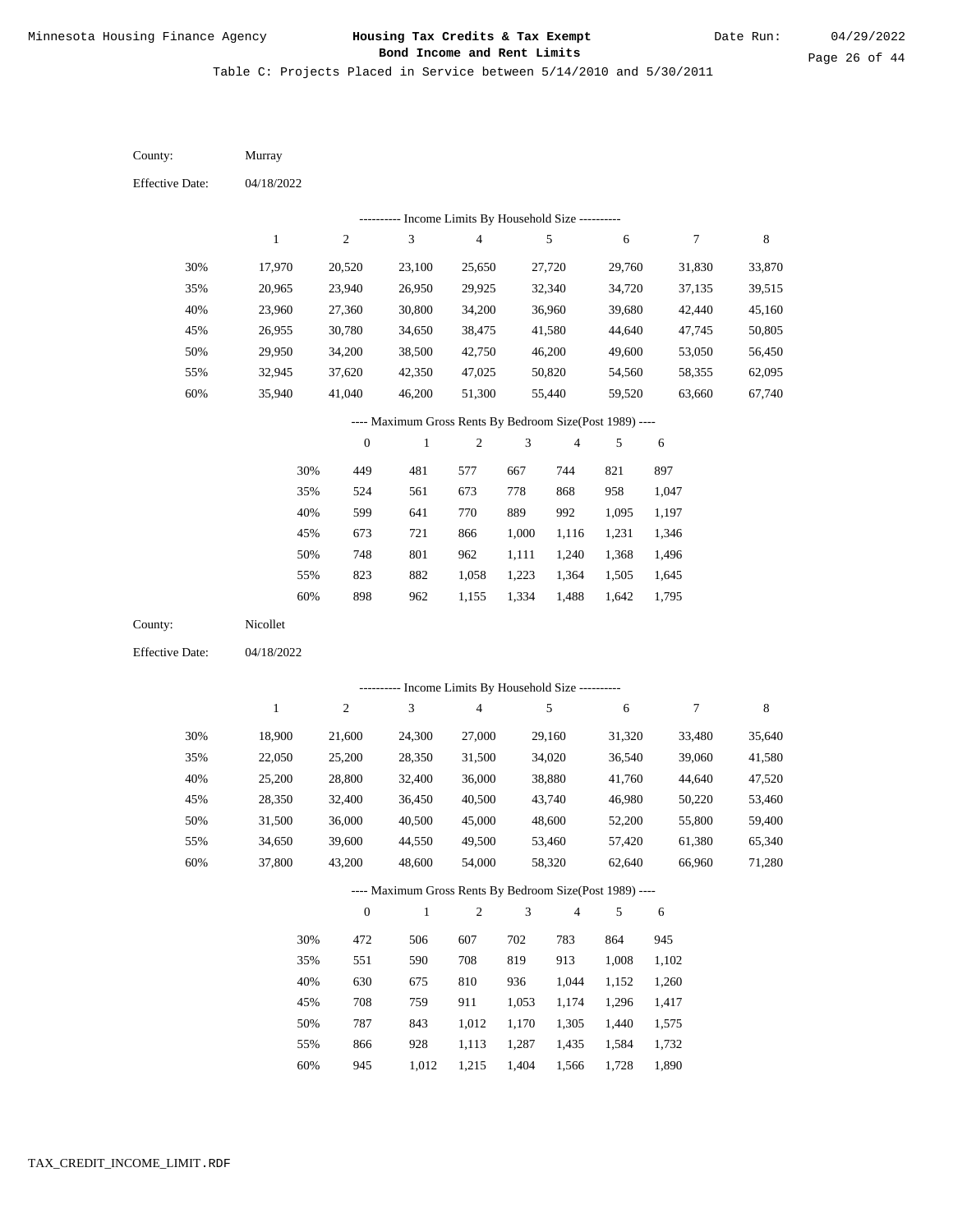Minnesota Housing Finance Agency

**Housing Tax Credits & Tax Exempt Bond Income and Rent Limits**

Date Run: 04/29/2022

Table C: Projects Placed in Service between 5/14/2010 and 5/30/2011

County: Murray

Effective Date: 04/18/2022

---------- Income Limits By Household Size ----------

| | 1 | 2 | 3 | 4 | 5 | 6 | 7 | 8 |
|---|---|---|---|---|---|---|---|---|
| 30% | 17,970 | 20,520 | 23,100 | 25,650 | 27,720 | 29,760 | 31,830 | 33,870 |
| 35% | 20,965 | 23,940 | 26,950 | 29,925 | 32,340 | 34,720 | 37,135 | 39,515 |
| 40% | 23,960 | 27,360 | 30,800 | 34,200 | 36,960 | 39,680 | 42,440 | 45,160 |
| 45% | 26,955 | 30,780 | 34,650 | 38,475 | 41,580 | 44,640 | 47,745 | 50,805 |
| 50% | 29,950 | 34,200 | 38,500 | 42,750 | 46,200 | 49,600 | 53,050 | 56,450 |
| 55% | 32,945 | 37,620 | 42,350 | 47,025 | 50,820 | 54,560 | 58,355 | 62,095 |
| 60% | 35,940 | 41,040 | 46,200 | 51,300 | 55,440 | 59,520 | 63,660 | 67,740 |

---- Maximum Gross Rents By Bedroom Size(Post 1989) ----

| | 0 | 1 | 2 | 3 | 4 | 5 | 6 |
|---|---|---|---|---|---|---|---|
| 30% | 449 | 481 | 577 | 667 | 744 | 821 | 897 |
| 35% | 524 | 561 | 673 | 778 | 868 | 958 | 1,047 |
| 40% | 599 | 641 | 770 | 889 | 992 | 1,095 | 1,197 |
| 45% | 673 | 721 | 866 | 1,000 | 1,116 | 1,231 | 1,346 |
| 50% | 748 | 801 | 962 | 1,111 | 1,240 | 1,368 | 1,496 |
| 55% | 823 | 882 | 1,058 | 1,223 | 1,364 | 1,505 | 1,645 |
| 60% | 898 | 962 | 1,155 | 1,334 | 1,488 | 1,642 | 1,795 |

County: Nicollet

Effective Date: 04/18/2022

---------- Income Limits By Household Size ----------

| | 1 | 2 | 3 | 4 | 5 | 6 | 7 | 8 |
|---|---|---|---|---|---|---|---|---|
| 30% | 18,900 | 21,600 | 24,300 | 27,000 | 29,160 | 31,320 | 33,480 | 35,640 |
| 35% | 22,050 | 25,200 | 28,350 | 31,500 | 34,020 | 36,540 | 39,060 | 41,580 |
| 40% | 25,200 | 28,800 | 32,400 | 36,000 | 38,880 | 41,760 | 44,640 | 47,520 |
| 45% | 28,350 | 32,400 | 36,450 | 40,500 | 43,740 | 46,980 | 50,220 | 53,460 |
| 50% | 31,500 | 36,000 | 40,500 | 45,000 | 48,600 | 52,200 | 55,800 | 59,400 |
| 55% | 34,650 | 39,600 | 44,550 | 49,500 | 53,460 | 57,420 | 61,380 | 65,340 |
| 60% | 37,800 | 43,200 | 48,600 | 54,000 | 58,320 | 62,640 | 66,960 | 71,280 |

---- Maximum Gross Rents By Bedroom Size(Post 1989) ----

| | 0 | 1 | 2 | 3 | 4 | 5 | 6 |
|---|---|---|---|---|---|---|---|
| 30% | 472 | 506 | 607 | 702 | 783 | 864 | 945 |
| 35% | 551 | 590 | 708 | 819 | 913 | 1,008 | 1,102 |
| 40% | 630 | 675 | 810 | 936 | 1,044 | 1,152 | 1,260 |
| 45% | 708 | 759 | 911 | 1,053 | 1,174 | 1,296 | 1,417 |
| 50% | 787 | 843 | 1,012 | 1,170 | 1,305 | 1,440 | 1,575 |
| 55% | 866 | 928 | 1,113 | 1,287 | 1,435 | 1,584 | 1,732 |
| 60% | 945 | 1,012 | 1,215 | 1,404 | 1,566 | 1,728 | 1,890 |

TAX_CREDIT_INCOME_LIMIT.RDF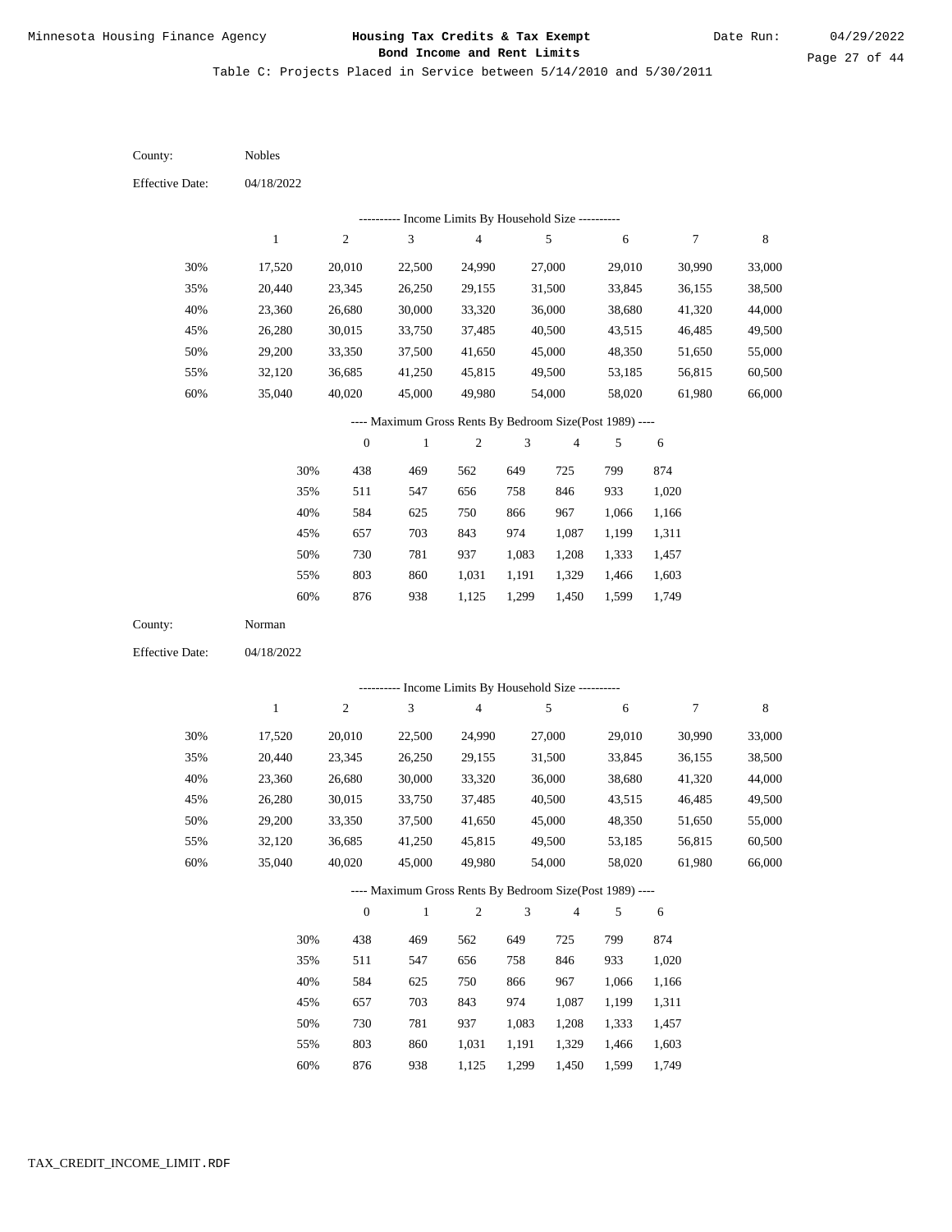County: Nobles

Effective Date: 04/18/2022

---------- Income Limits By Household Size ----------

| | 1 | 2 | 3 | 4 | 5 | 6 | 7 | 8 |
|---|---|---|---|---|---|---|---|---|
| 30% | 17,520 | 20,010 | 22,500 | 24,990 | 27,000 | 29,010 | 30,990 | 33,000 |
| 35% | 20,440 | 23,345 | 26,250 | 29,155 | 31,500 | 33,845 | 36,155 | 38,500 |
| 40% | 23,360 | 26,680 | 30,000 | 33,320 | 36,000 | 38,680 | 41,320 | 44,000 |
| 45% | 26,280 | 30,015 | 33,750 | 37,485 | 40,500 | 43,515 | 46,485 | 49,500 |
| 50% | 29,200 | 33,350 | 37,500 | 41,650 | 45,000 | 48,350 | 51,650 | 55,000 |
| 55% | 32,120 | 36,685 | 41,250 | 45,815 | 49,500 | 53,185 | 56,815 | 60,500 |
| 60% | 35,040 | 40,020 | 45,000 | 49,980 | 54,000 | 58,020 | 61,980 | 66,000 |

---- Maximum Gross Rents By Bedroom Size(Post 1989) ----

| | 0 | 1 | 2 | 3 | 4 | 5 | 6 |
|---|---|---|---|---|---|---|---|
| 30% | 438 | 469 | 562 | 649 | 725 | 799 | 874 |
| 35% | 511 | 547 | 656 | 758 | 846 | 933 | 1,020 |
| 40% | 584 | 625 | 750 | 866 | 967 | 1,066 | 1,166 |
| 45% | 657 | 703 | 843 | 974 | 1,087 | 1,199 | 1,311 |
| 50% | 730 | 781 | 937 | 1,083 | 1,208 | 1,333 | 1,457 |
| 55% | 803 | 860 | 1,031 | 1,191 | 1,329 | 1,466 | 1,603 |
| 60% | 876 | 938 | 1,125 | 1,299 | 1,450 | 1,599 | 1,749 |

County: Norman

Effective Date: 04/18/2022

---------- Income Limits By Household Size ----------

| | 1 | 2 | 3 | 4 | 5 | 6 | 7 | 8 |
|---|---|---|---|---|---|---|---|---|
| 30% | 17,520 | 20,010 | 22,500 | 24,990 | 27,000 | 29,010 | 30,990 | 33,000 |
| 35% | 20,440 | 23,345 | 26,250 | 29,155 | 31,500 | 33,845 | 36,155 | 38,500 |
| 40% | 23,360 | 26,680 | 30,000 | 33,320 | 36,000 | 38,680 | 41,320 | 44,000 |
| 45% | 26,280 | 30,015 | 33,750 | 37,485 | 40,500 | 43,515 | 46,485 | 49,500 |
| 50% | 29,200 | 33,350 | 37,500 | 41,650 | 45,000 | 48,350 | 51,650 | 55,000 |
| 55% | 32,120 | 36,685 | 41,250 | 45,815 | 49,500 | 53,185 | 56,815 | 60,500 |
| 60% | 35,040 | 40,020 | 45,000 | 49,980 | 54,000 | 58,020 | 61,980 | 66,000 |

---- Maximum Gross Rents By Bedroom Size(Post 1989) ----

| | 0 | 1 | 2 | 3 | 4 | 5 | 6 |
|---|---|---|---|---|---|---|---|
| 30% | 438 | 469 | 562 | 649 | 725 | 799 | 874 |
| 35% | 511 | 547 | 656 | 758 | 846 | 933 | 1,020 |
| 40% | 584 | 625 | 750 | 866 | 967 | 1,066 | 1,166 |
| 45% | 657 | 703 | 843 | 974 | 1,087 | 1,199 | 1,311 |
| 50% | 730 | 781 | 937 | 1,083 | 1,208 | 1,333 | 1,457 |
| 55% | 803 | 860 | 1,031 | 1,191 | 1,329 | 1,466 | 1,603 |
| 60% | 876 | 938 | 1,125 | 1,299 | 1,450 | 1,599 | 1,749 |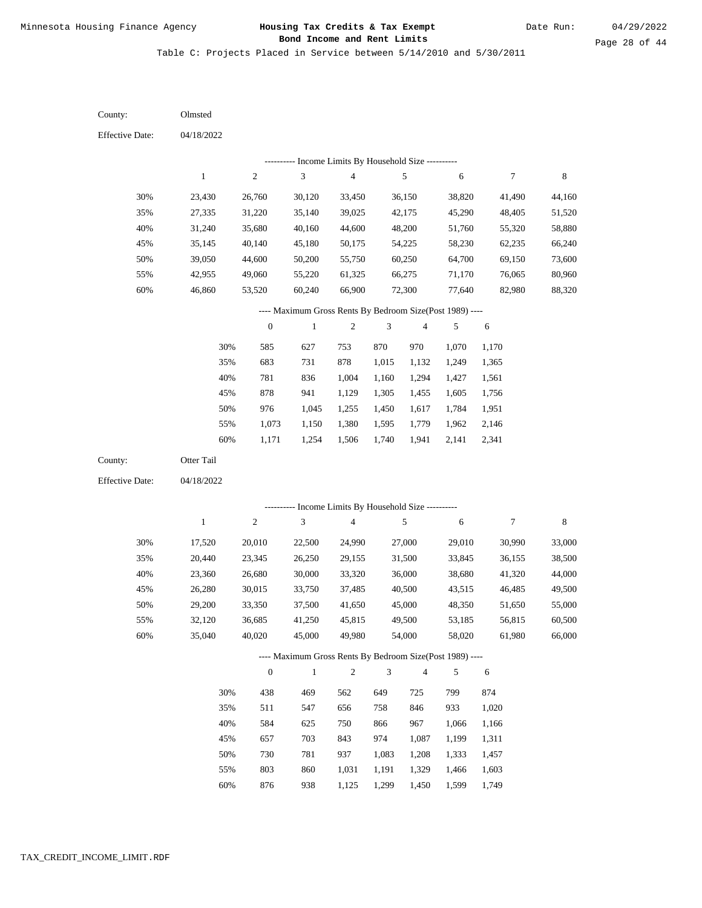Minnesota Housing Finance Agency

**Housing Tax Credits & Tax Exempt Bond Income and Rent Limits**

Date Run: 04/29/2022

Table C: Projects Placed in Service between 5/14/2010 and 5/30/2011

County: Olmsted

Effective Date: 04/18/2022

---------- Income Limits By Household Size ----------

| | 1 | 2 | 3 | 4 | 5 | 6 | 7 | 8 |
|---|---|---|---|---|---|---|---|---|
| 30% | 23,430 | 26,760 | 30,120 | 33,450 | 36,150 | 38,820 | 41,490 | 44,160 |
| 35% | 27,335 | 31,220 | 35,140 | 39,025 | 42,175 | 45,290 | 48,405 | 51,520 |
| 40% | 31,240 | 35,680 | 40,160 | 44,600 | 48,200 | 51,760 | 55,320 | 58,880 |
| 45% | 35,145 | 40,140 | 45,180 | 50,175 | 54,225 | 58,230 | 62,235 | 66,240 |
| 50% | 39,050 | 44,600 | 50,200 | 55,750 | 60,250 | 64,700 | 69,150 | 73,600 |
| 55% | 42,955 | 49,060 | 55,220 | 61,325 | 66,275 | 71,170 | 76,065 | 80,960 |
| 60% | 46,860 | 53,520 | 60,240 | 66,900 | 72,300 | 77,640 | 82,980 | 88,320 |

---- Maximum Gross Rents By Bedroom Size(Post 1989) ----

| | 0 | 1 | 2 | 3 | 4 | 5 | 6 |
|---|---|---|---|---|---|---|---|
| 30% | 585 | 627 | 753 | 870 | 970 | 1,070 | 1,170 |
| 35% | 683 | 731 | 878 | 1,015 | 1,132 | 1,249 | 1,365 |
| 40% | 781 | 836 | 1,004 | 1,160 | 1,294 | 1,427 | 1,561 |
| 45% | 878 | 941 | 1,129 | 1,305 | 1,455 | 1,605 | 1,756 |
| 50% | 976 | 1,045 | 1,255 | 1,450 | 1,617 | 1,784 | 1,951 |
| 55% | 1,073 | 1,150 | 1,380 | 1,595 | 1,779 | 1,962 | 2,146 |
| 60% | 1,171 | 1,254 | 1,506 | 1,740 | 1,941 | 2,141 | 2,341 |

County: Otter Tail

Effective Date: 04/18/2022

---------- Income Limits By Household Size ----------

| | 1 | 2 | 3 | 4 | 5 | 6 | 7 | 8 |
|---|---|---|---|---|---|---|---|---|
| 30% | 17,520 | 20,010 | 22,500 | 24,990 | 27,000 | 29,010 | 30,990 | 33,000 |
| 35% | 20,440 | 23,345 | 26,250 | 29,155 | 31,500 | 33,845 | 36,155 | 38,500 |
| 40% | 23,360 | 26,680 | 30,000 | 33,320 | 36,000 | 38,680 | 41,320 | 44,000 |
| 45% | 26,280 | 30,015 | 33,750 | 37,485 | 40,500 | 43,515 | 46,485 | 49,500 |
| 50% | 29,200 | 33,350 | 37,500 | 41,650 | 45,000 | 48,350 | 51,650 | 55,000 |
| 55% | 32,120 | 36,685 | 41,250 | 45,815 | 49,500 | 53,185 | 56,815 | 60,500 |
| 60% | 35,040 | 40,020 | 45,000 | 49,980 | 54,000 | 58,020 | 61,980 | 66,000 |

---- Maximum Gross Rents By Bedroom Size(Post 1989) ----

| | 0 | 1 | 2 | 3 | 4 | 5 | 6 |
|---|---|---|---|---|---|---|---|
| 30% | 438 | 469 | 562 | 649 | 725 | 799 | 874 |
| 35% | 511 | 547 | 656 | 758 | 846 | 933 | 1,020 |
| 40% | 584 | 625 | 750 | 866 | 967 | 1,066 | 1,166 |
| 45% | 657 | 703 | 843 | 974 | 1,087 | 1,199 | 1,311 |
| 50% | 730 | 781 | 937 | 1,083 | 1,208 | 1,333 | 1,457 |
| 55% | 803 | 860 | 1,031 | 1,191 | 1,329 | 1,466 | 1,603 |
| 60% | 876 | 938 | 1,125 | 1,299 | 1,450 | 1,599 | 1,749 |

TAX_CREDIT_INCOME_LIMIT.RDF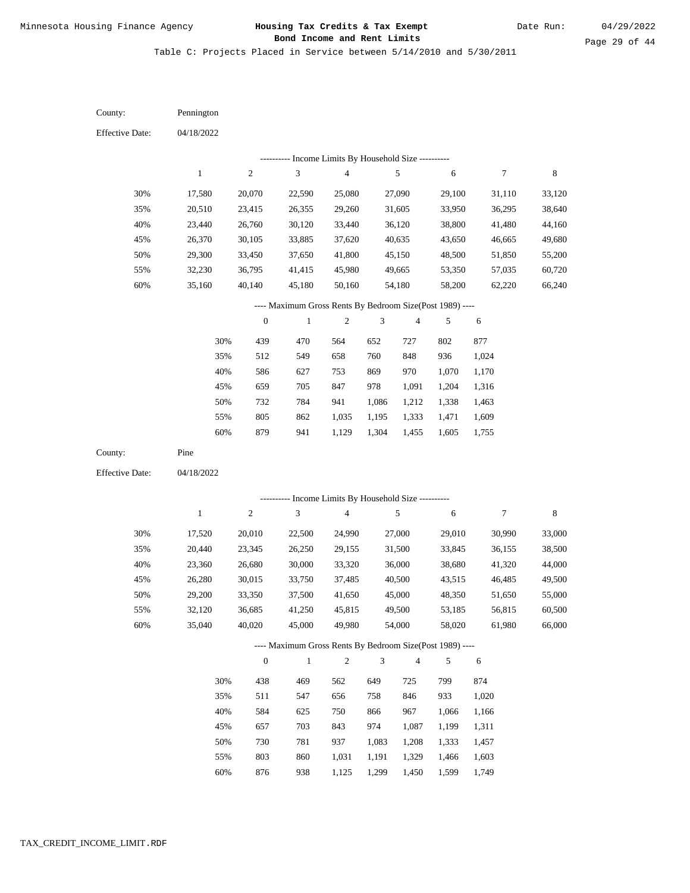Minnesota Housing Finance Agency

**Housing Tax Credits & Tax Exempt Bond Income and Rent Limits**

Date Run: 04/29/2022

Table C: Projects Placed in Service between 5/14/2010 and 5/30/2011

County: Pennington

Effective Date: 04/18/2022

---------- Income Limits By Household Size ----------

| | 1 | 2 | 3 | 4 | 5 | 6 | 7 | 8 |
|---|---|---|---|---|---|---|---|---|
| 30% | 17,580 | 20,070 | 22,590 | 25,080 | 27,090 | 29,100 | 31,110 | 33,120 |
| 35% | 20,510 | 23,415 | 26,355 | 29,260 | 31,605 | 33,950 | 36,295 | 38,640 |
| 40% | 23,440 | 26,760 | 30,120 | 33,440 | 36,120 | 38,800 | 41,480 | 44,160 |
| 45% | 26,370 | 30,105 | 33,885 | 37,620 | 40,635 | 43,650 | 46,665 | 49,680 |
| 50% | 29,300 | 33,450 | 37,650 | 41,800 | 45,150 | 48,500 | 51,850 | 55,200 |
| 55% | 32,230 | 36,795 | 41,415 | 45,980 | 49,665 | 53,350 | 57,035 | 60,720 |
| 60% | 35,160 | 40,140 | 45,180 | 50,160 | 54,180 | 58,200 | 62,220 | 66,240 |

---- Maximum Gross Rents By Bedroom Size(Post 1989) ----

| | 0 | 1 | 2 | 3 | 4 | 5 | 6 |
|---|---|---|---|---|---|---|---|
| 30% | 439 | 470 | 564 | 652 | 727 | 802 | 877 |
| 35% | 512 | 549 | 658 | 760 | 848 | 936 | 1,024 |
| 40% | 586 | 627 | 753 | 869 | 970 | 1,070 | 1,170 |
| 45% | 659 | 705 | 847 | 978 | 1,091 | 1,204 | 1,316 |
| 50% | 732 | 784 | 941 | 1,086 | 1,212 | 1,338 | 1,463 |
| 55% | 805 | 862 | 1,035 | 1,195 | 1,333 | 1,471 | 1,609 |
| 60% | 879 | 941 | 1,129 | 1,304 | 1,455 | 1,605 | 1,755 |

County: Pine

Effective Date: 04/18/2022

---------- Income Limits By Household Size ----------

| | 1 | 2 | 3 | 4 | 5 | 6 | 7 | 8 |
|---|---|---|---|---|---|---|---|---|
| 30% | 17,520 | 20,010 | 22,500 | 24,990 | 27,000 | 29,010 | 30,990 | 33,000 |
| 35% | 20,440 | 23,345 | 26,250 | 29,155 | 31,500 | 33,845 | 36,155 | 38,500 |
| 40% | 23,360 | 26,680 | 30,000 | 33,320 | 36,000 | 38,680 | 41,320 | 44,000 |
| 45% | 26,280 | 30,015 | 33,750 | 37,485 | 40,500 | 43,515 | 46,485 | 49,500 |
| 50% | 29,200 | 33,350 | 37,500 | 41,650 | 45,000 | 48,350 | 51,650 | 55,000 |
| 55% | 32,120 | 36,685 | 41,250 | 45,815 | 49,500 | 53,185 | 56,815 | 60,500 |
| 60% | 35,040 | 40,020 | 45,000 | 49,980 | 54,000 | 58,020 | 61,980 | 66,000 |

---- Maximum Gross Rents By Bedroom Size(Post 1989) ----

| | 0 | 1 | 2 | 3 | 4 | 5 | 6 |
|---|---|---|---|---|---|---|---|
| 30% | 438 | 469 | 562 | 649 | 725 | 799 | 874 |
| 35% | 511 | 547 | 656 | 758 | 846 | 933 | 1,020 |
| 40% | 584 | 625 | 750 | 866 | 967 | 1,066 | 1,166 |
| 45% | 657 | 703 | 843 | 974 | 1,087 | 1,199 | 1,311 |
| 50% | 730 | 781 | 937 | 1,083 | 1,208 | 1,333 | 1,457 |
| 55% | 803 | 860 | 1,031 | 1,191 | 1,329 | 1,466 | 1,603 |
| 60% | 876 | 938 | 1,125 | 1,299 | 1,450 | 1,599 | 1,749 |

TAX_CREDIT_INCOME_LIMIT.RDF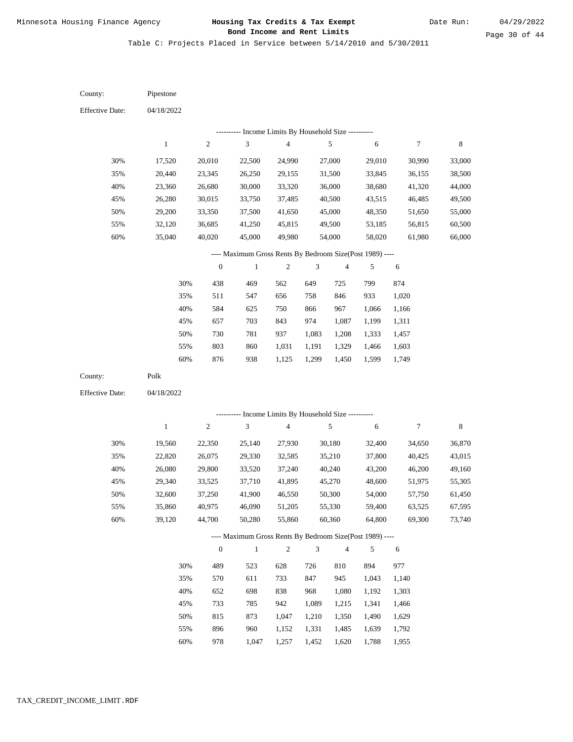Minnesota Housing Finance Agency

**Housing Tax Credits & Tax Exempt Bond Income and Rent Limits**

Date Run: 04/29/2022

Table C: Projects Placed in Service between 5/14/2010 and 5/30/2011

County: Pipestone

Effective Date: 04/18/2022

---------- Income Limits By Household Size ----------

| | 1 | 2 | 3 | 4 | 5 | 6 | 7 | 8 |
|---|---|---|---|---|---|---|---|---|
| 30% | 17,520 | 20,010 | 22,500 | 24,990 | 27,000 | 29,010 | 30,990 | 33,000 |
| 35% | 20,440 | 23,345 | 26,250 | 29,155 | 31,500 | 33,845 | 36,155 | 38,500 |
| 40% | 23,360 | 26,680 | 30,000 | 33,320 | 36,000 | 38,680 | 41,320 | 44,000 |
| 45% | 26,280 | 30,015 | 33,750 | 37,485 | 40,500 | 43,515 | 46,485 | 49,500 |
| 50% | 29,200 | 33,350 | 37,500 | 41,650 | 45,000 | 48,350 | 51,650 | 55,000 |
| 55% | 32,120 | 36,685 | 41,250 | 45,815 | 49,500 | 53,185 | 56,815 | 60,500 |
| 60% | 35,040 | 40,020 | 45,000 | 49,980 | 54,000 | 58,020 | 61,980 | 66,000 |

---- Maximum Gross Rents By Bedroom Size(Post 1989) ----

| | 0 | 1 | 2 | 3 | 4 | 5 | 6 |
|---|---|---|---|---|---|---|---|
| 30% | 438 | 469 | 562 | 649 | 725 | 799 | 874 |
| 35% | 511 | 547 | 656 | 758 | 846 | 933 | 1,020 |
| 40% | 584 | 625 | 750 | 866 | 967 | 1,066 | 1,166 |
| 45% | 657 | 703 | 843 | 974 | 1,087 | 1,199 | 1,311 |
| 50% | 730 | 781 | 937 | 1,083 | 1,208 | 1,333 | 1,457 |
| 55% | 803 | 860 | 1,031 | 1,191 | 1,329 | 1,466 | 1,603 |
| 60% | 876 | 938 | 1,125 | 1,299 | 1,450 | 1,599 | 1,749 |

County: Polk

Effective Date: 04/18/2022

---------- Income Limits By Household Size ----------

| | 1 | 2 | 3 | 4 | 5 | 6 | 7 | 8 |
|---|---|---|---|---|---|---|---|---|
| 30% | 19,560 | 22,350 | 25,140 | 27,930 | 30,180 | 32,400 | 34,650 | 36,870 |
| 35% | 22,820 | 26,075 | 29,330 | 32,585 | 35,210 | 37,800 | 40,425 | 43,015 |
| 40% | 26,080 | 29,800 | 33,520 | 37,240 | 40,240 | 43,200 | 46,200 | 49,160 |
| 45% | 29,340 | 33,525 | 37,710 | 41,895 | 45,270 | 48,600 | 51,975 | 55,305 |
| 50% | 32,600 | 37,250 | 41,900 | 46,550 | 50,300 | 54,000 | 57,750 | 61,450 |
| 55% | 35,860 | 40,975 | 46,090 | 51,205 | 55,330 | 59,400 | 63,525 | 67,595 |
| 60% | 39,120 | 44,700 | 50,280 | 55,860 | 60,360 | 64,800 | 69,300 | 73,740 |

---- Maximum Gross Rents By Bedroom Size(Post 1989) ----

| | 0 | 1 | 2 | 3 | 4 | 5 | 6 |
|---|---|---|---|---|---|---|---|
| 30% | 489 | 523 | 628 | 726 | 810 | 894 | 977 |
| 35% | 570 | 611 | 733 | 847 | 945 | 1,043 | 1,140 |
| 40% | 652 | 698 | 838 | 968 | 1,080 | 1,192 | 1,303 |
| 45% | 733 | 785 | 942 | 1,089 | 1,215 | 1,341 | 1,466 |
| 50% | 815 | 873 | 1,047 | 1,210 | 1,350 | 1,490 | 1,629 |
| 55% | 896 | 960 | 1,152 | 1,331 | 1,485 | 1,639 | 1,792 |
| 60% | 978 | 1,047 | 1,257 | 1,452 | 1,620 | 1,788 | 1,955 |

TAX_CREDIT_INCOME_LIMIT.RDF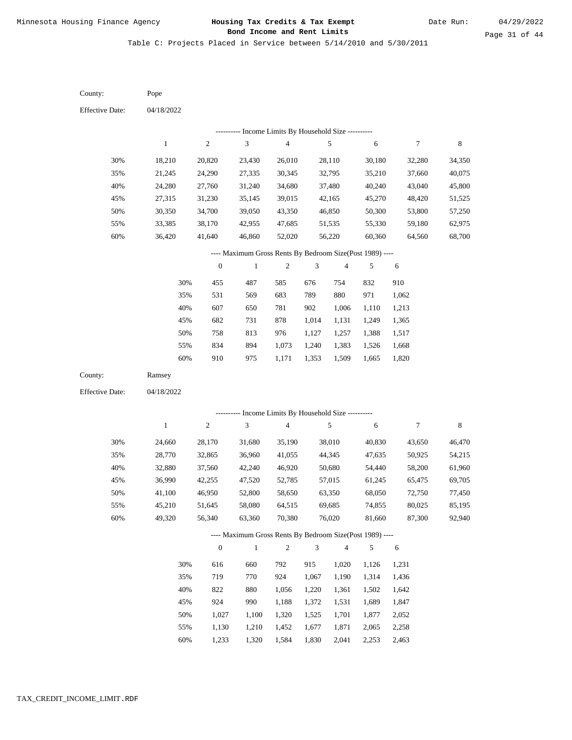Minnesota Housing Finance Agency

**Housing Tax Credits & Tax Exempt Bond Income and Rent Limits**

Date Run: 04/29/2022

Table C: Projects Placed in Service between 5/14/2010 and 5/30/2011

County: Pope

Effective Date: 04/18/2022

---------- Income Limits By Household Size ----------

| | 1 | 2 | 3 | 4 | 5 | 6 | 7 | 8 |
|---|---|---|---|---|---|---|---|---|
| 30% | 18,210 | 20,820 | 23,430 | 26,010 | 28,110 | 30,180 | 32,280 | 34,350 |
| 35% | 21,245 | 24,290 | 27,335 | 30,345 | 32,795 | 35,210 | 37,660 | 40,075 |
| 40% | 24,280 | 27,760 | 31,240 | 34,680 | 37,480 | 40,240 | 43,040 | 45,800 |
| 45% | 27,315 | 31,230 | 35,145 | 39,015 | 42,165 | 45,270 | 48,420 | 51,525 |
| 50% | 30,350 | 34,700 | 39,050 | 43,350 | 46,850 | 50,300 | 53,800 | 57,250 |
| 55% | 33,385 | 38,170 | 42,955 | 47,685 | 51,535 | 55,330 | 59,180 | 62,975 |
| 60% | 36,420 | 41,640 | 46,860 | 52,020 | 56,220 | 60,360 | 64,560 | 68,700 |

---- Maximum Gross Rents By Bedroom Size(Post 1989) ----

| | 0 | 1 | 2 | 3 | 4 | 5 | 6 |
|---|---|---|---|---|---|---|---|
| 30% | 455 | 487 | 585 | 676 | 754 | 832 | 910 |
| 35% | 531 | 569 | 683 | 789 | 880 | 971 | 1,062 |
| 40% | 607 | 650 | 781 | 902 | 1,006 | 1,110 | 1,213 |
| 45% | 682 | 731 | 878 | 1,014 | 1,131 | 1,249 | 1,365 |
| 50% | 758 | 813 | 976 | 1,127 | 1,257 | 1,388 | 1,517 |
| 55% | 834 | 894 | 1,073 | 1,240 | 1,383 | 1,526 | 1,668 |
| 60% | 910 | 975 | 1,171 | 1,353 | 1,509 | 1,665 | 1,820 |

County: Ramsey

Effective Date: 04/18/2022

---------- Income Limits By Household Size ----------

| | 1 | 2 | 3 | 4 | 5 | 6 | 7 | 8 |
|---|---|---|---|---|---|---|---|---|
| 30% | 24,660 | 28,170 | 31,680 | 35,190 | 38,010 | 40,830 | 43,650 | 46,470 |
| 35% | 28,770 | 32,865 | 36,960 | 41,055 | 44,345 | 47,635 | 50,925 | 54,215 |
| 40% | 32,880 | 37,560 | 42,240 | 46,920 | 50,680 | 54,440 | 58,200 | 61,960 |
| 45% | 36,990 | 42,255 | 47,520 | 52,785 | 57,015 | 61,245 | 65,475 | 69,705 |
| 50% | 41,100 | 46,950 | 52,800 | 58,650 | 63,350 | 68,050 | 72,750 | 77,450 |
| 55% | 45,210 | 51,645 | 58,080 | 64,515 | 69,685 | 74,855 | 80,025 | 85,195 |
| 60% | 49,320 | 56,340 | 63,360 | 70,380 | 76,020 | 81,660 | 87,300 | 92,940 |

---- Maximum Gross Rents By Bedroom Size(Post 1989) ----

| | 0 | 1 | 2 | 3 | 4 | 5 | 6 |
|---|---|---|---|---|---|---|---|
| 30% | 616 | 660 | 792 | 915 | 1,020 | 1,126 | 1,231 |
| 35% | 719 | 770 | 924 | 1,067 | 1,190 | 1,314 | 1,436 |
| 40% | 822 | 880 | 1,056 | 1,220 | 1,361 | 1,502 | 1,642 |
| 45% | 924 | 990 | 1,188 | 1,372 | 1,531 | 1,689 | 1,847 |
| 50% | 1,027 | 1,100 | 1,320 | 1,525 | 1,701 | 1,877 | 2,052 |
| 55% | 1,130 | 1,210 | 1,452 | 1,677 | 1,871 | 2,065 | 2,258 |
| 60% | 1,233 | 1,320 | 1,584 | 1,830 | 2,041 | 2,253 | 2,463 |

TAX_CREDIT_INCOME_LIMIT.RDF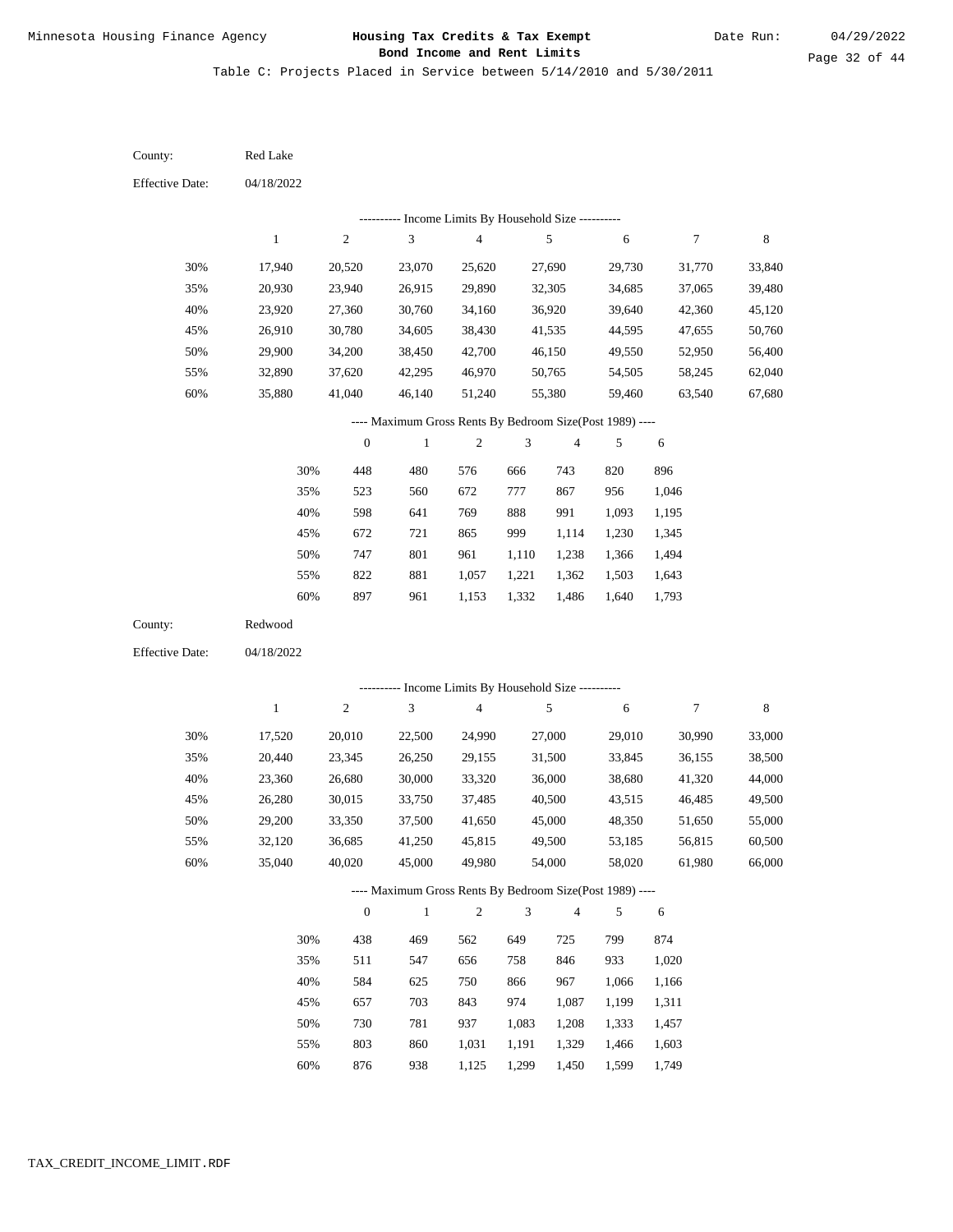Minnesota Housing Finance Agency

**Housing Tax Credits & Tax Exempt Bond Income and Rent Limits**

Date Run: 04/29/2022

Table C: Projects Placed in Service between 5/14/2010 and 5/30/2011

County: Red Lake

Effective Date: 04/18/2022

---------- Income Limits By Household Size ----------

| | 1 | 2 | 3 | 4 | 5 | 6 | 7 | 8 |
|---|---|---|---|---|---|---|---|---|
| 30% | 17,940 | 20,520 | 23,070 | 25,620 | 27,690 | 29,730 | 31,770 | 33,840 |
| 35% | 20,930 | 23,940 | 26,915 | 29,890 | 32,305 | 34,685 | 37,065 | 39,480 |
| 40% | 23,920 | 27,360 | 30,760 | 34,160 | 36,920 | 39,640 | 42,360 | 45,120 |
| 45% | 26,910 | 30,780 | 34,605 | 38,430 | 41,535 | 44,595 | 47,655 | 50,760 |
| 50% | 29,900 | 34,200 | 38,450 | 42,700 | 46,150 | 49,550 | 52,950 | 56,400 |
| 55% | 32,890 | 37,620 | 42,295 | 46,970 | 50,765 | 54,505 | 58,245 | 62,040 |
| 60% | 35,880 | 41,040 | 46,140 | 51,240 | 55,380 | 59,460 | 63,540 | 67,680 |

---- Maximum Gross Rents By Bedroom Size(Post 1989) ----

| | 0 | 1 | 2 | 3 | 4 | 5 | 6 |
|---|---|---|---|---|---|---|---|
| 30% | 448 | 480 | 576 | 666 | 743 | 820 | 896 |
| 35% | 523 | 560 | 672 | 777 | 867 | 956 | 1,046 |
| 40% | 598 | 641 | 769 | 888 | 991 | 1,093 | 1,195 |
| 45% | 672 | 721 | 865 | 999 | 1,114 | 1,230 | 1,345 |
| 50% | 747 | 801 | 961 | 1,110 | 1,238 | 1,366 | 1,494 |
| 55% | 822 | 881 | 1,057 | 1,221 | 1,362 | 1,503 | 1,643 |
| 60% | 897 | 961 | 1,153 | 1,332 | 1,486 | 1,640 | 1,793 |

County: Redwood

Effective Date: 04/18/2022

---------- Income Limits By Household Size ----------

| | 1 | 2 | 3 | 4 | 5 | 6 | 7 | 8 |
|---|---|---|---|---|---|---|---|---|
| 30% | 17,520 | 20,010 | 22,500 | 24,990 | 27,000 | 29,010 | 30,990 | 33,000 |
| 35% | 20,440 | 23,345 | 26,250 | 29,155 | 31,500 | 33,845 | 36,155 | 38,500 |
| 40% | 23,360 | 26,680 | 30,000 | 33,320 | 36,000 | 38,680 | 41,320 | 44,000 |
| 45% | 26,280 | 30,015 | 33,750 | 37,485 | 40,500 | 43,515 | 46,485 | 49,500 |
| 50% | 29,200 | 33,350 | 37,500 | 41,650 | 45,000 | 48,350 | 51,650 | 55,000 |
| 55% | 32,120 | 36,685 | 41,250 | 45,815 | 49,500 | 53,185 | 56,815 | 60,500 |
| 60% | 35,040 | 40,020 | 45,000 | 49,980 | 54,000 | 58,020 | 61,980 | 66,000 |

---- Maximum Gross Rents By Bedroom Size(Post 1989) ----

| | 0 | 1 | 2 | 3 | 4 | 5 | 6 |
|---|---|---|---|---|---|---|---|
| 30% | 438 | 469 | 562 | 649 | 725 | 799 | 874 |
| 35% | 511 | 547 | 656 | 758 | 846 | 933 | 1,020 |
| 40% | 584 | 625 | 750 | 866 | 967 | 1,066 | 1,166 |
| 45% | 657 | 703 | 843 | 974 | 1,087 | 1,199 | 1,311 |
| 50% | 730 | 781 | 937 | 1,083 | 1,208 | 1,333 | 1,457 |
| 55% | 803 | 860 | 1,031 | 1,191 | 1,329 | 1,466 | 1,603 |
| 60% | 876 | 938 | 1,125 | 1,299 | 1,450 | 1,599 | 1,749 |

TAX_CREDIT_INCOME_LIMIT.RDF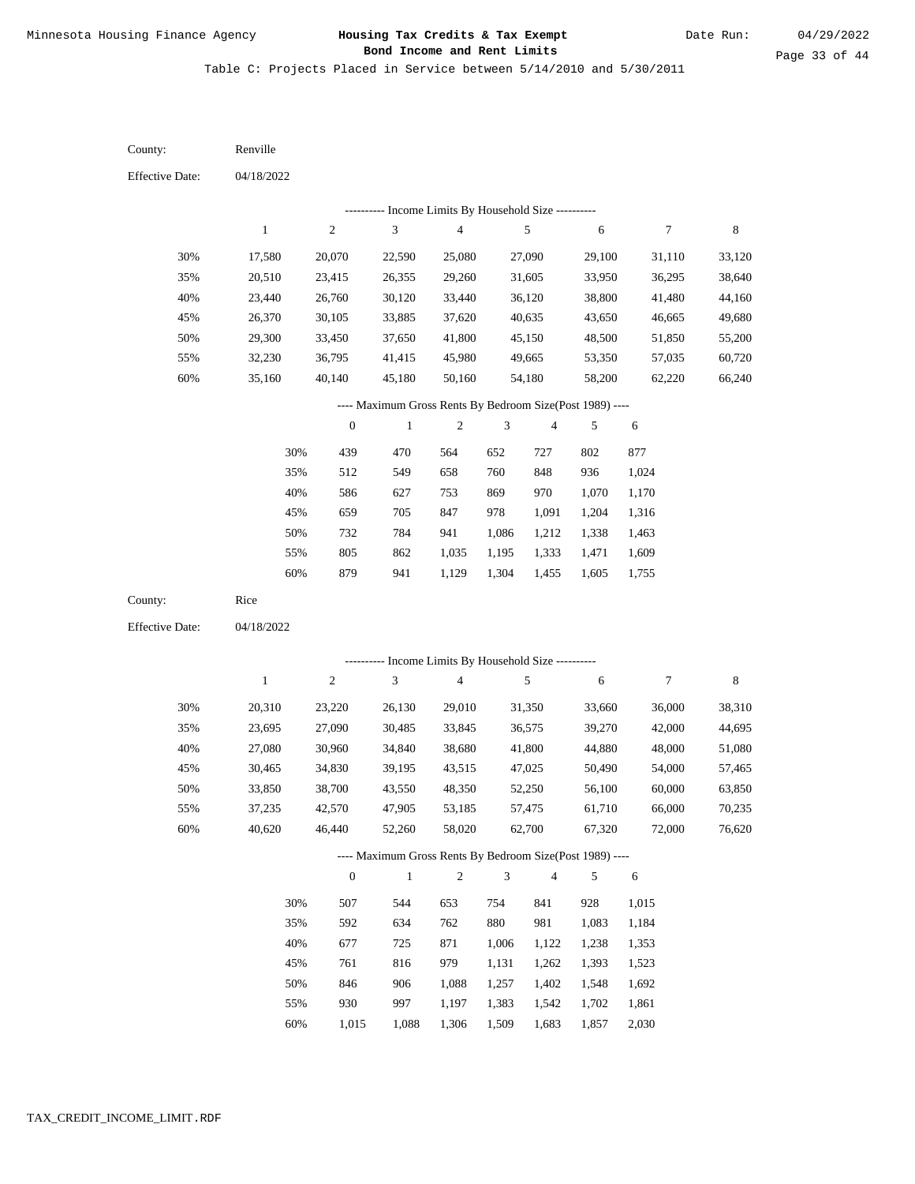Table C: Projects Placed in Service between 5/14/2010 and 5/30/2011

County: Renville

Effective Date: 04/18/2022

---------- Income Limits By Household Size ----------

| | 1 | 2 | 3 | 4 | 5 | 6 | 7 | 8 |
|---|---|---|---|---|---|---|---|---|
| 30% | 17,580 | 20,070 | 22,590 | 25,080 | 27,090 | 29,100 | 31,110 | 33,120 |
| 35% | 20,510 | 23,415 | 26,355 | 29,260 | 31,605 | 33,950 | 36,295 | 38,640 |
| 40% | 23,440 | 26,760 | 30,120 | 33,440 | 36,120 | 38,800 | 41,480 | 44,160 |
| 45% | 26,370 | 30,105 | 33,885 | 37,620 | 40,635 | 43,650 | 46,665 | 49,680 |
| 50% | 29,300 | 33,450 | 37,650 | 41,800 | 45,150 | 48,500 | 51,850 | 55,200 |
| 55% | 32,230 | 36,795 | 41,415 | 45,980 | 49,665 | 53,350 | 57,035 | 60,720 |
| 60% | 35,160 | 40,140 | 45,180 | 50,160 | 54,180 | 58,200 | 62,220 | 66,240 |

---- Maximum Gross Rents By Bedroom Size(Post 1989) ----

| | 0 | 1 | 2 | 3 | 4 | 5 | 6 |
|---|---|---|---|---|---|---|---|
| 30% | 439 | 470 | 564 | 652 | 727 | 802 | 877 |
| 35% | 512 | 549 | 658 | 760 | 848 | 936 | 1,024 |
| 40% | 586 | 627 | 753 | 869 | 970 | 1,070 | 1,170 |
| 45% | 659 | 705 | 847 | 978 | 1,091 | 1,204 | 1,316 |
| 50% | 732 | 784 | 941 | 1,086 | 1,212 | 1,338 | 1,463 |
| 55% | 805 | 862 | 1,035 | 1,195 | 1,333 | 1,471 | 1,609 |
| 60% | 879 | 941 | 1,129 | 1,304 | 1,455 | 1,605 | 1,755 |

County: Rice

Effective Date: 04/18/2022

---------- Income Limits By Household Size ----------

| | 1 | 2 | 3 | 4 | 5 | 6 | 7 | 8 |
|---|---|---|---|---|---|---|---|---|
| 30% | 20,310 | 23,220 | 26,130 | 29,010 | 31,350 | 33,660 | 36,000 | 38,310 |
| 35% | 23,695 | 27,090 | 30,485 | 33,845 | 36,575 | 39,270 | 42,000 | 44,695 |
| 40% | 27,080 | 30,960 | 34,840 | 38,680 | 41,800 | 44,880 | 48,000 | 51,080 |
| 45% | 30,465 | 34,830 | 39,195 | 43,515 | 47,025 | 50,490 | 54,000 | 57,465 |
| 50% | 33,850 | 38,700 | 43,550 | 48,350 | 52,250 | 56,100 | 60,000 | 63,850 |
| 55% | 37,235 | 42,570 | 47,905 | 53,185 | 57,475 | 61,710 | 66,000 | 70,235 |
| 60% | 40,620 | 46,440 | 52,260 | 58,020 | 62,700 | 67,320 | 72,000 | 76,620 |

---- Maximum Gross Rents By Bedroom Size(Post 1989) ----

| | 0 | 1 | 2 | 3 | 4 | 5 | 6 |
|---|---|---|---|---|---|---|---|
| 30% | 507 | 544 | 653 | 754 | 841 | 928 | 1,015 |
| 35% | 592 | 634 | 762 | 880 | 981 | 1,083 | 1,184 |
| 40% | 677 | 725 | 871 | 1,006 | 1,122 | 1,238 | 1,353 |
| 45% | 761 | 816 | 979 | 1,131 | 1,262 | 1,393 | 1,523 |
| 50% | 846 | 906 | 1,088 | 1,257 | 1,402 | 1,548 | 1,692 |
| 55% | 930 | 997 | 1,197 | 1,383 | 1,542 | 1,702 | 1,861 |
| 60% | 1,015 | 1,088 | 1,306 | 1,509 | 1,683 | 1,857 | 2,030 |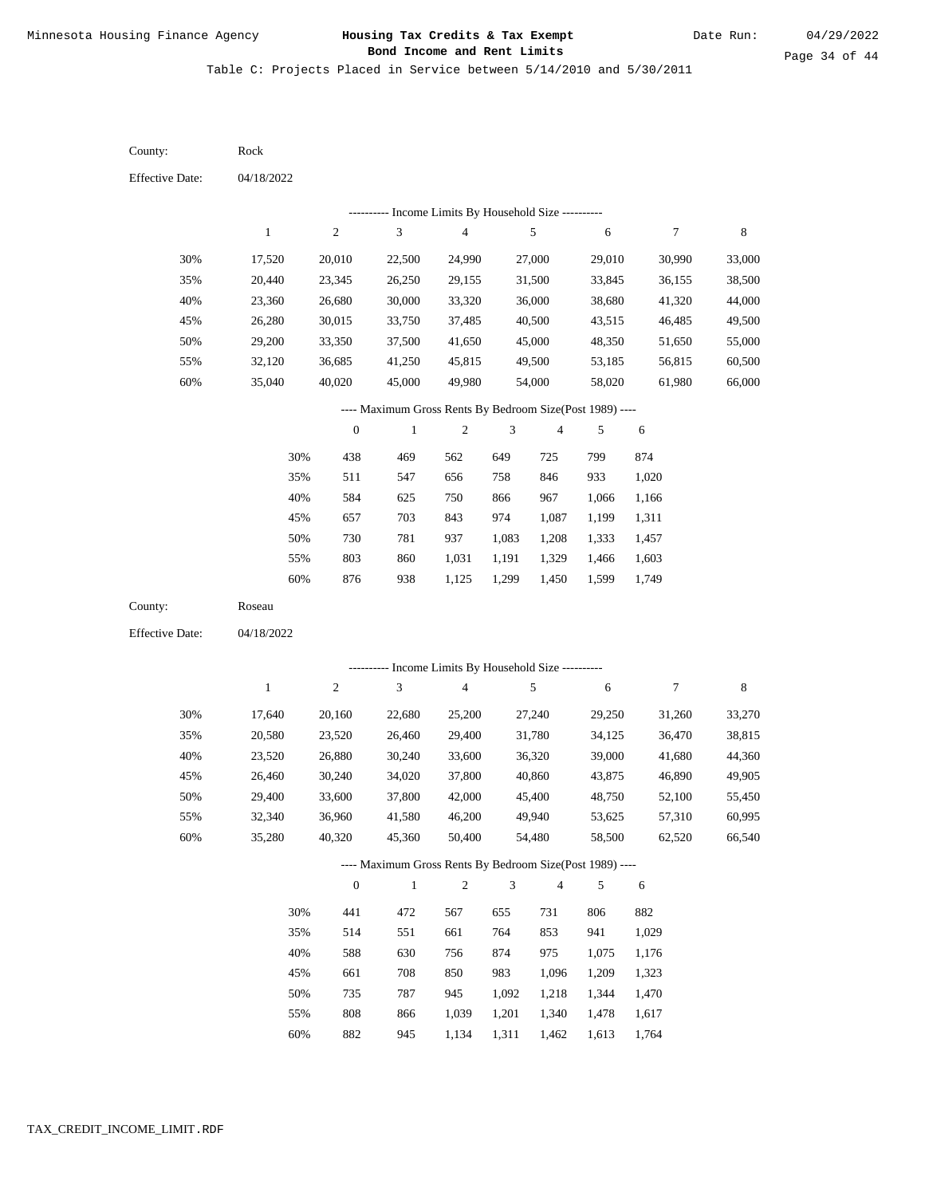Table C: Projects Placed in Service between 5/14/2010 and 5/30/2011

County: Rock

Effective Date: 04/18/2022

---------- Income Limits By Household Size ----------

| | 1 | 2 | 3 | 4 | 5 | 6 | 7 | 8 |
|---|---|---|---|---|---|---|---|---|
| 30% | 17,520 | 20,010 | 22,500 | 24,990 | 27,000 | 29,010 | 30,990 | 33,000 |
| 35% | 20,440 | 23,345 | 26,250 | 29,155 | 31,500 | 33,845 | 36,155 | 38,500 |
| 40% | 23,360 | 26,680 | 30,000 | 33,320 | 36,000 | 38,680 | 41,320 | 44,000 |
| 45% | 26,280 | 30,015 | 33,750 | 37,485 | 40,500 | 43,515 | 46,485 | 49,500 |
| 50% | 29,200 | 33,350 | 37,500 | 41,650 | 45,000 | 48,350 | 51,650 | 55,000 |
| 55% | 32,120 | 36,685 | 41,250 | 45,815 | 49,500 | 53,185 | 56,815 | 60,500 |
| 60% | 35,040 | 40,020 | 45,000 | 49,980 | 54,000 | 58,020 | 61,980 | 66,000 |

---- Maximum Gross Rents By Bedroom Size(Post 1989) ----

| | 0 | 1 | 2 | 3 | 4 | 5 | 6 |
|---|---|---|---|---|---|---|---|
| 30% | 438 | 469 | 562 | 649 | 725 | 799 | 874 |
| 35% | 511 | 547 | 656 | 758 | 846 | 933 | 1,020 |
| 40% | 584 | 625 | 750 | 866 | 967 | 1,066 | 1,166 |
| 45% | 657 | 703 | 843 | 974 | 1,087 | 1,199 | 1,311 |
| 50% | 730 | 781 | 937 | 1,083 | 1,208 | 1,333 | 1,457 |
| 55% | 803 | 860 | 1,031 | 1,191 | 1,329 | 1,466 | 1,603 |
| 60% | 876 | 938 | 1,125 | 1,299 | 1,450 | 1,599 | 1,749 |

County: Roseau

Effective Date: 04/18/2022

---------- Income Limits By Household Size ----------

| | 1 | 2 | 3 | 4 | 5 | 6 | 7 | 8 |
|---|---|---|---|---|---|---|---|---|
| 30% | 17,640 | 20,160 | 22,680 | 25,200 | 27,240 | 29,250 | 31,260 | 33,270 |
| 35% | 20,580 | 23,520 | 26,460 | 29,400 | 31,780 | 34,125 | 36,470 | 38,815 |
| 40% | 23,520 | 26,880 | 30,240 | 33,600 | 36,320 | 39,000 | 41,680 | 44,360 |
| 45% | 26,460 | 30,240 | 34,020 | 37,800 | 40,860 | 43,875 | 46,890 | 49,905 |
| 50% | 29,400 | 33,600 | 37,800 | 42,000 | 45,400 | 48,750 | 52,100 | 55,450 |
| 55% | 32,340 | 36,960 | 41,580 | 46,200 | 49,940 | 53,625 | 57,310 | 60,995 |
| 60% | 35,280 | 40,320 | 45,360 | 50,400 | 54,480 | 58,500 | 62,520 | 66,540 |

---- Maximum Gross Rents By Bedroom Size(Post 1989) ----

| | 0 | 1 | 2 | 3 | 4 | 5 | 6 |
|---|---|---|---|---|---|---|---|
| 30% | 441 | 472 | 567 | 655 | 731 | 806 | 882 |
| 35% | 514 | 551 | 661 | 764 | 853 | 941 | 1,029 |
| 40% | 588 | 630 | 756 | 874 | 975 | 1,075 | 1,176 |
| 45% | 661 | 708 | 850 | 983 | 1,096 | 1,209 | 1,323 |
| 50% | 735 | 787 | 945 | 1,092 | 1,218 | 1,344 | 1,470 |
| 55% | 808 | 866 | 1,039 | 1,201 | 1,340 | 1,478 | 1,617 |
| 60% | 882 | 945 | 1,134 | 1,311 | 1,462 | 1,613 | 1,764 |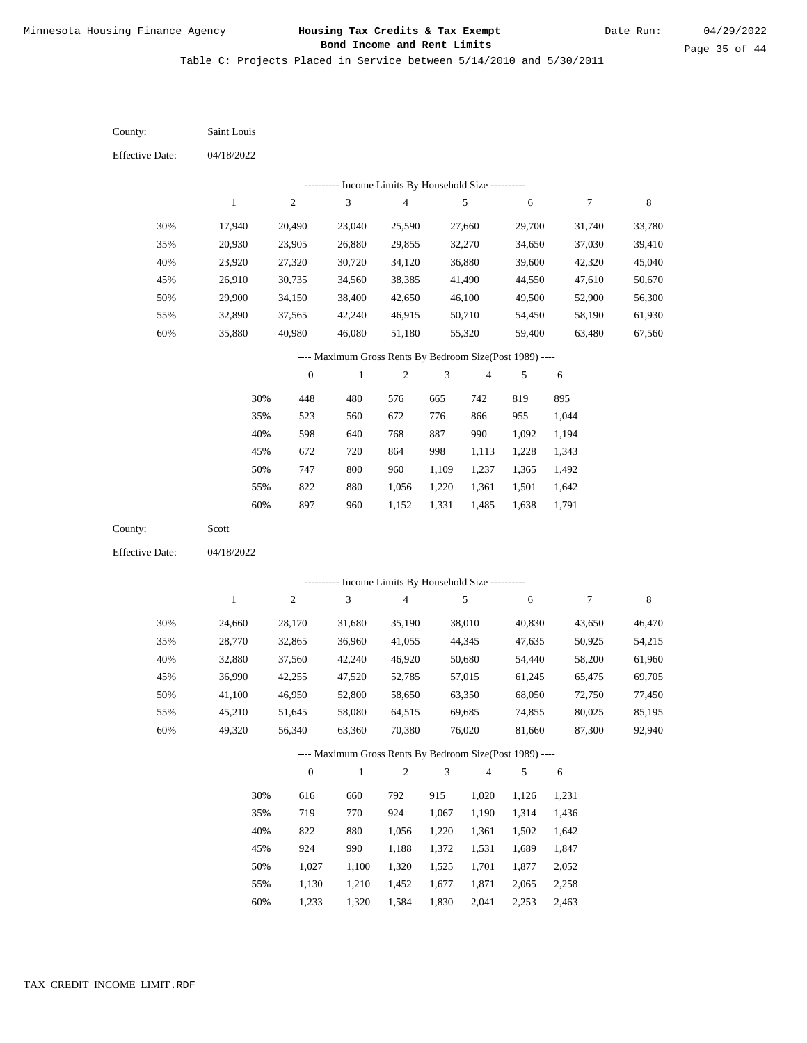Minnesota Housing Finance Agency

**Housing Tax Credits & Tax Exempt Bond Income and Rent Limits**

Date Run: 04/29/2022

Table C: Projects Placed in Service between 5/14/2010 and 5/30/2011

County: Saint Louis

Effective Date: 04/18/2022

---------- Income Limits By Household Size ----------

| | 1 | 2 | 3 | 4 | 5 | 6 | 7 | 8 |
|---|---|---|---|---|---|---|---|---|
| 30% | 17,940 | 20,490 | 23,040 | 25,590 | 27,660 | 29,700 | 31,740 | 33,780 |
| 35% | 20,930 | 23,905 | 26,880 | 29,855 | 32,270 | 34,650 | 37,030 | 39,410 |
| 40% | 23,920 | 27,320 | 30,720 | 34,120 | 36,880 | 39,600 | 42,320 | 45,040 |
| 45% | 26,910 | 30,735 | 34,560 | 38,385 | 41,490 | 44,550 | 47,610 | 50,670 |
| 50% | 29,900 | 34,150 | 38,400 | 42,650 | 46,100 | 49,500 | 52,900 | 56,300 |
| 55% | 32,890 | 37,565 | 42,240 | 46,915 | 50,710 | 54,450 | 58,190 | 61,930 |
| 60% | 35,880 | 40,980 | 46,080 | 51,180 | 55,320 | 59,400 | 63,480 | 67,560 |

---- Maximum Gross Rents By Bedroom Size(Post 1989) ----

| | 0 | 1 | 2 | 3 | 4 | 5 | 6 |
|---|---|---|---|---|---|---|---|
| 30% | 448 | 480 | 576 | 665 | 742 | 819 | 895 |
| 35% | 523 | 560 | 672 | 776 | 866 | 955 | 1,044 |
| 40% | 598 | 640 | 768 | 887 | 990 | 1,092 | 1,194 |
| 45% | 672 | 720 | 864 | 998 | 1,113 | 1,228 | 1,343 |
| 50% | 747 | 800 | 960 | 1,109 | 1,237 | 1,365 | 1,492 |
| 55% | 822 | 880 | 1,056 | 1,220 | 1,361 | 1,501 | 1,642 |
| 60% | 897 | 960 | 1,152 | 1,331 | 1,485 | 1,638 | 1,791 |

County: Scott

Effective Date: 04/18/2022

---------- Income Limits By Household Size ----------

| | 1 | 2 | 3 | 4 | 5 | 6 | 7 | 8 |
|---|---|---|---|---|---|---|---|---|
| 30% | 24,660 | 28,170 | 31,680 | 35,190 | 38,010 | 40,830 | 43,650 | 46,470 |
| 35% | 28,770 | 32,865 | 36,960 | 41,055 | 44,345 | 47,635 | 50,925 | 54,215 |
| 40% | 32,880 | 37,560 | 42,240 | 46,920 | 50,680 | 54,440 | 58,200 | 61,960 |
| 45% | 36,990 | 42,255 | 47,520 | 52,785 | 57,015 | 61,245 | 65,475 | 69,705 |
| 50% | 41,100 | 46,950 | 52,800 | 58,650 | 63,350 | 68,050 | 72,750 | 77,450 |
| 55% | 45,210 | 51,645 | 58,080 | 64,515 | 69,685 | 74,855 | 80,025 | 85,195 |
| 60% | 49,320 | 56,340 | 63,360 | 70,380 | 76,020 | 81,660 | 87,300 | 92,940 |

---- Maximum Gross Rents By Bedroom Size(Post 1989) ----

| | 0 | 1 | 2 | 3 | 4 | 5 | 6 |
|---|---|---|---|---|---|---|---|
| 30% | 616 | 660 | 792 | 915 | 1,020 | 1,126 | 1,231 |
| 35% | 719 | 770 | 924 | 1,067 | 1,190 | 1,314 | 1,436 |
| 40% | 822 | 880 | 1,056 | 1,220 | 1,361 | 1,502 | 1,642 |
| 45% | 924 | 990 | 1,188 | 1,372 | 1,531 | 1,689 | 1,847 |
| 50% | 1,027 | 1,100 | 1,320 | 1,525 | 1,701 | 1,877 | 2,052 |
| 55% | 1,130 | 1,210 | 1,452 | 1,677 | 1,871 | 2,065 | 2,258 |
| 60% | 1,233 | 1,320 | 1,584 | 1,830 | 2,041 | 2,253 | 2,463 |

TAX_CREDIT_INCOME_LIMIT.RDF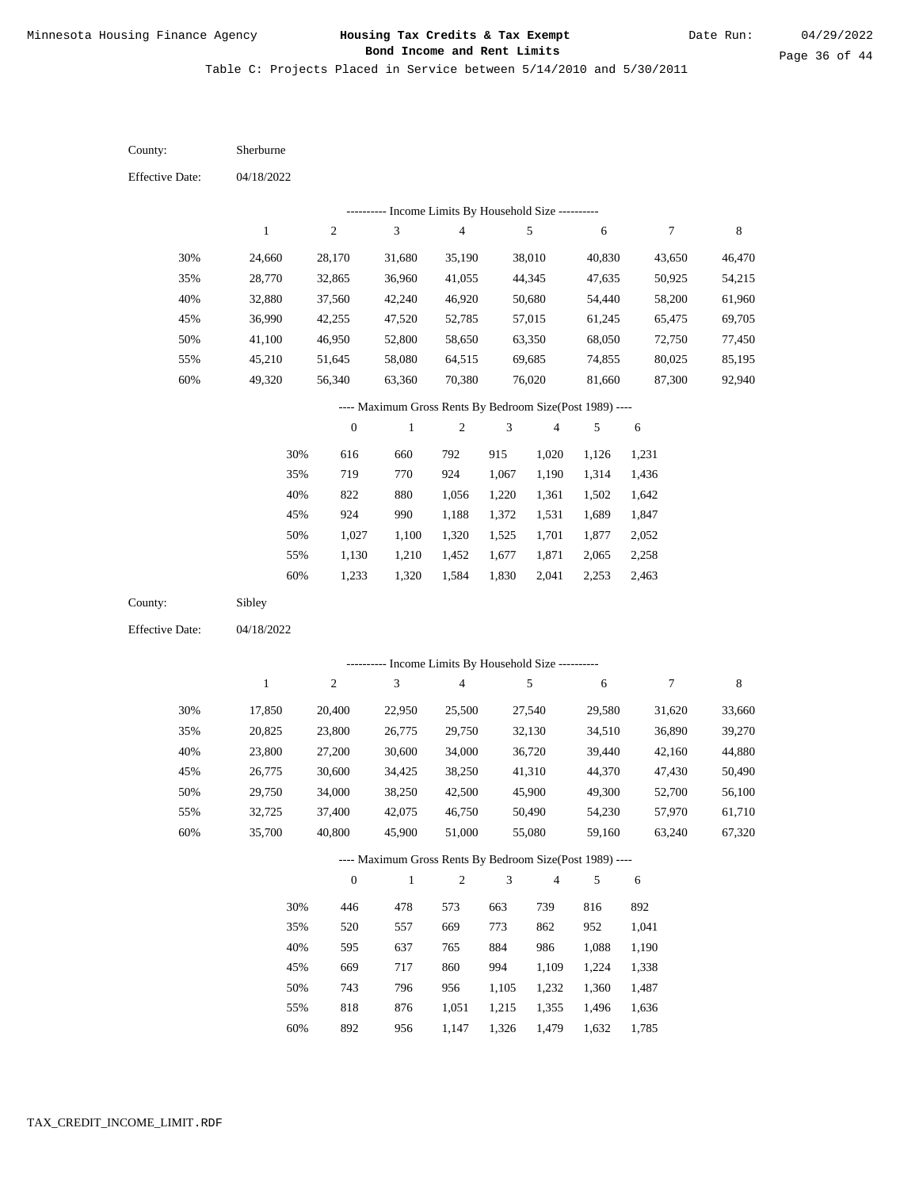Table C: Projects Placed in Service between 5/14/2010 and 5/30/2011

County: Sherburne

Effective Date: 04/18/2022

---------- Income Limits By Household Size ----------

| | 1 | 2 | 3 | 4 | 5 | 6 | 7 | 8 |
|---|---|---|---|---|---|---|---|---|
| 30% | 24,660 | 28,170 | 31,680 | 35,190 | 38,010 | 40,830 | 43,650 | 46,470 |
| 35% | 28,770 | 32,865 | 36,960 | 41,055 | 44,345 | 47,635 | 50,925 | 54,215 |
| 40% | 32,880 | 37,560 | 42,240 | 46,920 | 50,680 | 54,440 | 58,200 | 61,960 |
| 45% | 36,990 | 42,255 | 47,520 | 52,785 | 57,015 | 61,245 | 65,475 | 69,705 |
| 50% | 41,100 | 46,950 | 52,800 | 58,650 | 63,350 | 68,050 | 72,750 | 77,450 |
| 55% | 45,210 | 51,645 | 58,080 | 64,515 | 69,685 | 74,855 | 80,025 | 85,195 |
| 60% | 49,320 | 56,340 | 63,360 | 70,380 | 76,020 | 81,660 | 87,300 | 92,940 |

---- Maximum Gross Rents By Bedroom Size(Post 1989) ----

| | 0 | 1 | 2 | 3 | 4 | 5 | 6 |
|---|---|---|---|---|---|---|---|
| 30% | 616 | 660 | 792 | 915 | 1,020 | 1,126 | 1,231 |
| 35% | 719 | 770 | 924 | 1,067 | 1,190 | 1,314 | 1,436 |
| 40% | 822 | 880 | 1,056 | 1,220 | 1,361 | 1,502 | 1,642 |
| 45% | 924 | 990 | 1,188 | 1,372 | 1,531 | 1,689 | 1,847 |
| 50% | 1,027 | 1,100 | 1,320 | 1,525 | 1,701 | 1,877 | 2,052 |
| 55% | 1,130 | 1,210 | 1,452 | 1,677 | 1,871 | 2,065 | 2,258 |
| 60% | 1,233 | 1,320 | 1,584 | 1,830 | 2,041 | 2,253 | 2,463 |

County: Sibley

Effective Date: 04/18/2022

---------- Income Limits By Household Size ----------

| | 1 | 2 | 3 | 4 | 5 | 6 | 7 | 8 |
|---|---|---|---|---|---|---|---|---|
| 30% | 17,850 | 20,400 | 22,950 | 25,500 | 27,540 | 29,580 | 31,620 | 33,660 |
| 35% | 20,825 | 23,800 | 26,775 | 29,750 | 32,130 | 34,510 | 36,890 | 39,270 |
| 40% | 23,800 | 27,200 | 30,600 | 34,000 | 36,720 | 39,440 | 42,160 | 44,880 |
| 45% | 26,775 | 30,600 | 34,425 | 38,250 | 41,310 | 44,370 | 47,430 | 50,490 |
| 50% | 29,750 | 34,000 | 38,250 | 42,500 | 45,900 | 49,300 | 52,700 | 56,100 |
| 55% | 32,725 | 37,400 | 42,075 | 46,750 | 50,490 | 54,230 | 57,970 | 61,710 |
| 60% | 35,700 | 40,800 | 45,900 | 51,000 | 55,080 | 59,160 | 63,240 | 67,320 |

---- Maximum Gross Rents By Bedroom Size(Post 1989) ----

| | 0 | 1 | 2 | 3 | 4 | 5 | 6 |
|---|---|---|---|---|---|---|---|
| 30% | 446 | 478 | 573 | 663 | 739 | 816 | 892 |
| 35% | 520 | 557 | 669 | 773 | 862 | 952 | 1,041 |
| 40% | 595 | 637 | 765 | 884 | 986 | 1,088 | 1,190 |
| 45% | 669 | 717 | 860 | 994 | 1,109 | 1,224 | 1,338 |
| 50% | 743 | 796 | 956 | 1,105 | 1,232 | 1,360 | 1,487 |
| 55% | 818 | 876 | 1,051 | 1,215 | 1,355 | 1,496 | 1,636 |
| 60% | 892 | 956 | 1,147 | 1,326 | 1,479 | 1,632 | 1,785 |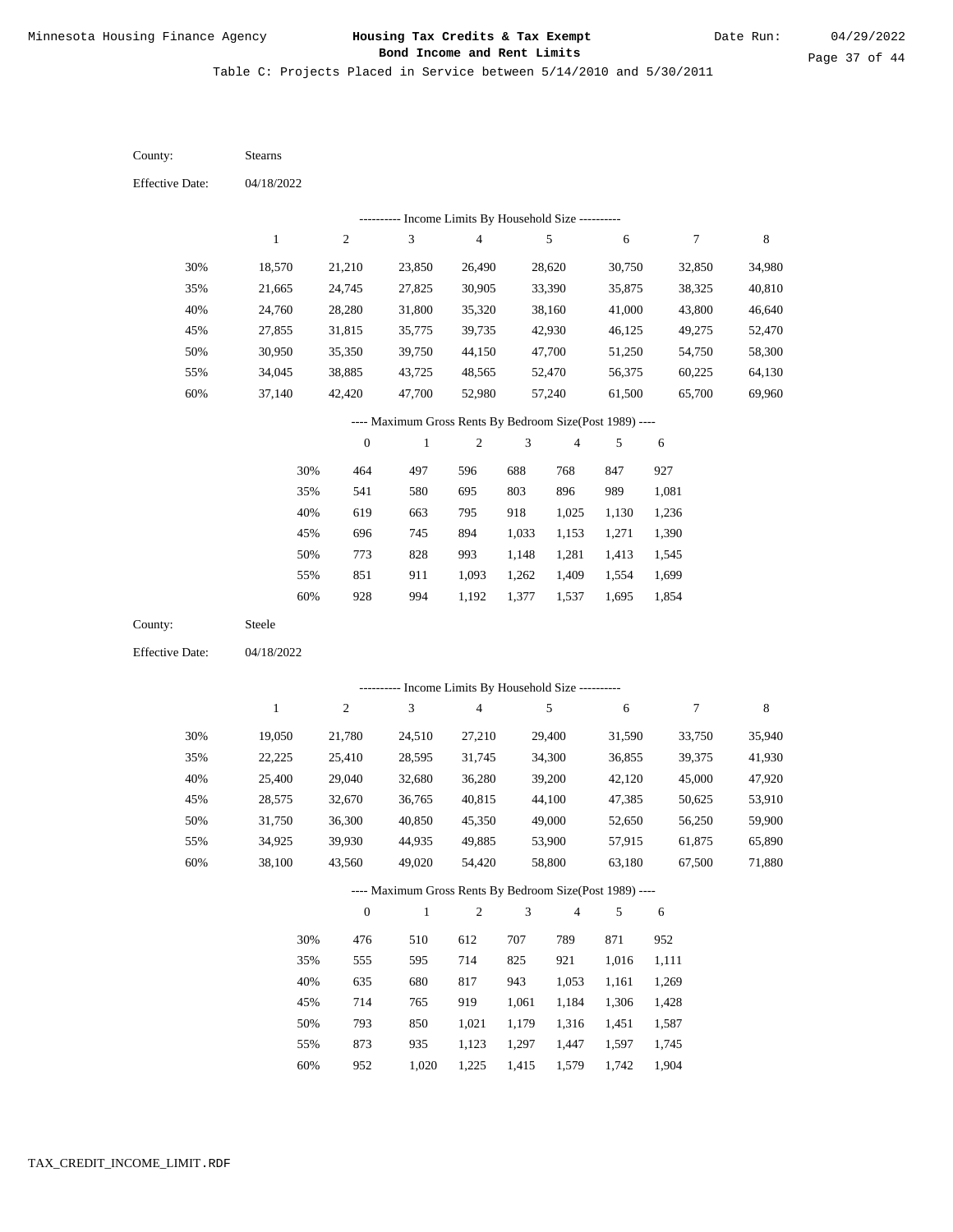Table C: Projects Placed in Service between 5/14/2010 and 5/30/2011

County: Stearns

Effective Date: 04/18/2022

---------- Income Limits By Household Size ----------

| | 1 | 2 | 3 | 4 | 5 | 6 | 7 | 8 |
|---|---|---|---|---|---|---|---|---|
| 30% | 18,570 | 21,210 | 23,850 | 26,490 | 28,620 | 30,750 | 32,850 | 34,980 |
| 35% | 21,665 | 24,745 | 27,825 | 30,905 | 33,390 | 35,875 | 38,325 | 40,810 |
| 40% | 24,760 | 28,280 | 31,800 | 35,320 | 38,160 | 41,000 | 43,800 | 46,640 |
| 45% | 27,855 | 31,815 | 35,775 | 39,735 | 42,930 | 46,125 | 49,275 | 52,470 |
| 50% | 30,950 | 35,350 | 39,750 | 44,150 | 47,700 | 51,250 | 54,750 | 58,300 |
| 55% | 34,045 | 38,885 | 43,725 | 48,565 | 52,470 | 56,375 | 60,225 | 64,130 |
| 60% | 37,140 | 42,420 | 47,700 | 52,980 | 57,240 | 61,500 | 65,700 | 69,960 |

---- Maximum Gross Rents By Bedroom Size(Post 1989) ----

| | 0 | 1 | 2 | 3 | 4 | 5 | 6 |
|---|---|---|---|---|---|---|---|
| 30% | 464 | 497 | 596 | 688 | 768 | 847 | 927 |
| 35% | 541 | 580 | 695 | 803 | 896 | 989 | 1,081 |
| 40% | 619 | 663 | 795 | 918 | 1,025 | 1,130 | 1,236 |
| 45% | 696 | 745 | 894 | 1,033 | 1,153 | 1,271 | 1,390 |
| 50% | 773 | 828 | 993 | 1,148 | 1,281 | 1,413 | 1,545 |
| 55% | 851 | 911 | 1,093 | 1,262 | 1,409 | 1,554 | 1,699 |
| 60% | 928 | 994 | 1,192 | 1,377 | 1,537 | 1,695 | 1,854 |

County: Steele

Effective Date: 04/18/2022

---------- Income Limits By Household Size ----------

| | 1 | 2 | 3 | 4 | 5 | 6 | 7 | 8 |
|---|---|---|---|---|---|---|---|---|
| 30% | 19,050 | 21,780 | 24,510 | 27,210 | 29,400 | 31,590 | 33,750 | 35,940 |
| 35% | 22,225 | 25,410 | 28,595 | 31,745 | 34,300 | 36,855 | 39,375 | 41,930 |
| 40% | 25,400 | 29,040 | 32,680 | 36,280 | 39,200 | 42,120 | 45,000 | 47,920 |
| 45% | 28,575 | 32,670 | 36,765 | 40,815 | 44,100 | 47,385 | 50,625 | 53,910 |
| 50% | 31,750 | 36,300 | 40,850 | 45,350 | 49,000 | 52,650 | 56,250 | 59,900 |
| 55% | 34,925 | 39,930 | 44,935 | 49,885 | 53,900 | 57,915 | 61,875 | 65,890 |
| 60% | 38,100 | 43,560 | 49,020 | 54,420 | 58,800 | 63,180 | 67,500 | 71,880 |

---- Maximum Gross Rents By Bedroom Size(Post 1989) ----

| | 0 | 1 | 2 | 3 | 4 | 5 | 6 |
|---|---|---|---|---|---|---|---|
| 30% | 476 | 510 | 612 | 707 | 789 | 871 | 952 |
| 35% | 555 | 595 | 714 | 825 | 921 | 1,016 | 1,111 |
| 40% | 635 | 680 | 817 | 943 | 1,053 | 1,161 | 1,269 |
| 45% | 714 | 765 | 919 | 1,061 | 1,184 | 1,306 | 1,428 |
| 50% | 793 | 850 | 1,021 | 1,179 | 1,316 | 1,451 | 1,587 |
| 55% | 873 | 935 | 1,123 | 1,297 | 1,447 | 1,597 | 1,745 |
| 60% | 952 | 1,020 | 1,225 | 1,415 | 1,579 | 1,742 | 1,904 |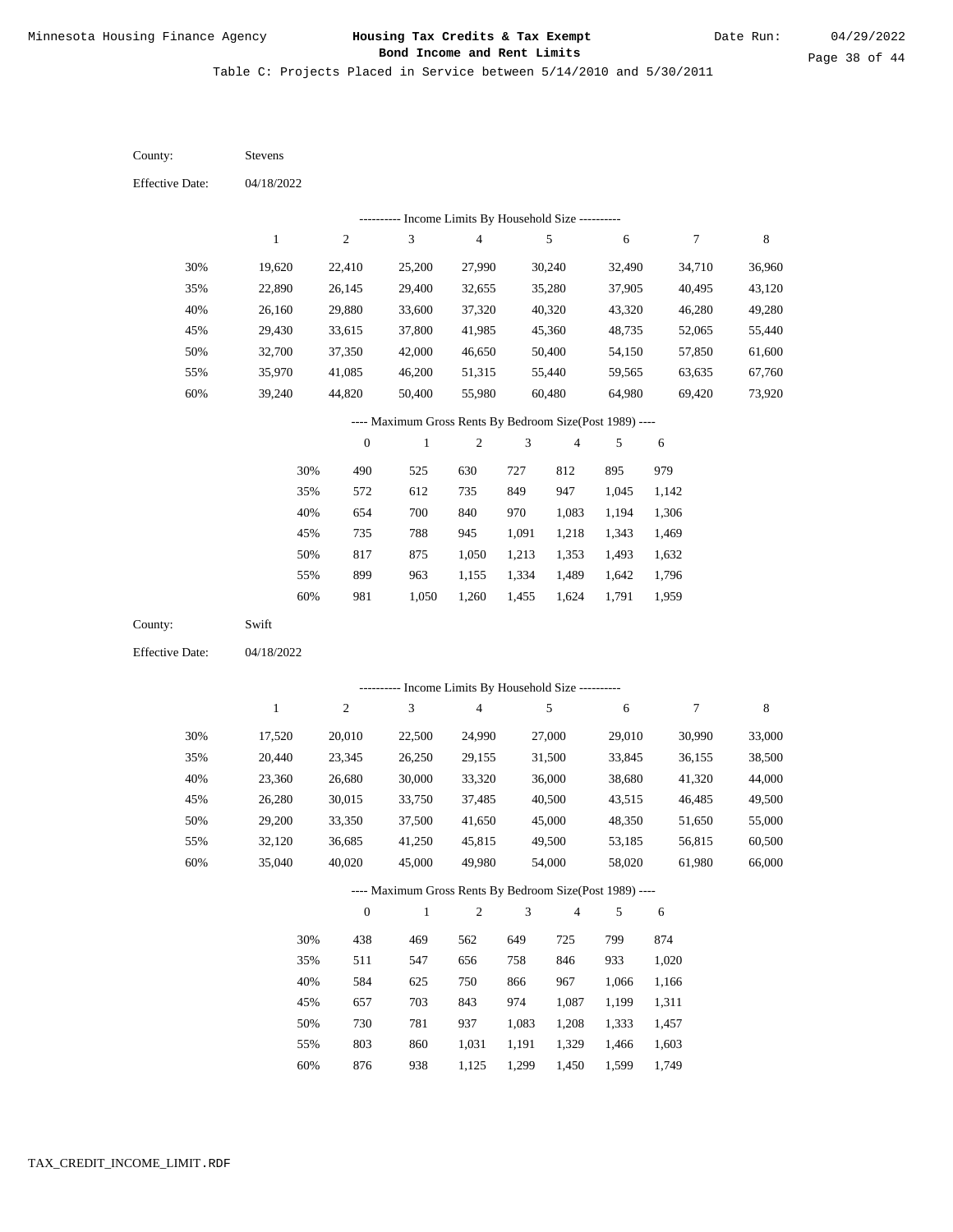Minnesota Housing Finance Agency

**Housing Tax Credits & Tax Exempt Bond Income and Rent Limits**

Date Run: 04/29/2022

Table C: Projects Placed in Service between 5/14/2010 and 5/30/2011

County: Stevens

Effective Date: 04/18/2022

---------- Income Limits By Household Size ----------

| | 1 | 2 | 3 | 4 | 5 | 6 | 7 | 8 |
|---|---|---|---|---|---|---|---|---|
| 30% | 19,620 | 22,410 | 25,200 | 27,990 | 30,240 | 32,490 | 34,710 | 36,960 |
| 35% | 22,890 | 26,145 | 29,400 | 32,655 | 35,280 | 37,905 | 40,495 | 43,120 |
| 40% | 26,160 | 29,880 | 33,600 | 37,320 | 40,320 | 43,320 | 46,280 | 49,280 |
| 45% | 29,430 | 33,615 | 37,800 | 41,985 | 45,360 | 48,735 | 52,065 | 55,440 |
| 50% | 32,700 | 37,350 | 42,000 | 46,650 | 50,400 | 54,150 | 57,850 | 61,600 |
| 55% | 35,970 | 41,085 | 46,200 | 51,315 | 55,440 | 59,565 | 63,635 | 67,760 |
| 60% | 39,240 | 44,820 | 50,400 | 55,980 | 60,480 | 64,980 | 69,420 | 73,920 |

---- Maximum Gross Rents By Bedroom Size(Post 1989) ----

| | 0 | 1 | 2 | 3 | 4 | 5 | 6 |
|---|---|---|---|---|---|---|---|
| 30% | 490 | 525 | 630 | 727 | 812 | 895 | 979 |
| 35% | 572 | 612 | 735 | 849 | 947 | 1,045 | 1,142 |
| 40% | 654 | 700 | 840 | 970 | 1,083 | 1,194 | 1,306 |
| 45% | 735 | 788 | 945 | 1,091 | 1,218 | 1,343 | 1,469 |
| 50% | 817 | 875 | 1,050 | 1,213 | 1,353 | 1,493 | 1,632 |
| 55% | 899 | 963 | 1,155 | 1,334 | 1,489 | 1,642 | 1,796 |
| 60% | 981 | 1,050 | 1,260 | 1,455 | 1,624 | 1,791 | 1,959 |

County: Swift

Effective Date: 04/18/2022

---------- Income Limits By Household Size ----------

| | 1 | 2 | 3 | 4 | 5 | 6 | 7 | 8 |
|---|---|---|---|---|---|---|---|---|
| 30% | 17,520 | 20,010 | 22,500 | 24,990 | 27,000 | 29,010 | 30,990 | 33,000 |
| 35% | 20,440 | 23,345 | 26,250 | 29,155 | 31,500 | 33,845 | 36,155 | 38,500 |
| 40% | 23,360 | 26,680 | 30,000 | 33,320 | 36,000 | 38,680 | 41,320 | 44,000 |
| 45% | 26,280 | 30,015 | 33,750 | 37,485 | 40,500 | 43,515 | 46,485 | 49,500 |
| 50% | 29,200 | 33,350 | 37,500 | 41,650 | 45,000 | 48,350 | 51,650 | 55,000 |
| 55% | 32,120 | 36,685 | 41,250 | 45,815 | 49,500 | 53,185 | 56,815 | 60,500 |
| 60% | 35,040 | 40,020 | 45,000 | 49,980 | 54,000 | 58,020 | 61,980 | 66,000 |

---- Maximum Gross Rents By Bedroom Size(Post 1989) ----

| | 0 | 1 | 2 | 3 | 4 | 5 | 6 |
|---|---|---|---|---|---|---|---|
| 30% | 438 | 469 | 562 | 649 | 725 | 799 | 874 |
| 35% | 511 | 547 | 656 | 758 | 846 | 933 | 1,020 |
| 40% | 584 | 625 | 750 | 866 | 967 | 1,066 | 1,166 |
| 45% | 657 | 703 | 843 | 974 | 1,087 | 1,199 | 1,311 |
| 50% | 730 | 781 | 937 | 1,083 | 1,208 | 1,333 | 1,457 |
| 55% | 803 | 860 | 1,031 | 1,191 | 1,329 | 1,466 | 1,603 |
| 60% | 876 | 938 | 1,125 | 1,299 | 1,450 | 1,599 | 1,749 |

TAX_CREDIT_INCOME_LIMIT.RDF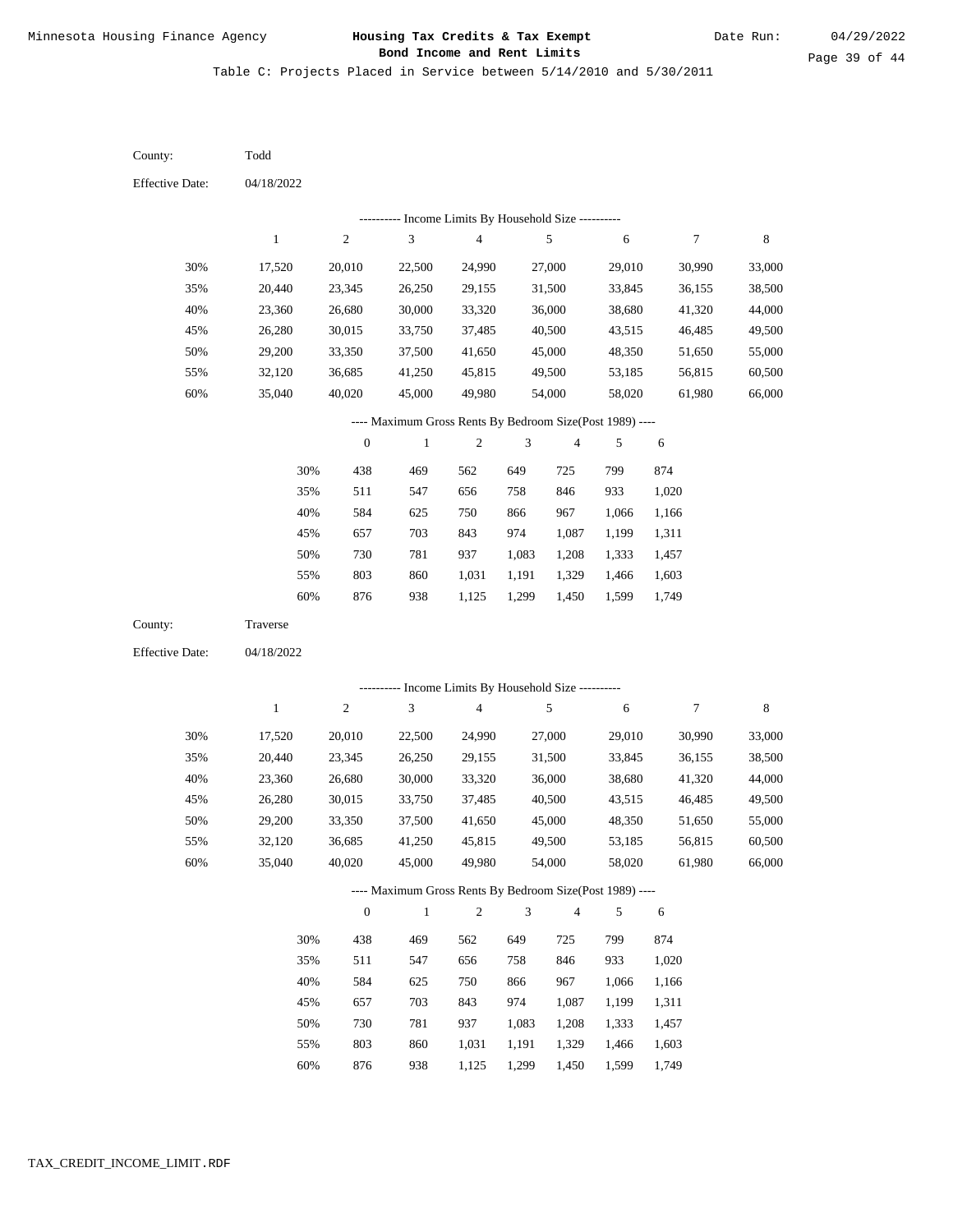Table C: Projects Placed in Service between 5/14/2010 and 5/30/2011

County: Todd

Effective Date: 04/18/2022

---------- Income Limits By Household Size ----------

| | 1 | 2 | 3 | 4 | 5 | 6 | 7 | 8 |
|---|---|---|---|---|---|---|---|---|
| 30% | 17,520 | 20,010 | 22,500 | 24,990 | 27,000 | 29,010 | 30,990 | 33,000 |
| 35% | 20,440 | 23,345 | 26,250 | 29,155 | 31,500 | 33,845 | 36,155 | 38,500 |
| 40% | 23,360 | 26,680 | 30,000 | 33,320 | 36,000 | 38,680 | 41,320 | 44,000 |
| 45% | 26,280 | 30,015 | 33,750 | 37,485 | 40,500 | 43,515 | 46,485 | 49,500 |
| 50% | 29,200 | 33,350 | 37,500 | 41,650 | 45,000 | 48,350 | 51,650 | 55,000 |
| 55% | 32,120 | 36,685 | 41,250 | 45,815 | 49,500 | 53,185 | 56,815 | 60,500 |
| 60% | 35,040 | 40,020 | 45,000 | 49,980 | 54,000 | 58,020 | 61,980 | 66,000 |

---- Maximum Gross Rents By Bedroom Size(Post 1989) ----

| | 0 | 1 | 2 | 3 | 4 | 5 | 6 |
|---|---|---|---|---|---|---|---|
| 30% | 438 | 469 | 562 | 649 | 725 | 799 | 874 |
| 35% | 511 | 547 | 656 | 758 | 846 | 933 | 1,020 |
| 40% | 584 | 625 | 750 | 866 | 967 | 1,066 | 1,166 |
| 45% | 657 | 703 | 843 | 974 | 1,087 | 1,199 | 1,311 |
| 50% | 730 | 781 | 937 | 1,083 | 1,208 | 1,333 | 1,457 |
| 55% | 803 | 860 | 1,031 | 1,191 | 1,329 | 1,466 | 1,603 |
| 60% | 876 | 938 | 1,125 | 1,299 | 1,450 | 1,599 | 1,749 |

County: Traverse

Effective Date: 04/18/2022

---------- Income Limits By Household Size ----------

| | 1 | 2 | 3 | 4 | 5 | 6 | 7 | 8 |
|---|---|---|---|---|---|---|---|---|
| 30% | 17,520 | 20,010 | 22,500 | 24,990 | 27,000 | 29,010 | 30,990 | 33,000 |
| 35% | 20,440 | 23,345 | 26,250 | 29,155 | 31,500 | 33,845 | 36,155 | 38,500 |
| 40% | 23,360 | 26,680 | 30,000 | 33,320 | 36,000 | 38,680 | 41,320 | 44,000 |
| 45% | 26,280 | 30,015 | 33,750 | 37,485 | 40,500 | 43,515 | 46,485 | 49,500 |
| 50% | 29,200 | 33,350 | 37,500 | 41,650 | 45,000 | 48,350 | 51,650 | 55,000 |
| 55% | 32,120 | 36,685 | 41,250 | 45,815 | 49,500 | 53,185 | 56,815 | 60,500 |
| 60% | 35,040 | 40,020 | 45,000 | 49,980 | 54,000 | 58,020 | 61,980 | 66,000 |

---- Maximum Gross Rents By Bedroom Size(Post 1989) ----

| | 0 | 1 | 2 | 3 | 4 | 5 | 6 |
|---|---|---|---|---|---|---|---|
| 30% | 438 | 469 | 562 | 649 | 725 | 799 | 874 |
| 35% | 511 | 547 | 656 | 758 | 846 | 933 | 1,020 |
| 40% | 584 | 625 | 750 | 866 | 967 | 1,066 | 1,166 |
| 45% | 657 | 703 | 843 | 974 | 1,087 | 1,199 | 1,311 |
| 50% | 730 | 781 | 937 | 1,083 | 1,208 | 1,333 | 1,457 |
| 55% | 803 | 860 | 1,031 | 1,191 | 1,329 | 1,466 | 1,603 |
| 60% | 876 | 938 | 1,125 | 1,299 | 1,450 | 1,599 | 1,749 |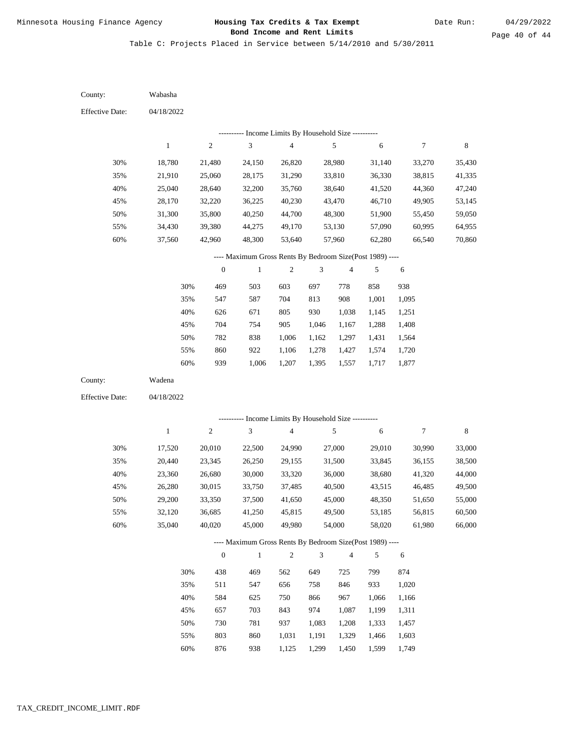Table C: Projects Placed in Service between 5/14/2010 and 5/30/2011

County: Wabasha

Effective Date: 04/18/2022

---------- Income Limits By Household Size ----------

| | 1 | 2 | 3 | 4 | 5 | 6 | 7 | 8 |
|---|---|---|---|---|---|---|---|---|
| 30% | 18,780 | 21,480 | 24,150 | 26,820 | 28,980 | 31,140 | 33,270 | 35,430 |
| 35% | 21,910 | 25,060 | 28,175 | 31,290 | 33,810 | 36,330 | 38,815 | 41,335 |
| 40% | 25,040 | 28,640 | 32,200 | 35,760 | 38,640 | 41,520 | 44,360 | 47,240 |
| 45% | 28,170 | 32,220 | 36,225 | 40,230 | 43,470 | 46,710 | 49,905 | 53,145 |
| 50% | 31,300 | 35,800 | 40,250 | 44,700 | 48,300 | 51,900 | 55,450 | 59,050 |
| 55% | 34,430 | 39,380 | 44,275 | 49,170 | 53,130 | 57,090 | 60,995 | 64,955 |
| 60% | 37,560 | 42,960 | 48,300 | 53,640 | 57,960 | 62,280 | 66,540 | 70,860 |

---- Maximum Gross Rents By Bedroom Size(Post 1989) ----

| | 0 | 1 | 2 | 3 | 4 | 5 | 6 |
|---|---|---|---|---|---|---|---|
| 30% | 469 | 503 | 603 | 697 | 778 | 858 | 938 |
| 35% | 547 | 587 | 704 | 813 | 908 | 1,001 | 1,095 |
| 40% | 626 | 671 | 805 | 930 | 1,038 | 1,145 | 1,251 |
| 45% | 704 | 754 | 905 | 1,046 | 1,167 | 1,288 | 1,408 |
| 50% | 782 | 838 | 1,006 | 1,162 | 1,297 | 1,431 | 1,564 |
| 55% | 860 | 922 | 1,106 | 1,278 | 1,427 | 1,574 | 1,720 |
| 60% | 939 | 1,006 | 1,207 | 1,395 | 1,557 | 1,717 | 1,877 |

County: Wadena

Effective Date: 04/18/2022

---------- Income Limits By Household Size ----------

| | 1 | 2 | 3 | 4 | 5 | 6 | 7 | 8 |
|---|---|---|---|---|---|---|---|---|
| 30% | 17,520 | 20,010 | 22,500 | 24,990 | 27,000 | 29,010 | 30,990 | 33,000 |
| 35% | 20,440 | 23,345 | 26,250 | 29,155 | 31,500 | 33,845 | 36,155 | 38,500 |
| 40% | 23,360 | 26,680 | 30,000 | 33,320 | 36,000 | 38,680 | 41,320 | 44,000 |
| 45% | 26,280 | 30,015 | 33,750 | 37,485 | 40,500 | 43,515 | 46,485 | 49,500 |
| 50% | 29,200 | 33,350 | 37,500 | 41,650 | 45,000 | 48,350 | 51,650 | 55,000 |
| 55% | 32,120 | 36,685 | 41,250 | 45,815 | 49,500 | 53,185 | 56,815 | 60,500 |
| 60% | 35,040 | 40,020 | 45,000 | 49,980 | 54,000 | 58,020 | 61,980 | 66,000 |

---- Maximum Gross Rents By Bedroom Size(Post 1989) ----

| | 0 | 1 | 2 | 3 | 4 | 5 | 6 |
|---|---|---|---|---|---|---|---|
| 30% | 438 | 469 | 562 | 649 | 725 | 799 | 874 |
| 35% | 511 | 547 | 656 | 758 | 846 | 933 | 1,020 |
| 40% | 584 | 625 | 750 | 866 | 967 | 1,066 | 1,166 |
| 45% | 657 | 703 | 843 | 974 | 1,087 | 1,199 | 1,311 |
| 50% | 730 | 781 | 937 | 1,083 | 1,208 | 1,333 | 1,457 |
| 55% | 803 | 860 | 1,031 | 1,191 | 1,329 | 1,466 | 1,603 |
| 60% | 876 | 938 | 1,125 | 1,299 | 1,450 | 1,599 | 1,749 |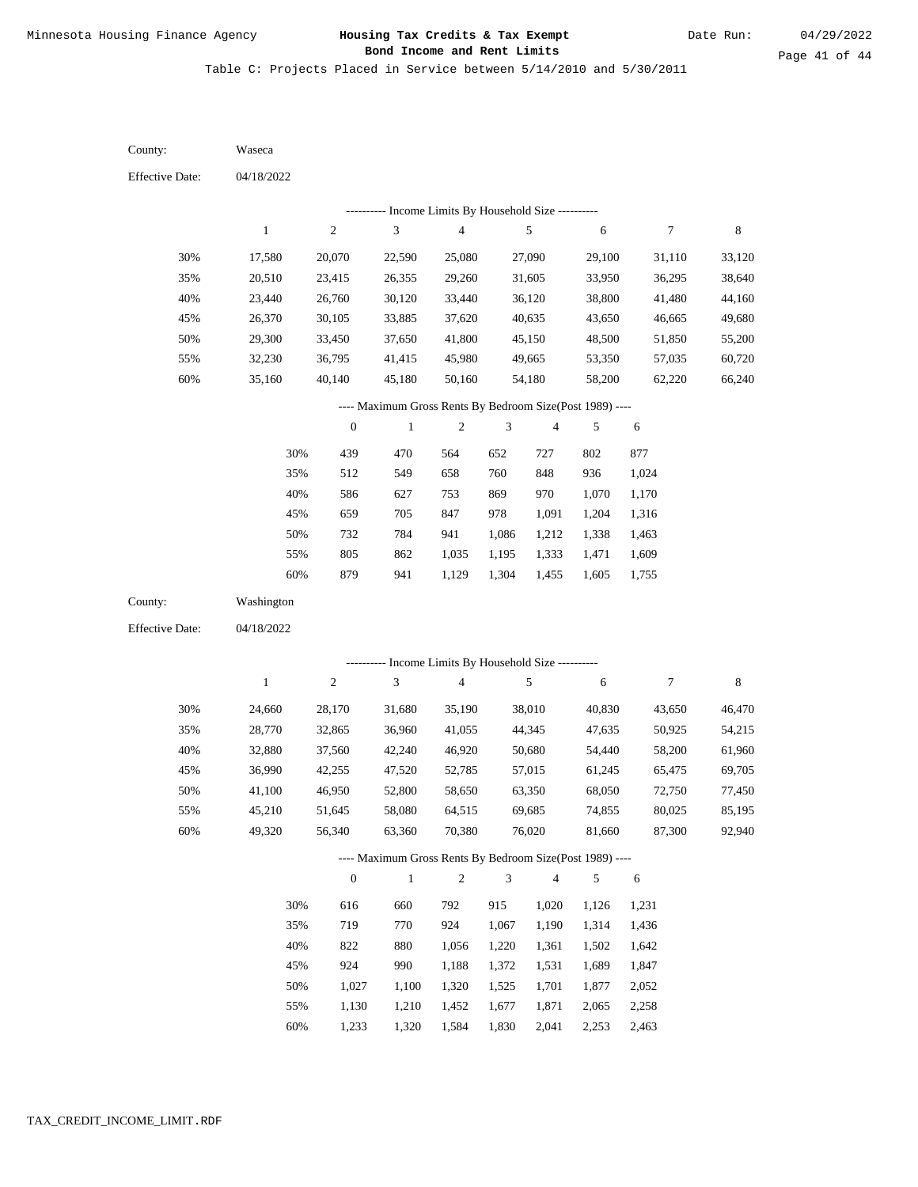Minnesota Housing Finance Agency

**Housing Tax Credits & Tax Exempt Bond Income and Rent Limits**

Date Run: 04/29/2022

Table C: Projects Placed in Service between 5/14/2010 and 5/30/2011

County: Waseca

Effective Date: 04/18/2022

---------- Income Limits By Household Size ----------

| | 1 | 2 | 3 | 4 | 5 | 6 | 7 | 8 |
|---|---|---|---|---|---|---|---|---|
| 30% | 17,580 | 20,070 | 22,590 | 25,080 | 27,090 | 29,100 | 31,110 | 33,120 |
| 35% | 20,510 | 23,415 | 26,355 | 29,260 | 31,605 | 33,950 | 36,295 | 38,640 |
| 40% | 23,440 | 26,760 | 30,120 | 33,440 | 36,120 | 38,800 | 41,480 | 44,160 |
| 45% | 26,370 | 30,105 | 33,885 | 37,620 | 40,635 | 43,650 | 46,665 | 49,680 |
| 50% | 29,300 | 33,450 | 37,650 | 41,800 | 45,150 | 48,500 | 51,850 | 55,200 |
| 55% | 32,230 | 36,795 | 41,415 | 45,980 | 49,665 | 53,350 | 57,035 | 60,720 |
| 60% | 35,160 | 40,140 | 45,180 | 50,160 | 54,180 | 58,200 | 62,220 | 66,240 |

---- Maximum Gross Rents By Bedroom Size(Post 1989) ----

| | 0 | 1 | 2 | 3 | 4 | 5 | 6 |
|---|---|---|---|---|---|---|---|
| 30% | 439 | 470 | 564 | 652 | 727 | 802 | 877 |
| 35% | 512 | 549 | 658 | 760 | 848 | 936 | 1,024 |
| 40% | 586 | 627 | 753 | 869 | 970 | 1,070 | 1,170 |
| 45% | 659 | 705 | 847 | 978 | 1,091 | 1,204 | 1,316 |
| 50% | 732 | 784 | 941 | 1,086 | 1,212 | 1,338 | 1,463 |
| 55% | 805 | 862 | 1,035 | 1,195 | 1,333 | 1,471 | 1,609 |
| 60% | 879 | 941 | 1,129 | 1,304 | 1,455 | 1,605 | 1,755 |

County: Washington

Effective Date: 04/18/2022

---------- Income Limits By Household Size ----------

| | 1 | 2 | 3 | 4 | 5 | 6 | 7 | 8 |
|---|---|---|---|---|---|---|---|---|
| 30% | 24,660 | 28,170 | 31,680 | 35,190 | 38,010 | 40,830 | 43,650 | 46,470 |
| 35% | 28,770 | 32,865 | 36,960 | 41,055 | 44,345 | 47,635 | 50,925 | 54,215 |
| 40% | 32,880 | 37,560 | 42,240 | 46,920 | 50,680 | 54,440 | 58,200 | 61,960 |
| 45% | 36,990 | 42,255 | 47,520 | 52,785 | 57,015 | 61,245 | 65,475 | 69,705 |
| 50% | 41,100 | 46,950 | 52,800 | 58,650 | 63,350 | 68,050 | 72,750 | 77,450 |
| 55% | 45,210 | 51,645 | 58,080 | 64,515 | 69,685 | 74,855 | 80,025 | 85,195 |
| 60% | 49,320 | 56,340 | 63,360 | 70,380 | 76,020 | 81,660 | 87,300 | 92,940 |

---- Maximum Gross Rents By Bedroom Size(Post 1989) ----

| | 0 | 1 | 2 | 3 | 4 | 5 | 6 |
|---|---|---|---|---|---|---|---|
| 30% | 616 | 660 | 792 | 915 | 1,020 | 1,126 | 1,231 |
| 35% | 719 | 770 | 924 | 1,067 | 1,190 | 1,314 | 1,436 |
| 40% | 822 | 880 | 1,056 | 1,220 | 1,361 | 1,502 | 1,642 |
| 45% | 924 | 990 | 1,188 | 1,372 | 1,531 | 1,689 | 1,847 |
| 50% | 1,027 | 1,100 | 1,320 | 1,525 | 1,701 | 1,877 | 2,052 |
| 55% | 1,130 | 1,210 | 1,452 | 1,677 | 1,871 | 2,065 | 2,258 |
| 60% | 1,233 | 1,320 | 1,584 | 1,830 | 2,041 | 2,253 | 2,463 |

TAX_CREDIT_INCOME_LIMIT.RDF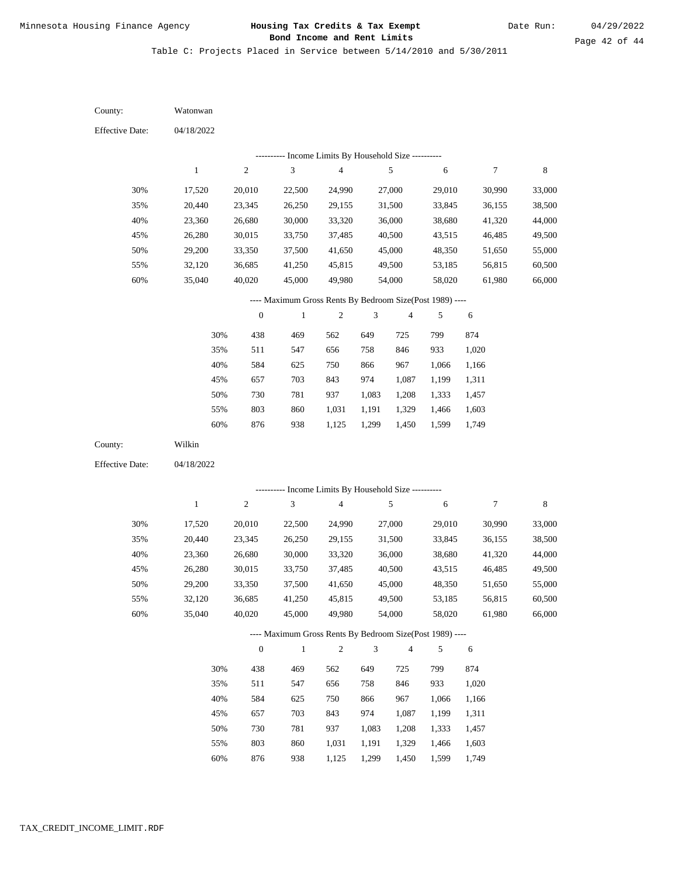Table C: Projects Placed in Service between 5/14/2010 and 5/30/2011

County: Watonwan

Effective Date: 04/18/2022

---------- Income Limits By Household Size ----------

| | 1 | 2 | 3 | 4 | 5 | 6 | 7 | 8 |
|---|---|---|---|---|---|---|---|---|
| 30% | 17,520 | 20,010 | 22,500 | 24,990 | 27,000 | 29,010 | 30,990 | 33,000 |
| 35% | 20,440 | 23,345 | 26,250 | 29,155 | 31,500 | 33,845 | 36,155 | 38,500 |
| 40% | 23,360 | 26,680 | 30,000 | 33,320 | 36,000 | 38,680 | 41,320 | 44,000 |
| 45% | 26,280 | 30,015 | 33,750 | 37,485 | 40,500 | 43,515 | 46,485 | 49,500 |
| 50% | 29,200 | 33,350 | 37,500 | 41,650 | 45,000 | 48,350 | 51,650 | 55,000 |
| 55% | 32,120 | 36,685 | 41,250 | 45,815 | 49,500 | 53,185 | 56,815 | 60,500 |
| 60% | 35,040 | 40,020 | 45,000 | 49,980 | 54,000 | 58,020 | 61,980 | 66,000 |

---- Maximum Gross Rents By Bedroom Size(Post 1989) ----

| | 0 | 1 | 2 | 3 | 4 | 5 | 6 |
|---|---|---|---|---|---|---|---|
| 30% | 438 | 469 | 562 | 649 | 725 | 799 | 874 |
| 35% | 511 | 547 | 656 | 758 | 846 | 933 | 1,020 |
| 40% | 584 | 625 | 750 | 866 | 967 | 1,066 | 1,166 |
| 45% | 657 | 703 | 843 | 974 | 1,087 | 1,199 | 1,311 |
| 50% | 730 | 781 | 937 | 1,083 | 1,208 | 1,333 | 1,457 |
| 55% | 803 | 860 | 1,031 | 1,191 | 1,329 | 1,466 | 1,603 |
| 60% | 876 | 938 | 1,125 | 1,299 | 1,450 | 1,599 | 1,749 |

County: Wilkin

Effective Date: 04/18/2022

---------- Income Limits By Household Size ----------

| | 1 | 2 | 3 | 4 | 5 | 6 | 7 | 8 |
|---|---|---|---|---|---|---|---|---|
| 30% | 17,520 | 20,010 | 22,500 | 24,990 | 27,000 | 29,010 | 30,990 | 33,000 |
| 35% | 20,440 | 23,345 | 26,250 | 29,155 | 31,500 | 33,845 | 36,155 | 38,500 |
| 40% | 23,360 | 26,680 | 30,000 | 33,320 | 36,000 | 38,680 | 41,320 | 44,000 |
| 45% | 26,280 | 30,015 | 33,750 | 37,485 | 40,500 | 43,515 | 46,485 | 49,500 |
| 50% | 29,200 | 33,350 | 37,500 | 41,650 | 45,000 | 48,350 | 51,650 | 55,000 |
| 55% | 32,120 | 36,685 | 41,250 | 45,815 | 49,500 | 53,185 | 56,815 | 60,500 |
| 60% | 35,040 | 40,020 | 45,000 | 49,980 | 54,000 | 58,020 | 61,980 | 66,000 |

---- Maximum Gross Rents By Bedroom Size(Post 1989) ----

| | 0 | 1 | 2 | 3 | 4 | 5 | 6 |
|---|---|---|---|---|---|---|---|
| 30% | 438 | 469 | 562 | 649 | 725 | 799 | 874 |
| 35% | 511 | 547 | 656 | 758 | 846 | 933 | 1,020 |
| 40% | 584 | 625 | 750 | 866 | 967 | 1,066 | 1,166 |
| 45% | 657 | 703 | 843 | 974 | 1,087 | 1,199 | 1,311 |
| 50% | 730 | 781 | 937 | 1,083 | 1,208 | 1,333 | 1,457 |
| 55% | 803 | 860 | 1,031 | 1,191 | 1,329 | 1,466 | 1,603 |
| 60% | 876 | 938 | 1,125 | 1,299 | 1,450 | 1,599 | 1,749 |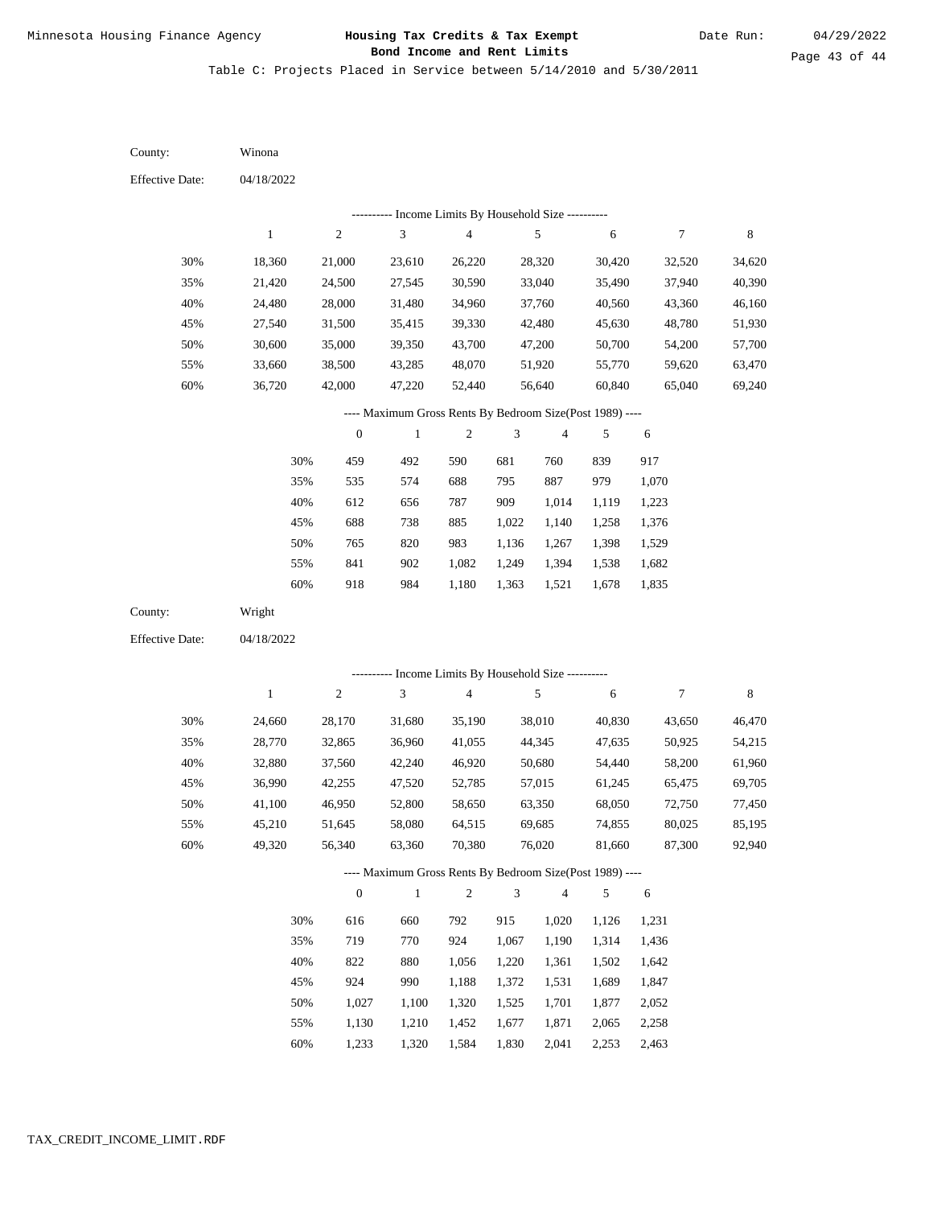Table C: Projects Placed in Service between 5/14/2010 and 5/30/2011

County: Winona

Effective Date: 04/18/2022

---------- Income Limits By Household Size ----------

| | 1 | 2 | 3 | 4 | 5 | 6 | 7 | 8 |
|---|---|---|---|---|---|---|---|---|
| 30% | 18,360 | 21,000 | 23,610 | 26,220 | 28,320 | 30,420 | 32,520 | 34,620 |
| 35% | 21,420 | 24,500 | 27,545 | 30,590 | 33,040 | 35,490 | 37,940 | 40,390 |
| 40% | 24,480 | 28,000 | 31,480 | 34,960 | 37,760 | 40,560 | 43,360 | 46,160 |
| 45% | 27,540 | 31,500 | 35,415 | 39,330 | 42,480 | 45,630 | 48,780 | 51,930 |
| 50% | 30,600 | 35,000 | 39,350 | 43,700 | 47,200 | 50,700 | 54,200 | 57,700 |
| 55% | 33,660 | 38,500 | 43,285 | 48,070 | 51,920 | 55,770 | 59,620 | 63,470 |
| 60% | 36,720 | 42,000 | 47,220 | 52,440 | 56,640 | 60,840 | 65,040 | 69,240 |

---- Maximum Gross Rents By Bedroom Size(Post 1989) ----

| | 0 | 1 | 2 | 3 | 4 | 5 | 6 |
|---|---|---|---|---|---|---|---|
| 30% | 459 | 492 | 590 | 681 | 760 | 839 | 917 |
| 35% | 535 | 574 | 688 | 795 | 887 | 979 | 1,070 |
| 40% | 612 | 656 | 787 | 909 | 1,014 | 1,119 | 1,223 |
| 45% | 688 | 738 | 885 | 1,022 | 1,140 | 1,258 | 1,376 |
| 50% | 765 | 820 | 983 | 1,136 | 1,267 | 1,398 | 1,529 |
| 55% | 841 | 902 | 1,082 | 1,249 | 1,394 | 1,538 | 1,682 |
| 60% | 918 | 984 | 1,180 | 1,363 | 1,521 | 1,678 | 1,835 |

County: Wright

Effective Date: 04/18/2022

---------- Income Limits By Household Size ----------

| | 1 | 2 | 3 | 4 | 5 | 6 | 7 | 8 |
|---|---|---|---|---|---|---|---|---|
| 30% | 24,660 | 28,170 | 31,680 | 35,190 | 38,010 | 40,830 | 43,650 | 46,470 |
| 35% | 28,770 | 32,865 | 36,960 | 41,055 | 44,345 | 47,635 | 50,925 | 54,215 |
| 40% | 32,880 | 37,560 | 42,240 | 46,920 | 50,680 | 54,440 | 58,200 | 61,960 |
| 45% | 36,990 | 42,255 | 47,520 | 52,785 | 57,015 | 61,245 | 65,475 | 69,705 |
| 50% | 41,100 | 46,950 | 52,800 | 58,650 | 63,350 | 68,050 | 72,750 | 77,450 |
| 55% | 45,210 | 51,645 | 58,080 | 64,515 | 69,685 | 74,855 | 80,025 | 85,195 |
| 60% | 49,320 | 56,340 | 63,360 | 70,380 | 76,020 | 81,660 | 87,300 | 92,940 |

---- Maximum Gross Rents By Bedroom Size(Post 1989) ----

| | 0 | 1 | 2 | 3 | 4 | 5 | 6 |
|---|---|---|---|---|---|---|---|
| 30% | 616 | 660 | 792 | 915 | 1,020 | 1,126 | 1,231 |
| 35% | 719 | 770 | 924 | 1,067 | 1,190 | 1,314 | 1,436 |
| 40% | 822 | 880 | 1,056 | 1,220 | 1,361 | 1,502 | 1,642 |
| 45% | 924 | 990 | 1,188 | 1,372 | 1,531 | 1,689 | 1,847 |
| 50% | 1,027 | 1,100 | 1,320 | 1,525 | 1,701 | 1,877 | 2,052 |
| 55% | 1,130 | 1,210 | 1,452 | 1,677 | 1,871 | 2,065 | 2,258 |
| 60% | 1,233 | 1,320 | 1,584 | 1,830 | 2,041 | 2,253 | 2,463 |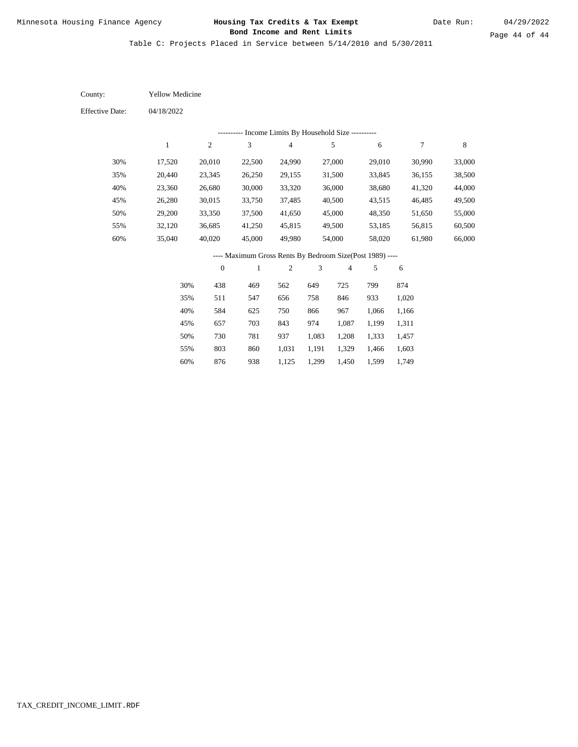Minnesota Housing Finance Agency

**Housing Tax Credits & Tax Exempt Bond Income and Rent Limits**

Date Run: 04/29/2022

Table C: Projects Placed in Service between 5/14/2010 and 5/30/2011

County: Yellow Medicine

Effective Date: 04/18/2022

---------- Income Limits By Household Size ----------

| | 1 | 2 | 3 | 4 | 5 | 6 | 7 | 8 |
|---|---|---|---|---|---|---|---|---|
| 30% | 17,520 | 20,010 | 22,500 | 24,990 | 27,000 | 29,010 | 30,990 | 33,000 |
| 35% | 20,440 | 23,345 | 26,250 | 29,155 | 31,500 | 33,845 | 36,155 | 38,500 |
| 40% | 23,360 | 26,680 | 30,000 | 33,320 | 36,000 | 38,680 | 41,320 | 44,000 |
| 45% | 26,280 | 30,015 | 33,750 | 37,485 | 40,500 | 43,515 | 46,485 | 49,500 |
| 50% | 29,200 | 33,350 | 37,500 | 41,650 | 45,000 | 48,350 | 51,650 | 55,000 |
| 55% | 32,120 | 36,685 | 41,250 | 45,815 | 49,500 | 53,185 | 56,815 | 60,500 |
| 60% | 35,040 | 40,020 | 45,000 | 49,980 | 54,000 | 58,020 | 61,980 | 66,000 |

---- Maximum Gross Rents By Bedroom Size(Post 1989) ----

| | 0 | 1 | 2 | 3 | 4 | 5 | 6 |
|---|---|---|---|---|---|---|---|
| 30% | 438 | 469 | 562 | 649 | 725 | 799 | 874 |
| 35% | 511 | 547 | 656 | 758 | 846 | 933 | 1,020 |
| 40% | 584 | 625 | 750 | 866 | 967 | 1,066 | 1,166 |
| 45% | 657 | 703 | 843 | 974 | 1,087 | 1,199 | 1,311 |
| 50% | 730 | 781 | 937 | 1,083 | 1,208 | 1,333 | 1,457 |
| 55% | 803 | 860 | 1,031 | 1,191 | 1,329 | 1,466 | 1,603 |
| 60% | 876 | 938 | 1,125 | 1,299 | 1,450 | 1,599 | 1,749 |

TAX_CREDIT_INCOME_LIMIT.RDF